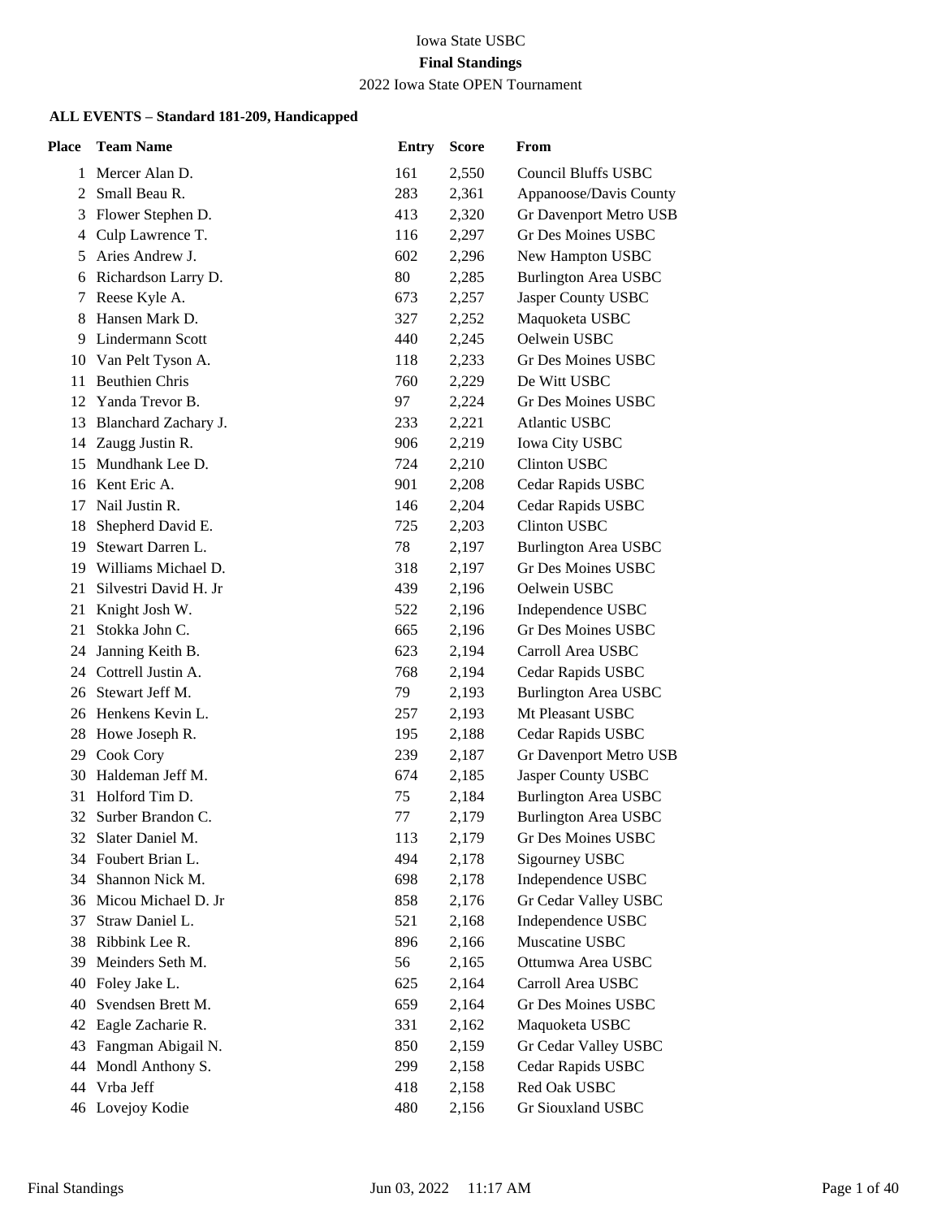Iowa State USBC

**Final Standings**

2022 Iowa State OPEN Tournament

**ALL EVENTS – Standard 181-209, Handicapped**

| Place | Team Name | Entry | Score | From |
|---|---|---|---|---|
| 1 | Mercer Alan D. | 161 | 2,550 | Council Bluffs USBC |
| 2 | Small Beau R. | 283 | 2,361 | Appanoose/Davis County |
| 3 | Flower Stephen D. | 413 | 2,320 | Gr Davenport Metro USB |
| 4 | Culp Lawrence T. | 116 | 2,297 | Gr Des Moines USBC |
| 5 | Aries Andrew J. | 602 | 2,296 | New Hampton USBC |
| 6 | Richardson Larry D. | 80 | 2,285 | Burlington Area USBC |
| 7 | Reese Kyle A. | 673 | 2,257 | Jasper County USBC |
| 8 | Hansen Mark D. | 327 | 2,252 | Maquoketa USBC |
| 9 | Lindermann Scott | 440 | 2,245 | Oelwein USBC |
| 10 | Van Pelt Tyson A. | 118 | 2,233 | Gr Des Moines USBC |
| 11 | Beuthien Chris | 760 | 2,229 | De Witt USBC |
| 12 | Yanda Trevor B. | 97 | 2,224 | Gr Des Moines USBC |
| 13 | Blanchard Zachary J. | 233 | 2,221 | Atlantic USBC |
| 14 | Zaugg Justin R. | 906 | 2,219 | Iowa City USBC |
| 15 | Mundhank Lee D. | 724 | 2,210 | Clinton USBC |
| 16 | Kent Eric A. | 901 | 2,208 | Cedar Rapids USBC |
| 17 | Nail Justin R. | 146 | 2,204 | Cedar Rapids USBC |
| 18 | Shepherd David E. | 725 | 2,203 | Clinton USBC |
| 19 | Stewart Darren L. | 78 | 2,197 | Burlington Area USBC |
| 19 | Williams Michael D. | 318 | 2,197 | Gr Des Moines USBC |
| 21 | Silvestri David H. Jr | 439 | 2,196 | Oelwein USBC |
| 21 | Knight Josh W. | 522 | 2,196 | Independence USBC |
| 21 | Stokka John C. | 665 | 2,196 | Gr Des Moines USBC |
| 24 | Janning Keith B. | 623 | 2,194 | Carroll Area USBC |
| 24 | Cottrell Justin A. | 768 | 2,194 | Cedar Rapids USBC |
| 26 | Stewart Jeff M. | 79 | 2,193 | Burlington Area USBC |
| 26 | Henkens Kevin L. | 257 | 2,193 | Mt Pleasant USBC |
| 28 | Howe Joseph R. | 195 | 2,188 | Cedar Rapids USBC |
| 29 | Cook Cory | 239 | 2,187 | Gr Davenport Metro USB |
| 30 | Haldeman Jeff M. | 674 | 2,185 | Jasper County USBC |
| 31 | Holford Tim D. | 75 | 2,184 | Burlington Area USBC |
| 32 | Surber Brandon C. | 77 | 2,179 | Burlington Area USBC |
| 32 | Slater Daniel M. | 113 | 2,179 | Gr Des Moines USBC |
| 34 | Foubert Brian L. | 494 | 2,178 | Sigourney USBC |
| 34 | Shannon Nick M. | 698 | 2,178 | Independence USBC |
| 36 | Micou Michael D. Jr | 858 | 2,176 | Gr Cedar Valley USBC |
| 37 | Straw Daniel L. | 521 | 2,168 | Independence USBC |
| 38 | Ribbink Lee R. | 896 | 2,166 | Muscatine USBC |
| 39 | Meinders Seth M. | 56 | 2,165 | Ottumwa Area USBC |
| 40 | Foley Jake L. | 625 | 2,164 | Carroll Area USBC |
| 40 | Svendsen Brett M. | 659 | 2,164 | Gr Des Moines USBC |
| 42 | Eagle Zacharie R. | 331 | 2,162 | Maquoketa USBC |
| 43 | Fangman Abigail N. | 850 | 2,159 | Gr Cedar Valley USBC |
| 44 | Mondl Anthony S. | 299 | 2,158 | Cedar Rapids USBC |
| 44 | Vrba Jeff | 418 | 2,158 | Red Oak USBC |
| 46 | Lovejoy Kodie | 480 | 2,156 | Gr Siouxland USBC |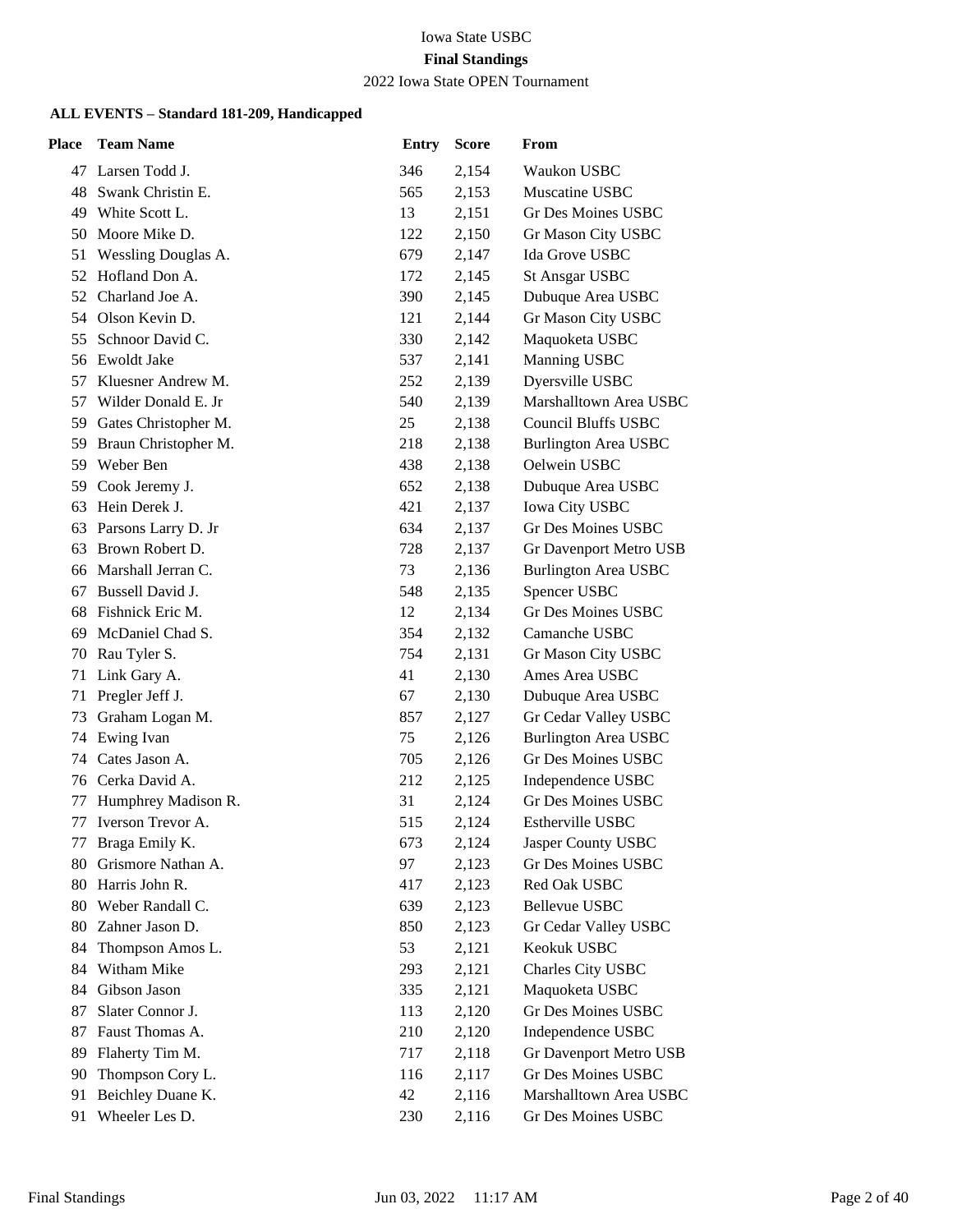Iowa State USBC

**Final Standings**

2022 Iowa State OPEN Tournament

**ALL EVENTS – Standard 181-209, Handicapped**

| Place | Team Name | Entry | Score | From |
|---|---|---|---|---|
| 47 | Larsen Todd J. | 346 | 2,154 | Waukon USBC |
| 48 | Swank Christin E. | 565 | 2,153 | Muscatine USBC |
| 49 | White Scott L. | 13 | 2,151 | Gr Des Moines USBC |
| 50 | Moore Mike D. | 122 | 2,150 | Gr Mason City USBC |
| 51 | Wessling Douglas A. | 679 | 2,147 | Ida Grove USBC |
| 52 | Hofland Don A. | 172 | 2,145 | St Ansgar USBC |
| 52 | Charland Joe A. | 390 | 2,145 | Dubuque Area USBC |
| 54 | Olson Kevin D. | 121 | 2,144 | Gr Mason City USBC |
| 55 | Schnoor David C. | 330 | 2,142 | Maquoketa USBC |
| 56 | Ewoldt Jake | 537 | 2,141 | Manning USBC |
| 57 | Kluesner Andrew M. | 252 | 2,139 | Dyersville USBC |
| 57 | Wilder Donald E. Jr | 540 | 2,139 | Marshalltown Area USBC |
| 59 | Gates Christopher M. | 25 | 2,138 | Council Bluffs USBC |
| 59 | Braun Christopher M. | 218 | 2,138 | Burlington Area USBC |
| 59 | Weber Ben | 438 | 2,138 | Oelwein USBC |
| 59 | Cook Jeremy J. | 652 | 2,138 | Dubuque Area USBC |
| 63 | Hein Derek J. | 421 | 2,137 | Iowa City USBC |
| 63 | Parsons Larry D. Jr | 634 | 2,137 | Gr Des Moines USBC |
| 63 | Brown Robert D. | 728 | 2,137 | Gr Davenport Metro USB |
| 66 | Marshall Jerran C. | 73 | 2,136 | Burlington Area USBC |
| 67 | Bussell David J. | 548 | 2,135 | Spencer USBC |
| 68 | Fishnick Eric M. | 12 | 2,134 | Gr Des Moines USBC |
| 69 | McDaniel Chad S. | 354 | 2,132 | Camanche USBC |
| 70 | Rau Tyler S. | 754 | 2,131 | Gr Mason City USBC |
| 71 | Link Gary A. | 41 | 2,130 | Ames Area USBC |
| 71 | Pregler Jeff J. | 67 | 2,130 | Dubuque Area USBC |
| 73 | Graham Logan M. | 857 | 2,127 | Gr Cedar Valley USBC |
| 74 | Ewing Ivan | 75 | 2,126 | Burlington Area USBC |
| 74 | Cates Jason A. | 705 | 2,126 | Gr Des Moines USBC |
| 76 | Cerka David A. | 212 | 2,125 | Independence USBC |
| 77 | Humphrey Madison R. | 31 | 2,124 | Gr Des Moines USBC |
| 77 | Iverson Trevor A. | 515 | 2,124 | Estherville USBC |
| 77 | Braga Emily K. | 673 | 2,124 | Jasper County USBC |
| 80 | Grismore Nathan A. | 97 | 2,123 | Gr Des Moines USBC |
| 80 | Harris John R. | 417 | 2,123 | Red Oak USBC |
| 80 | Weber Randall C. | 639 | 2,123 | Bellevue USBC |
| 80 | Zahner Jason D. | 850 | 2,123 | Gr Cedar Valley USBC |
| 84 | Thompson Amos L. | 53 | 2,121 | Keokuk USBC |
| 84 | Witham Mike | 293 | 2,121 | Charles City USBC |
| 84 | Gibson Jason | 335 | 2,121 | Maquoketa USBC |
| 87 | Slater Connor J. | 113 | 2,120 | Gr Des Moines USBC |
| 87 | Faust Thomas A. | 210 | 2,120 | Independence USBC |
| 89 | Flaherty Tim M. | 717 | 2,118 | Gr Davenport Metro USB |
| 90 | Thompson Cory L. | 116 | 2,117 | Gr Des Moines USBC |
| 91 | Beichley Duane K. | 42 | 2,116 | Marshalltown Area USBC |
| 91 | Wheeler Les D. | 230 | 2,116 | Gr Des Moines USBC |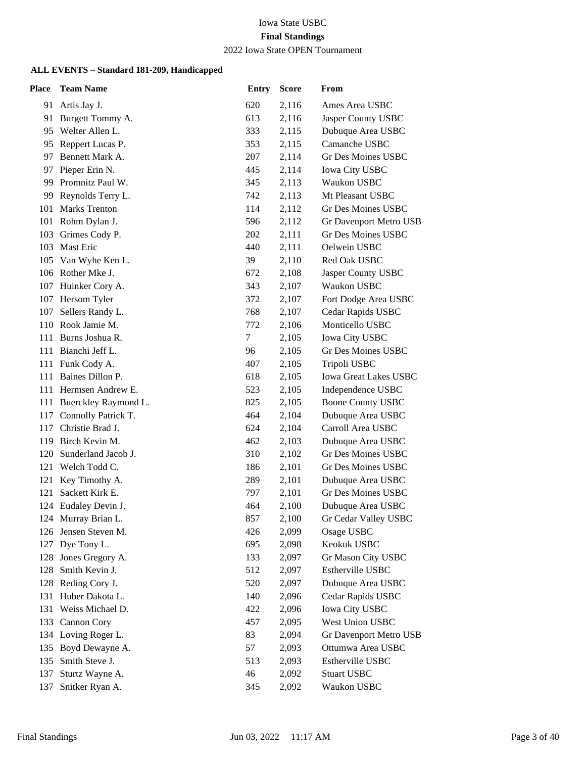Iowa State USBC

**Final Standings**

2022 Iowa State OPEN Tournament

**ALL EVENTS – Standard 181-209, Handicapped**

| Place | Team Name | Entry | Score | From |
|---|---|---|---|---|
| 91 | Artis Jay J. | 620 | 2,116 | Ames Area USBC |
| 91 | Burgett Tommy A. | 613 | 2,116 | Jasper County USBC |
| 95 | Welter Allen L. | 333 | 2,115 | Dubuque Area USBC |
| 95 | Reppert Lucas P. | 353 | 2,115 | Camanche USBC |
| 97 | Bennett Mark A. | 207 | 2,114 | Gr Des Moines USBC |
| 97 | Pieper Erin N. | 445 | 2,114 | Iowa City USBC |
| 99 | Promnitz Paul W. | 345 | 2,113 | Waukon USBC |
| 99 | Reynolds Terry L. | 742 | 2,113 | Mt Pleasant USBC |
| 101 | Marks Trenton | 114 | 2,112 | Gr Des Moines USBC |
| 101 | Rohm Dylan J. | 596 | 2,112 | Gr Davenport Metro USB |
| 103 | Grimes Cody P. | 202 | 2,111 | Gr Des Moines USBC |
| 103 | Mast Eric | 440 | 2,111 | Oelwein USBC |
| 105 | Van Wyhe Ken L. | 39 | 2,110 | Red Oak USBC |
| 106 | Rother Mke J. | 672 | 2,108 | Jasper County USBC |
| 107 | Huinker Cory A. | 343 | 2,107 | Waukon USBC |
| 107 | Hersom Tyler | 372 | 2,107 | Fort Dodge Area USBC |
| 107 | Sellers Randy L. | 768 | 2,107 | Cedar Rapids USBC |
| 110 | Rook Jamie M. | 772 | 2,106 | Monticello USBC |
| 111 | Burns Joshua R. | 7 | 2,105 | Iowa City USBC |
| 111 | Bianchi Jeff L. | 96 | 2,105 | Gr Des Moines USBC |
| 111 | Funk Cody A. | 407 | 2,105 | Tripoli USBC |
| 111 | Baines Dillon P. | 618 | 2,105 | Iowa Great Lakes USBC |
| 111 | Hermsen Andrew E. | 523 | 2,105 | Independence USBC |
| 111 | Buerckley Raymond L. | 825 | 2,105 | Boone County USBC |
| 117 | Connolly Patrick T. | 464 | 2,104 | Dubuque Area USBC |
| 117 | Christie Brad J. | 624 | 2,104 | Carroll Area USBC |
| 119 | Birch Kevin M. | 462 | 2,103 | Dubuque Area USBC |
| 120 | Sunderland Jacob J. | 310 | 2,102 | Gr Des Moines USBC |
| 121 | Welch Todd C. | 186 | 2,101 | Gr Des Moines USBC |
| 121 | Key Timothy A. | 289 | 2,101 | Dubuque Area USBC |
| 121 | Sackett Kirk E. | 797 | 2,101 | Gr Des Moines USBC |
| 124 | Eudaley Devin J. | 464 | 2,100 | Dubuque Area USBC |
| 124 | Murray Brian L. | 857 | 2,100 | Gr Cedar Valley USBC |
| 126 | Jensen Steven M. | 426 | 2,099 | Osage USBC |
| 127 | Dye Tony L. | 695 | 2,098 | Keokuk USBC |
| 128 | Jones Gregory A. | 133 | 2,097 | Gr Mason City USBC |
| 128 | Smith Kevin J. | 512 | 2,097 | Estherville USBC |
| 128 | Reding Cory J. | 520 | 2,097 | Dubuque Area USBC |
| 131 | Huber Dakota L. | 140 | 2,096 | Cedar Rapids USBC |
| 131 | Weiss Michael D. | 422 | 2,096 | Iowa City USBC |
| 133 | Cannon Cory | 457 | 2,095 | West Union USBC |
| 134 | Loving Roger L. | 83 | 2,094 | Gr Davenport Metro USB |
| 135 | Boyd Dewayne A. | 57 | 2,093 | Ottumwa Area USBC |
| 135 | Smith Steve J. | 513 | 2,093 | Estherville USBC |
| 137 | Sturtz Wayne A. | 46 | 2,092 | Stuart USBC |
| 137 | Snitker Ryan A. | 345 | 2,092 | Waukon USBC |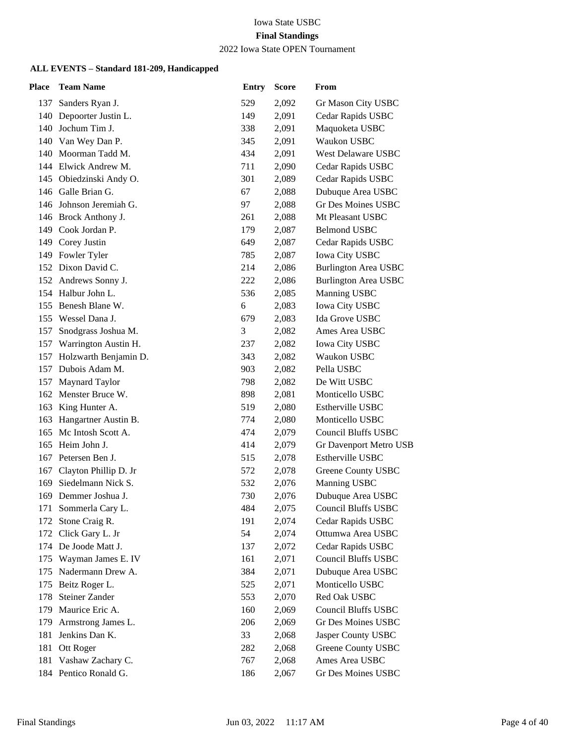Iowa State USBC

**Final Standings**

2022 Iowa State OPEN Tournament

**ALL EVENTS – Standard 181-209, Handicapped**

| Place | Team Name | Entry | Score | From |
|---|---|---|---|---|
| 137 | Sanders Ryan J. | 529 | 2,092 | Gr Mason City USBC |
| 140 | Depoorter Justin L. | 149 | 2,091 | Cedar Rapids USBC |
| 140 | Jochum Tim J. | 338 | 2,091 | Maquoketa USBC |
| 140 | Van Wey Dan P. | 345 | 2,091 | Waukon USBC |
| 140 | Moorman Tadd M. | 434 | 2,091 | West Delaware USBC |
| 144 | Elwick Andrew M. | 711 | 2,090 | Cedar Rapids USBC |
| 145 | Obiedzinski Andy O. | 301 | 2,089 | Cedar Rapids USBC |
| 146 | Galle Brian G. | 67 | 2,088 | Dubuque Area USBC |
| 146 | Johnson Jeremiah G. | 97 | 2,088 | Gr Des Moines USBC |
| 146 | Brock Anthony J. | 261 | 2,088 | Mt Pleasant USBC |
| 149 | Cook Jordan P. | 179 | 2,087 | Belmond USBC |
| 149 | Corey Justin | 649 | 2,087 | Cedar Rapids USBC |
| 149 | Fowler Tyler | 785 | 2,087 | Iowa City USBC |
| 152 | Dixon David C. | 214 | 2,086 | Burlington Area USBC |
| 152 | Andrews Sonny J. | 222 | 2,086 | Burlington Area USBC |
| 154 | Halbur John L. | 536 | 2,085 | Manning USBC |
| 155 | Benesh Blane W. | 6 | 2,083 | Iowa City USBC |
| 155 | Wessel Dana J. | 679 | 2,083 | Ida Grove USBC |
| 157 | Snodgrass Joshua M. | 3 | 2,082 | Ames Area USBC |
| 157 | Warrington Austin H. | 237 | 2,082 | Iowa City USBC |
| 157 | Holzwarth Benjamin D. | 343 | 2,082 | Waukon USBC |
| 157 | Dubois Adam M. | 903 | 2,082 | Pella USBC |
| 157 | Maynard Taylor | 798 | 2,082 | De Witt USBC |
| 162 | Menster Bruce W. | 898 | 2,081 | Monticello USBC |
| 163 | King Hunter A. | 519 | 2,080 | Estherville USBC |
| 163 | Hangartner Austin B. | 774 | 2,080 | Monticello USBC |
| 165 | Mc Intosh Scott A. | 474 | 2,079 | Council Bluffs USBC |
| 165 | Heim John J. | 414 | 2,079 | Gr Davenport Metro USB |
| 167 | Petersen Ben J. | 515 | 2,078 | Estherville USBC |
| 167 | Clayton Phillip D. Jr | 572 | 2,078 | Greene County USBC |
| 169 | Siedelmann Nick S. | 532 | 2,076 | Manning USBC |
| 169 | Demmer Joshua J. | 730 | 2,076 | Dubuque Area USBC |
| 171 | Sommerla Cary L. | 484 | 2,075 | Council Bluffs USBC |
| 172 | Stone Craig R. | 191 | 2,074 | Cedar Rapids USBC |
| 172 | Click Gary L. Jr | 54 | 2,074 | Ottumwa Area USBC |
| 174 | De Joode Matt J. | 137 | 2,072 | Cedar Rapids USBC |
| 175 | Wayman James E. IV | 161 | 2,071 | Council Bluffs USBC |
| 175 | Nadermann Drew A. | 384 | 2,071 | Dubuque Area USBC |
| 175 | Beitz Roger L. | 525 | 2,071 | Monticello USBC |
| 178 | Steiner Zander | 553 | 2,070 | Red Oak USBC |
| 179 | Maurice Eric A. | 160 | 2,069 | Council Bluffs USBC |
| 179 | Armstrong James L. | 206 | 2,069 | Gr Des Moines USBC |
| 181 | Jenkins Dan K. | 33 | 2,068 | Jasper County USBC |
| 181 | Ott Roger | 282 | 2,068 | Greene County USBC |
| 181 | Vashaw Zachary C. | 767 | 2,068 | Ames Area USBC |
| 184 | Pentico Ronald G. | 186 | 2,067 | Gr Des Moines USBC |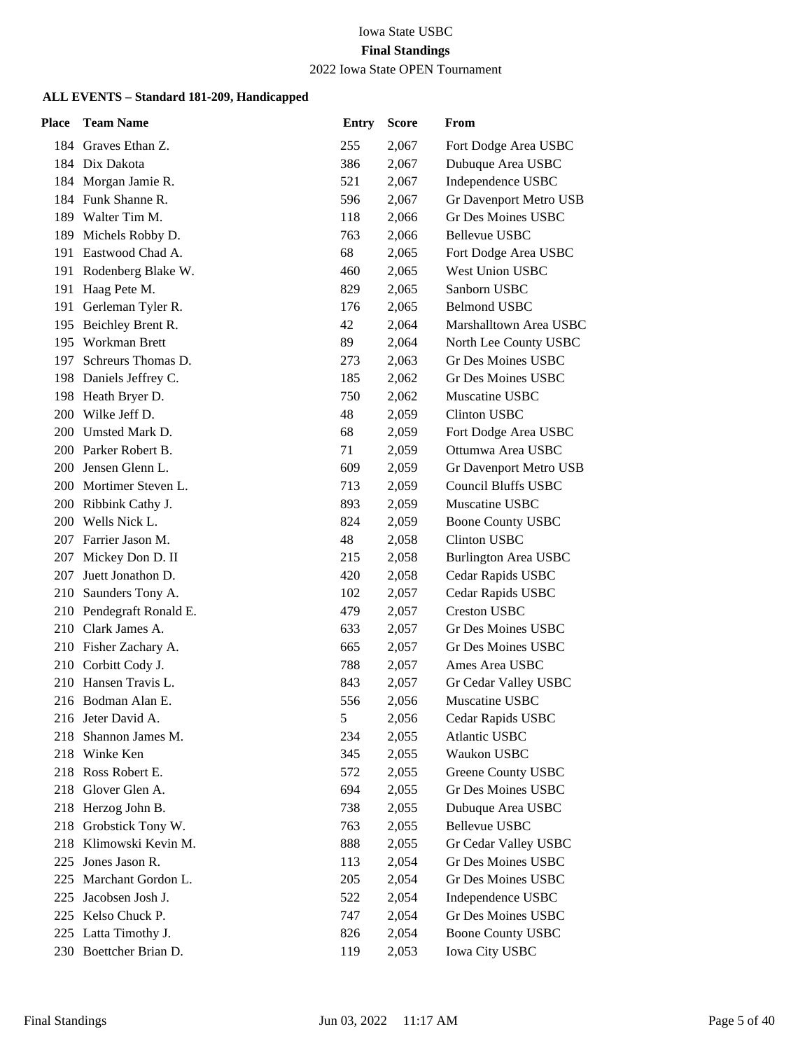Iowa State USBC

**Final Standings**

2022 Iowa State OPEN Tournament

**ALL EVENTS – Standard 181-209, Handicapped**

| Place | Team Name | Entry | Score | From |
|---|---|---|---|---|
| 184 | Graves Ethan Z. | 255 | 2,067 | Fort Dodge Area USBC |
| 184 | Dix Dakota | 386 | 2,067 | Dubuque Area USBC |
| 184 | Morgan Jamie R. | 521 | 2,067 | Independence USBC |
| 184 | Funk Shanne R. | 596 | 2,067 | Gr Davenport Metro USB |
| 189 | Walter Tim M. | 118 | 2,066 | Gr Des Moines USBC |
| 189 | Michels Robby D. | 763 | 2,066 | Bellevue USBC |
| 191 | Eastwood Chad A. | 68 | 2,065 | Fort Dodge Area USBC |
| 191 | Rodenberg Blake W. | 460 | 2,065 | West Union USBC |
| 191 | Haag Pete M. | 829 | 2,065 | Sanborn USBC |
| 191 | Gerleman Tyler R. | 176 | 2,065 | Belmond USBC |
| 195 | Beichley Brent R. | 42 | 2,064 | Marshalltown Area USBC |
| 195 | Workman Brett | 89 | 2,064 | North Lee County USBC |
| 197 | Schreurs Thomas D. | 273 | 2,063 | Gr Des Moines USBC |
| 198 | Daniels Jeffrey C. | 185 | 2,062 | Gr Des Moines USBC |
| 198 | Heath Bryer D. | 750 | 2,062 | Muscatine USBC |
| 200 | Wilke Jeff D. | 48 | 2,059 | Clinton USBC |
| 200 | Umsted Mark D. | 68 | 2,059 | Fort Dodge Area USBC |
| 200 | Parker Robert B. | 71 | 2,059 | Ottumwa Area USBC |
| 200 | Jensen Glenn L. | 609 | 2,059 | Gr Davenport Metro USB |
| 200 | Mortimer Steven L. | 713 | 2,059 | Council Bluffs USBC |
| 200 | Ribbink Cathy J. | 893 | 2,059 | Muscatine USBC |
| 200 | Wells Nick L. | 824 | 2,059 | Boone County USBC |
| 207 | Farrier Jason M. | 48 | 2,058 | Clinton USBC |
| 207 | Mickey Don D. II | 215 | 2,058 | Burlington Area USBC |
| 207 | Juett Jonathon D. | 420 | 2,058 | Cedar Rapids USBC |
| 210 | Saunders Tony A. | 102 | 2,057 | Cedar Rapids USBC |
| 210 | Pendegraft Ronald E. | 479 | 2,057 | Creston USBC |
| 210 | Clark James A. | 633 | 2,057 | Gr Des Moines USBC |
| 210 | Fisher Zachary A. | 665 | 2,057 | Gr Des Moines USBC |
| 210 | Corbitt Cody J. | 788 | 2,057 | Ames Area USBC |
| 210 | Hansen Travis L. | 843 | 2,057 | Gr Cedar Valley USBC |
| 216 | Bodman Alan E. | 556 | 2,056 | Muscatine USBC |
| 216 | Jeter David A. | 5 | 2,056 | Cedar Rapids USBC |
| 218 | Shannon James M. | 234 | 2,055 | Atlantic USBC |
| 218 | Winke Ken | 345 | 2,055 | Waukon USBC |
| 218 | Ross Robert E. | 572 | 2,055 | Greene County USBC |
| 218 | Glover Glen A. | 694 | 2,055 | Gr Des Moines USBC |
| 218 | Herzog John B. | 738 | 2,055 | Dubuque Area USBC |
| 218 | Grobstick Tony W. | 763 | 2,055 | Bellevue USBC |
| 218 | Klimowski Kevin M. | 888 | 2,055 | Gr Cedar Valley USBC |
| 225 | Jones Jason R. | 113 | 2,054 | Gr Des Moines USBC |
| 225 | Marchant Gordon L. | 205 | 2,054 | Gr Des Moines USBC |
| 225 | Jacobsen Josh J. | 522 | 2,054 | Independence USBC |
| 225 | Kelso Chuck P. | 747 | 2,054 | Gr Des Moines USBC |
| 225 | Latta Timothy J. | 826 | 2,054 | Boone County USBC |
| 230 | Boettcher Brian D. | 119 | 2,053 | Iowa City USBC |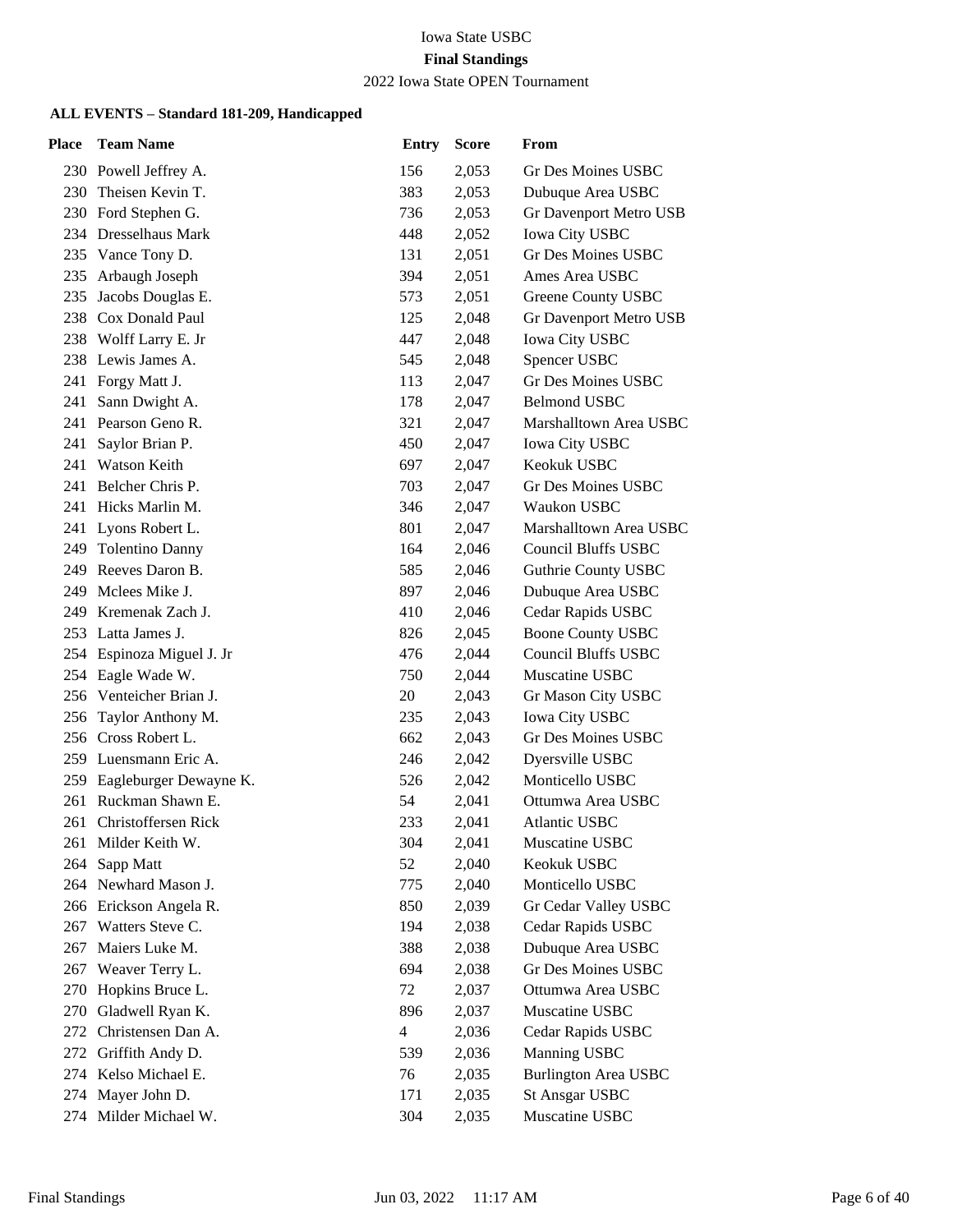Iowa State USBC

**Final Standings**

2022 Iowa State OPEN Tournament

**ALL EVENTS – Standard 181-209, Handicapped**

| Place | Team Name | Entry | Score | From |
|---|---|---|---|---|
| 230 | Powell Jeffrey A. | 156 | 2,053 | Gr Des Moines USBC |
| 230 | Theisen Kevin T. | 383 | 2,053 | Dubuque Area USBC |
| 230 | Ford Stephen G. | 736 | 2,053 | Gr Davenport Metro USB |
| 234 | Dresselhaus Mark | 448 | 2,052 | Iowa City USBC |
| 235 | Vance Tony D. | 131 | 2,051 | Gr Des Moines USBC |
| 235 | Arbaugh Joseph | 394 | 2,051 | Ames Area USBC |
| 235 | Jacobs Douglas E. | 573 | 2,051 | Greene County USBC |
| 238 | Cox Donald Paul | 125 | 2,048 | Gr Davenport Metro USB |
| 238 | Wolff Larry E. Jr | 447 | 2,048 | Iowa City USBC |
| 238 | Lewis James A. | 545 | 2,048 | Spencer USBC |
| 241 | Forgy Matt J. | 113 | 2,047 | Gr Des Moines USBC |
| 241 | Sann Dwight A. | 178 | 2,047 | Belmond USBC |
| 241 | Pearson Geno R. | 321 | 2,047 | Marshalltown Area USBC |
| 241 | Saylor Brian P. | 450 | 2,047 | Iowa City USBC |
| 241 | Watson Keith | 697 | 2,047 | Keokuk USBC |
| 241 | Belcher Chris P. | 703 | 2,047 | Gr Des Moines USBC |
| 241 | Hicks Marlin M. | 346 | 2,047 | Waukon USBC |
| 241 | Lyons Robert L. | 801 | 2,047 | Marshalltown Area USBC |
| 249 | Tolentino Danny | 164 | 2,046 | Council Bluffs USBC |
| 249 | Reeves Daron B. | 585 | 2,046 | Guthrie County USBC |
| 249 | Mclees Mike J. | 897 | 2,046 | Dubuque Area USBC |
| 249 | Kremenak Zach J. | 410 | 2,046 | Cedar Rapids USBC |
| 253 | Latta James J. | 826 | 2,045 | Boone County USBC |
| 254 | Espinoza Miguel J. Jr | 476 | 2,044 | Council Bluffs USBC |
| 254 | Eagle Wade W. | 750 | 2,044 | Muscatine USBC |
| 256 | Venteicher Brian J. | 20 | 2,043 | Gr Mason City USBC |
| 256 | Taylor Anthony M. | 235 | 2,043 | Iowa City USBC |
| 256 | Cross Robert L. | 662 | 2,043 | Gr Des Moines USBC |
| 259 | Luensmann Eric A. | 246 | 2,042 | Dyersville USBC |
| 259 | Eagleburger Dewayne K. | 526 | 2,042 | Monticello USBC |
| 261 | Ruckman Shawn E. | 54 | 2,041 | Ottumwa Area USBC |
| 261 | Christoffersen Rick | 233 | 2,041 | Atlantic USBC |
| 261 | Milder Keith W. | 304 | 2,041 | Muscatine USBC |
| 264 | Sapp Matt | 52 | 2,040 | Keokuk USBC |
| 264 | Newhard Mason J. | 775 | 2,040 | Monticello USBC |
| 266 | Erickson Angela R. | 850 | 2,039 | Gr Cedar Valley USBC |
| 267 | Watters Steve C. | 194 | 2,038 | Cedar Rapids USBC |
| 267 | Maiers Luke M. | 388 | 2,038 | Dubuque Area USBC |
| 267 | Weaver Terry L. | 694 | 2,038 | Gr Des Moines USBC |
| 270 | Hopkins Bruce L. | 72 | 2,037 | Ottumwa Area USBC |
| 270 | Gladwell Ryan K. | 896 | 2,037 | Muscatine USBC |
| 272 | Christensen Dan A. | 4 | 2,036 | Cedar Rapids USBC |
| 272 | Griffith Andy D. | 539 | 2,036 | Manning USBC |
| 274 | Kelso Michael E. | 76 | 2,035 | Burlington Area USBC |
| 274 | Mayer John D. | 171 | 2,035 | St Ansgar USBC |
| 274 | Milder Michael W. | 304 | 2,035 | Muscatine USBC |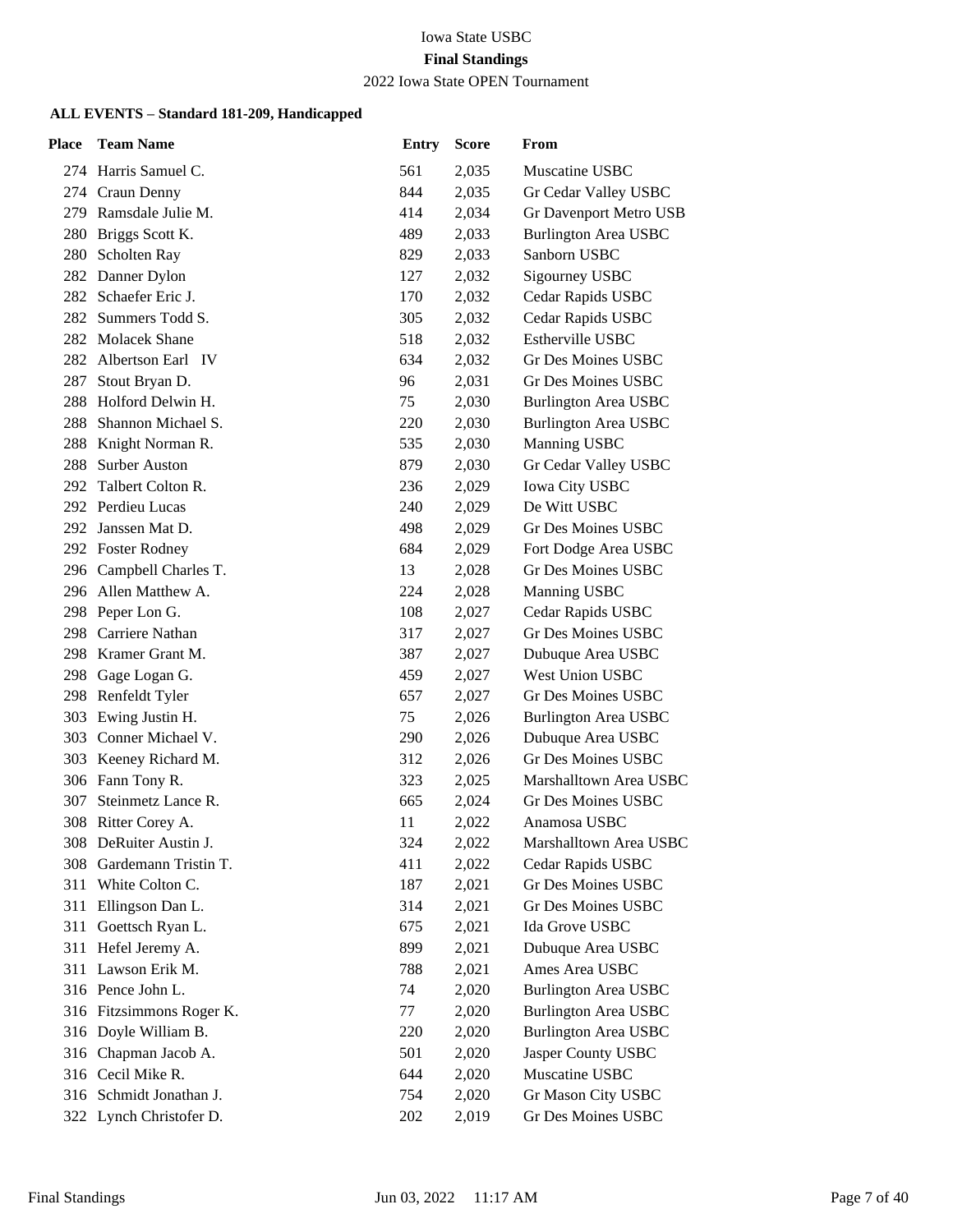Iowa State USBC

**Final Standings**

2022 Iowa State OPEN Tournament

**ALL EVENTS – Standard 181-209, Handicapped**

| Place | Team Name | Entry | Score | From |
|---|---|---|---|---|
| 274 | Harris Samuel C. | 561 | 2,035 | Muscatine USBC |
| 274 | Craun Denny | 844 | 2,035 | Gr Cedar Valley USBC |
| 279 | Ramsdale Julie M. | 414 | 2,034 | Gr Davenport Metro USB |
| 280 | Briggs Scott K. | 489 | 2,033 | Burlington Area USBC |
| 280 | Scholten Ray | 829 | 2,033 | Sanborn USBC |
| 282 | Danner Dylon | 127 | 2,032 | Sigourney USBC |
| 282 | Schaefer Eric J. | 170 | 2,032 | Cedar Rapids USBC |
| 282 | Summers Todd S. | 305 | 2,032 | Cedar Rapids USBC |
| 282 | Molacek Shane | 518 | 2,032 | Estherville USBC |
| 282 | Albertson Earl IV | 634 | 2,032 | Gr Des Moines USBC |
| 287 | Stout Bryan D. | 96 | 2,031 | Gr Des Moines USBC |
| 288 | Holford Delwin H. | 75 | 2,030 | Burlington Area USBC |
| 288 | Shannon Michael S. | 220 | 2,030 | Burlington Area USBC |
| 288 | Knight Norman R. | 535 | 2,030 | Manning USBC |
| 288 | Surber Auston | 879 | 2,030 | Gr Cedar Valley USBC |
| 292 | Talbert Colton R. | 236 | 2,029 | Iowa City USBC |
| 292 | Perdieu Lucas | 240 | 2,029 | De Witt USBC |
| 292 | Janssen Mat D. | 498 | 2,029 | Gr Des Moines USBC |
| 292 | Foster Rodney | 684 | 2,029 | Fort Dodge Area USBC |
| 296 | Campbell Charles T. | 13 | 2,028 | Gr Des Moines USBC |
| 296 | Allen Matthew A. | 224 | 2,028 | Manning USBC |
| 298 | Peper Lon G. | 108 | 2,027 | Cedar Rapids USBC |
| 298 | Carriere Nathan | 317 | 2,027 | Gr Des Moines USBC |
| 298 | Kramer Grant M. | 387 | 2,027 | Dubuque Area USBC |
| 298 | Gage Logan G. | 459 | 2,027 | West Union USBC |
| 298 | Renfeldt Tyler | 657 | 2,027 | Gr Des Moines USBC |
| 303 | Ewing Justin H. | 75 | 2,026 | Burlington Area USBC |
| 303 | Conner Michael V. | 290 | 2,026 | Dubuque Area USBC |
| 303 | Keeney Richard M. | 312 | 2,026 | Gr Des Moines USBC |
| 306 | Fann Tony R. | 323 | 2,025 | Marshalltown Area USBC |
| 307 | Steinmetz Lance R. | 665 | 2,024 | Gr Des Moines USBC |
| 308 | Ritter Corey A. | 11 | 2,022 | Anamosa USBC |
| 308 | DeRuiter Austin J. | 324 | 2,022 | Marshalltown Area USBC |
| 308 | Gardemann Tristin T. | 411 | 2,022 | Cedar Rapids USBC |
| 311 | White Colton C. | 187 | 2,021 | Gr Des Moines USBC |
| 311 | Ellingson Dan L. | 314 | 2,021 | Gr Des Moines USBC |
| 311 | Goettsch Ryan L. | 675 | 2,021 | Ida Grove USBC |
| 311 | Hefel Jeremy A. | 899 | 2,021 | Dubuque Area USBC |
| 311 | Lawson Erik M. | 788 | 2,021 | Ames Area USBC |
| 316 | Pence John L. | 74 | 2,020 | Burlington Area USBC |
| 316 | Fitzsimmons Roger K. | 77 | 2,020 | Burlington Area USBC |
| 316 | Doyle William B. | 220 | 2,020 | Burlington Area USBC |
| 316 | Chapman Jacob A. | 501 | 2,020 | Jasper County USBC |
| 316 | Cecil Mike R. | 644 | 2,020 | Muscatine USBC |
| 316 | Schmidt Jonathan J. | 754 | 2,020 | Gr Mason City USBC |
| 322 | Lynch Christofer D. | 202 | 2,019 | Gr Des Moines USBC |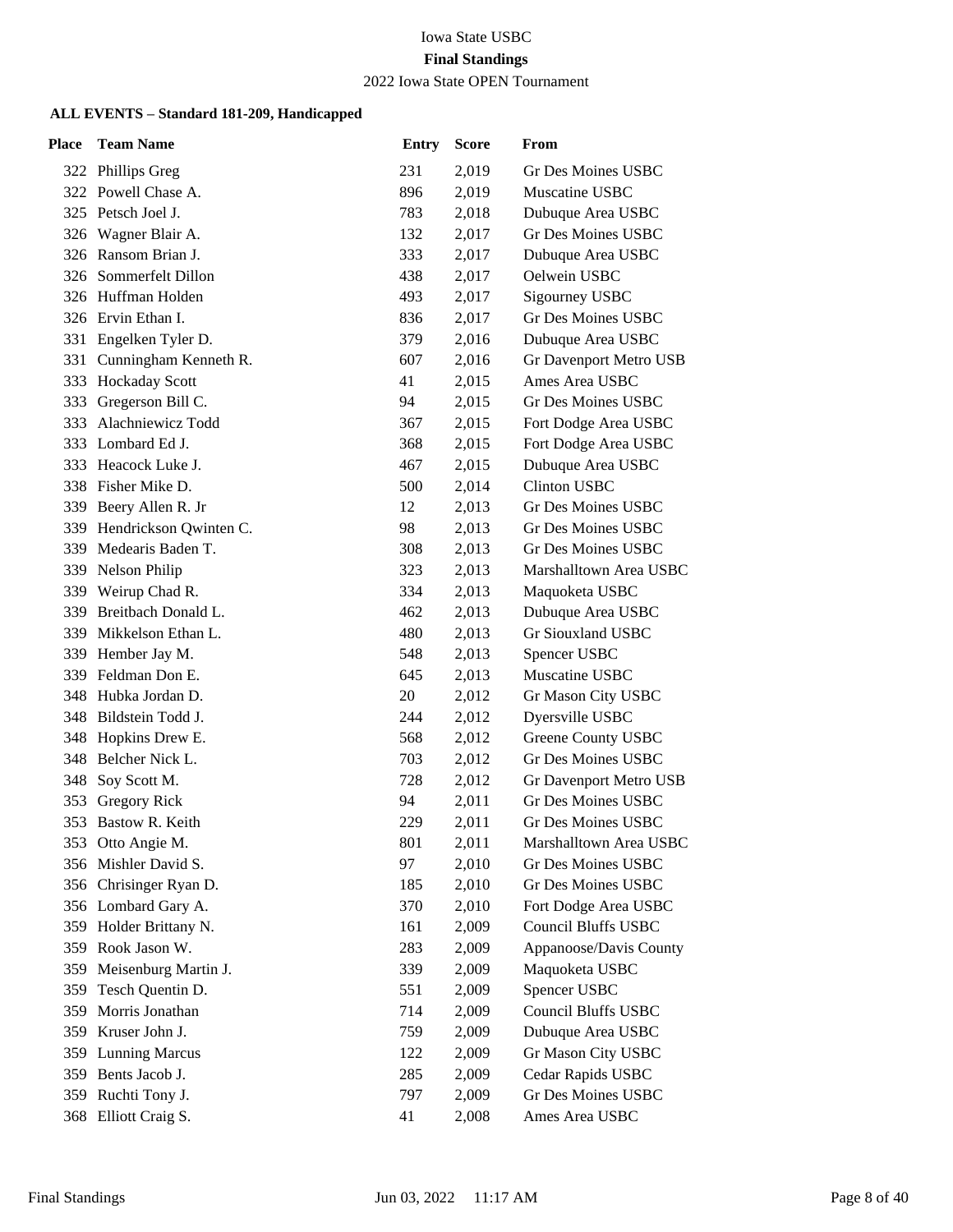Iowa State USBC

**Final Standings**

2022 Iowa State OPEN Tournament

### ALL EVENTS – Standard 181-209, Handicapped

| Place | Team Name | Entry | Score | From |
|---|---|---|---|---|
| 322 | Phillips Greg | 231 | 2,019 | Gr Des Moines USBC |
| 322 | Powell Chase A. | 896 | 2,019 | Muscatine USBC |
| 325 | Petsch Joel J. | 783 | 2,018 | Dubuque Area USBC |
| 326 | Wagner Blair A. | 132 | 2,017 | Gr Des Moines USBC |
| 326 | Ransom Brian J. | 333 | 2,017 | Dubuque Area USBC |
| 326 | Sommerfelt Dillon | 438 | 2,017 | Oelwein USBC |
| 326 | Huffman Holden | 493 | 2,017 | Sigourney USBC |
| 326 | Ervin Ethan I. | 836 | 2,017 | Gr Des Moines USBC |
| 331 | Engelken Tyler D. | 379 | 2,016 | Dubuque Area USBC |
| 331 | Cunningham Kenneth R. | 607 | 2,016 | Gr Davenport Metro USB |
| 333 | Hockaday Scott | 41 | 2,015 | Ames Area USBC |
| 333 | Gregerson Bill C. | 94 | 2,015 | Gr Des Moines USBC |
| 333 | Alachniewicz Todd | 367 | 2,015 | Fort Dodge Area USBC |
| 333 | Lombard Ed J. | 368 | 2,015 | Fort Dodge Area USBC |
| 333 | Heacock Luke J. | 467 | 2,015 | Dubuque Area USBC |
| 338 | Fisher Mike D. | 500 | 2,014 | Clinton USBC |
| 339 | Beery Allen R. Jr | 12 | 2,013 | Gr Des Moines USBC |
| 339 | Hendrickson Qwinten C. | 98 | 2,013 | Gr Des Moines USBC |
| 339 | Medearis Baden T. | 308 | 2,013 | Gr Des Moines USBC |
| 339 | Nelson Philip | 323 | 2,013 | Marshalltown Area USBC |
| 339 | Weirup Chad R. | 334 | 2,013 | Maquoketa USBC |
| 339 | Breitbach Donald L. | 462 | 2,013 | Dubuque Area USBC |
| 339 | Mikkelson Ethan L. | 480 | 2,013 | Gr Siouxland USBC |
| 339 | Hember Jay M. | 548 | 2,013 | Spencer USBC |
| 339 | Feldman Don E. | 645 | 2,013 | Muscatine USBC |
| 348 | Hubka Jordan D. | 20 | 2,012 | Gr Mason City USBC |
| 348 | Bildstein Todd J. | 244 | 2,012 | Dyersville USBC |
| 348 | Hopkins Drew E. | 568 | 2,012 | Greene County USBC |
| 348 | Belcher Nick L. | 703 | 2,012 | Gr Des Moines USBC |
| 348 | Soy Scott M. | 728 | 2,012 | Gr Davenport Metro USB |
| 353 | Gregory Rick | 94 | 2,011 | Gr Des Moines USBC |
| 353 | Bastow R. Keith | 229 | 2,011 | Gr Des Moines USBC |
| 353 | Otto Angie M. | 801 | 2,011 | Marshalltown Area USBC |
| 356 | Mishler David S. | 97 | 2,010 | Gr Des Moines USBC |
| 356 | Chrisinger Ryan D. | 185 | 2,010 | Gr Des Moines USBC |
| 356 | Lombard Gary A. | 370 | 2,010 | Fort Dodge Area USBC |
| 359 | Holder Brittany N. | 161 | 2,009 | Council Bluffs USBC |
| 359 | Rook Jason W. | 283 | 2,009 | Appanoose/Davis County |
| 359 | Meisenburg Martin J. | 339 | 2,009 | Maquoketa USBC |
| 359 | Tesch Quentin D. | 551 | 2,009 | Spencer USBC |
| 359 | Morris Jonathan | 714 | 2,009 | Council Bluffs USBC |
| 359 | Kruser John J. | 759 | 2,009 | Dubuque Area USBC |
| 359 | Lunning Marcus | 122 | 2,009 | Gr Mason City USBC |
| 359 | Bents Jacob J. | 285 | 2,009 | Cedar Rapids USBC |
| 359 | Ruchti Tony J. | 797 | 2,009 | Gr Des Moines USBC |
| 368 | Elliott Craig S. | 41 | 2,008 | Ames Area USBC |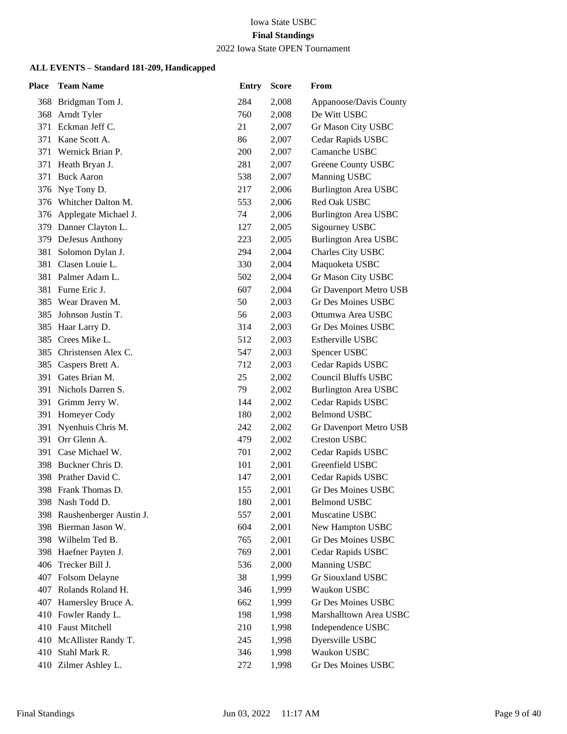Iowa State USBC

**Final Standings**

2022 Iowa State OPEN Tournament

**ALL EVENTS – Standard 181-209, Handicapped**

| Place | Team Name | Entry | Score | From |
|---|---|---|---|---|
| 368 | Bridgman Tom J. | 284 | 2,008 | Appanoose/Davis County |
| 368 | Arndt Tyler | 760 | 2,008 | De Witt USBC |
| 371 | Eckman Jeff C. | 21 | 2,007 | Gr Mason City USBC |
| 371 | Kane Scott A. | 86 | 2,007 | Cedar Rapids USBC |
| 371 | Wernick Brian P. | 200 | 2,007 | Camanche USBC |
| 371 | Heath Bryan J. | 281 | 2,007 | Greene County USBC |
| 371 | Buck Aaron | 538 | 2,007 | Manning USBC |
| 376 | Nye Tony D. | 217 | 2,006 | Burlington Area USBC |
| 376 | Whitcher Dalton M. | 553 | 2,006 | Red Oak USBC |
| 376 | Applegate Michael J. | 74 | 2,006 | Burlington Area USBC |
| 379 | Danner Clayton L. | 127 | 2,005 | Sigourney USBC |
| 379 | DeJesus Anthony | 223 | 2,005 | Burlington Area USBC |
| 381 | Solomon Dylan J. | 294 | 2,004 | Charles City USBC |
| 381 | Clasen Louie L. | 330 | 2,004 | Maquoketa USBC |
| 381 | Palmer Adam L. | 502 | 2,004 | Gr Mason City USBC |
| 381 | Furne Eric J. | 607 | 2,004 | Gr Davenport Metro USB |
| 385 | Wear Draven M. | 50 | 2,003 | Gr Des Moines USBC |
| 385 | Johnson Justin T. | 56 | 2,003 | Ottumwa Area USBC |
| 385 | Haar Larry D. | 314 | 2,003 | Gr Des Moines USBC |
| 385 | Crees Mike L. | 512 | 2,003 | Estherville USBC |
| 385 | Christensen Alex C. | 547 | 2,003 | Spencer USBC |
| 385 | Caspers Brett A. | 712 | 2,003 | Cedar Rapids USBC |
| 391 | Gates Brian M. | 25 | 2,002 | Council Bluffs USBC |
| 391 | Nichols Darren S. | 79 | 2,002 | Burlington Area USBC |
| 391 | Grimm Jerry W. | 144 | 2,002 | Cedar Rapids USBC |
| 391 | Homeyer Cody | 180 | 2,002 | Belmond USBC |
| 391 | Nyenhuis Chris M. | 242 | 2,002 | Gr Davenport Metro USB |
| 391 | Orr Glenn A. | 479 | 2,002 | Creston USBC |
| 391 | Case Michael W. | 701 | 2,002 | Cedar Rapids USBC |
| 398 | Buckner Chris D. | 101 | 2,001 | Greenfield USBC |
| 398 | Prather David C. | 147 | 2,001 | Cedar Rapids USBC |
| 398 | Frank Thomas D. | 155 | 2,001 | Gr Des Moines USBC |
| 398 | Nash Todd D. | 180 | 2,001 | Belmond USBC |
| 398 | Raushenberger Austin J. | 557 | 2,001 | Muscatine USBC |
| 398 | Bierman Jason W. | 604 | 2,001 | New Hampton USBC |
| 398 | Wilhelm Ted B. | 765 | 2,001 | Gr Des Moines USBC |
| 398 | Haefner Payten J. | 769 | 2,001 | Cedar Rapids USBC |
| 406 | Trecker Bill J. | 536 | 2,000 | Manning USBC |
| 407 | Folsom Delayne | 38 | 1,999 | Gr Siouxland USBC |
| 407 | Rolands Roland H. | 346 | 1,999 | Waukon USBC |
| 407 | Hamersley Bruce A. | 662 | 1,999 | Gr Des Moines USBC |
| 410 | Fowler Randy L. | 198 | 1,998 | Marshalltown Area USBC |
| 410 | Faust Mitchell | 210 | 1,998 | Independence USBC |
| 410 | McAllister Randy T. | 245 | 1,998 | Dyersville USBC |
| 410 | Stahl Mark R. | 346 | 1,998 | Waukon USBC |
| 410 | Zilmer Ashley L. | 272 | 1,998 | Gr Des Moines USBC |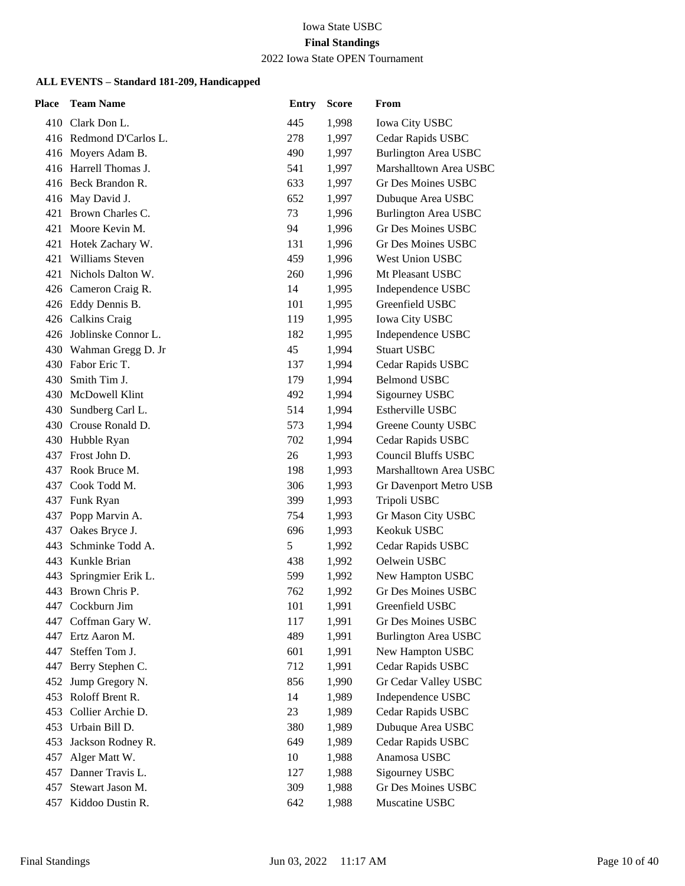Iowa State USBC

**Final Standings**

2022 Iowa State OPEN Tournament

### ALL EVENTS – Standard 181-209, Handicapped

| Place | Team Name | Entry | Score | From |
|---|---|---|---|---|
| 410 | Clark Don L. | 445 | 1,998 | Iowa City USBC |
| 416 | Redmond D'Carlos L. | 278 | 1,997 | Cedar Rapids USBC |
| 416 | Moyers Adam B. | 490 | 1,997 | Burlington Area USBC |
| 416 | Harrell Thomas J. | 541 | 1,997 | Marshalltown Area USBC |
| 416 | Beck Brandon R. | 633 | 1,997 | Gr Des Moines USBC |
| 416 | May David J. | 652 | 1,997 | Dubuque Area USBC |
| 421 | Brown Charles C. | 73 | 1,996 | Burlington Area USBC |
| 421 | Moore Kevin M. | 94 | 1,996 | Gr Des Moines USBC |
| 421 | Hotek Zachary W. | 131 | 1,996 | Gr Des Moines USBC |
| 421 | Williams Steven | 459 | 1,996 | West Union USBC |
| 421 | Nichols Dalton W. | 260 | 1,996 | Mt Pleasant USBC |
| 426 | Cameron Craig R. | 14 | 1,995 | Independence USBC |
| 426 | Eddy Dennis B. | 101 | 1,995 | Greenfield USBC |
| 426 | Calkins Craig | 119 | 1,995 | Iowa City USBC |
| 426 | Joblinske Connor L. | 182 | 1,995 | Independence USBC |
| 430 | Wahman Gregg D. Jr | 45 | 1,994 | Stuart USBC |
| 430 | Fabor Eric T. | 137 | 1,994 | Cedar Rapids USBC |
| 430 | Smith Tim J. | 179 | 1,994 | Belmond USBC |
| 430 | McDowell Klint | 492 | 1,994 | Sigourney USBC |
| 430 | Sundberg Carl L. | 514 | 1,994 | Estherville USBC |
| 430 | Crouse Ronald D. | 573 | 1,994 | Greene County USBC |
| 430 | Hubble Ryan | 702 | 1,994 | Cedar Rapids USBC |
| 437 | Frost John D. | 26 | 1,993 | Council Bluffs USBC |
| 437 | Rook Bruce M. | 198 | 1,993 | Marshalltown Area USBC |
| 437 | Cook Todd M. | 306 | 1,993 | Gr Davenport Metro USB |
| 437 | Funk Ryan | 399 | 1,993 | Tripoli USBC |
| 437 | Popp Marvin A. | 754 | 1,993 | Gr Mason City USBC |
| 437 | Oakes Bryce J. | 696 | 1,993 | Keokuk USBC |
| 443 | Schminke Todd A. | 5 | 1,992 | Cedar Rapids USBC |
| 443 | Kunkle Brian | 438 | 1,992 | Oelwein USBC |
| 443 | Springmier Erik L. | 599 | 1,992 | New Hampton USBC |
| 443 | Brown Chris P. | 762 | 1,992 | Gr Des Moines USBC |
| 447 | Cockburn Jim | 101 | 1,991 | Greenfield USBC |
| 447 | Coffman Gary W. | 117 | 1,991 | Gr Des Moines USBC |
| 447 | Ertz Aaron M. | 489 | 1,991 | Burlington Area USBC |
| 447 | Steffen Tom J. | 601 | 1,991 | New Hampton USBC |
| 447 | Berry Stephen C. | 712 | 1,991 | Cedar Rapids USBC |
| 452 | Jump Gregory N. | 856 | 1,990 | Gr Cedar Valley USBC |
| 453 | Roloff Brent R. | 14 | 1,989 | Independence USBC |
| 453 | Collier Archie D. | 23 | 1,989 | Cedar Rapids USBC |
| 453 | Urbain Bill D. | 380 | 1,989 | Dubuque Area USBC |
| 453 | Jackson Rodney R. | 649 | 1,989 | Cedar Rapids USBC |
| 457 | Alger Matt W. | 10 | 1,988 | Anamosa USBC |
| 457 | Danner Travis L. | 127 | 1,988 | Sigourney USBC |
| 457 | Stewart Jason M. | 309 | 1,988 | Gr Des Moines USBC |
| 457 | Kiddoo Dustin R. | 642 | 1,988 | Muscatine USBC |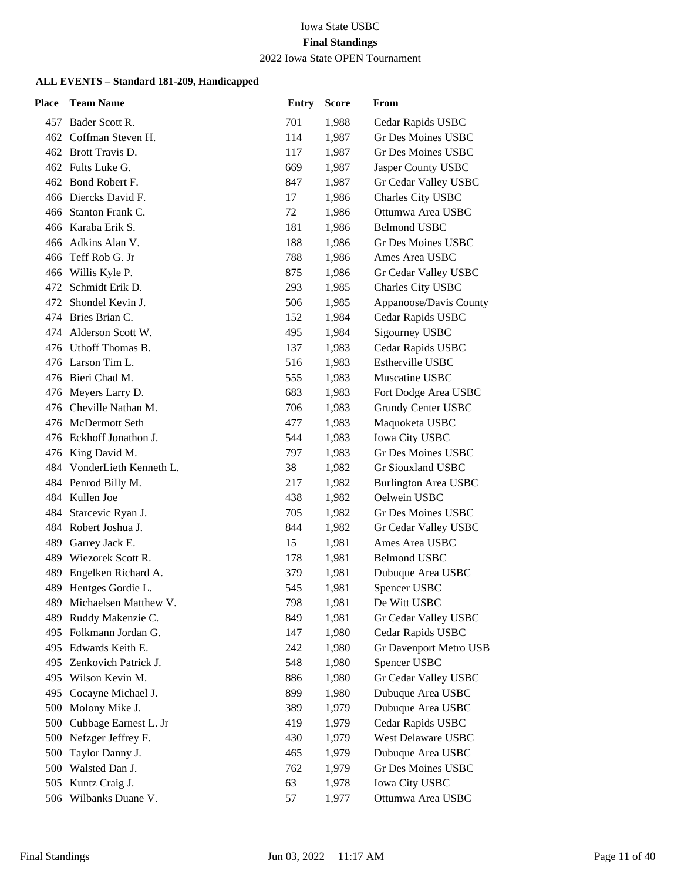Iowa State USBC

**Final Standings**

2022 Iowa State OPEN Tournament

#### ALL EVENTS – Standard 181-209, Handicapped

| Place | Team Name | Entry | Score | From |
|---|---|---|---|---|
| 457 | Bader Scott R. | 701 | 1,988 | Cedar Rapids USBC |
| 462 | Coffman Steven H. | 114 | 1,987 | Gr Des Moines USBC |
| 462 | Brott Travis D. | 117 | 1,987 | Gr Des Moines USBC |
| 462 | Fults Luke G. | 669 | 1,987 | Jasper County USBC |
| 462 | Bond Robert F. | 847 | 1,987 | Gr Cedar Valley USBC |
| 466 | Diercks David F. | 17 | 1,986 | Charles City USBC |
| 466 | Stanton Frank C. | 72 | 1,986 | Ottumwa Area USBC |
| 466 | Karaba Erik S. | 181 | 1,986 | Belmond USBC |
| 466 | Adkins Alan V. | 188 | 1,986 | Gr Des Moines USBC |
| 466 | Teff Rob G. Jr | 788 | 1,986 | Ames Area USBC |
| 466 | Willis Kyle P. | 875 | 1,986 | Gr Cedar Valley USBC |
| 472 | Schmidt Erik D. | 293 | 1,985 | Charles City USBC |
| 472 | Shondel Kevin J. | 506 | 1,985 | Appanoose/Davis County |
| 474 | Bries Brian C. | 152 | 1,984 | Cedar Rapids USBC |
| 474 | Alderson Scott W. | 495 | 1,984 | Sigourney USBC |
| 476 | Uthoff Thomas B. | 137 | 1,983 | Cedar Rapids USBC |
| 476 | Larson Tim L. | 516 | 1,983 | Estherville USBC |
| 476 | Bieri Chad M. | 555 | 1,983 | Muscatine USBC |
| 476 | Meyers Larry D. | 683 | 1,983 | Fort Dodge Area USBC |
| 476 | Cheville Nathan M. | 706 | 1,983 | Grundy Center USBC |
| 476 | McDermott Seth | 477 | 1,983 | Maquoketa USBC |
| 476 | Eckhoff Jonathon J. | 544 | 1,983 | Iowa City USBC |
| 476 | King David M. | 797 | 1,983 | Gr Des Moines USBC |
| 484 | VonderLieth Kenneth L. | 38 | 1,982 | Gr Siouxland USBC |
| 484 | Penrod Billy M. | 217 | 1,982 | Burlington Area USBC |
| 484 | Kullen Joe | 438 | 1,982 | Oelwein USBC |
| 484 | Starcevic Ryan J. | 705 | 1,982 | Gr Des Moines USBC |
| 484 | Robert Joshua J. | 844 | 1,982 | Gr Cedar Valley USBC |
| 489 | Garrey Jack E. | 15 | 1,981 | Ames Area USBC |
| 489 | Wiezorek Scott R. | 178 | 1,981 | Belmond USBC |
| 489 | Engelken Richard A. | 379 | 1,981 | Dubuque Area USBC |
| 489 | Hentges Gordie L. | 545 | 1,981 | Spencer USBC |
| 489 | Michaelsen Matthew V. | 798 | 1,981 | De Witt USBC |
| 489 | Ruddy Makenzie C. | 849 | 1,981 | Gr Cedar Valley USBC |
| 495 | Folkmann Jordan G. | 147 | 1,980 | Cedar Rapids USBC |
| 495 | Edwards Keith E. | 242 | 1,980 | Gr Davenport Metro USB |
| 495 | Zenkovich Patrick J. | 548 | 1,980 | Spencer USBC |
| 495 | Wilson Kevin M. | 886 | 1,980 | Gr Cedar Valley USBC |
| 495 | Cocayne Michael J. | 899 | 1,980 | Dubuque Area USBC |
| 500 | Molony Mike J. | 389 | 1,979 | Dubuque Area USBC |
| 500 | Cubbage Earnest L. Jr | 419 | 1,979 | Cedar Rapids USBC |
| 500 | Nefzger Jeffrey F. | 430 | 1,979 | West Delaware USBC |
| 500 | Taylor Danny J. | 465 | 1,979 | Dubuque Area USBC |
| 500 | Walsted Dan J. | 762 | 1,979 | Gr Des Moines USBC |
| 505 | Kuntz Craig J. | 63 | 1,978 | Iowa City USBC |
| 506 | Wilbanks Duane V. | 57 | 1,977 | Ottumwa Area USBC |

Final Standings — Jun 03, 2022 11:17 AM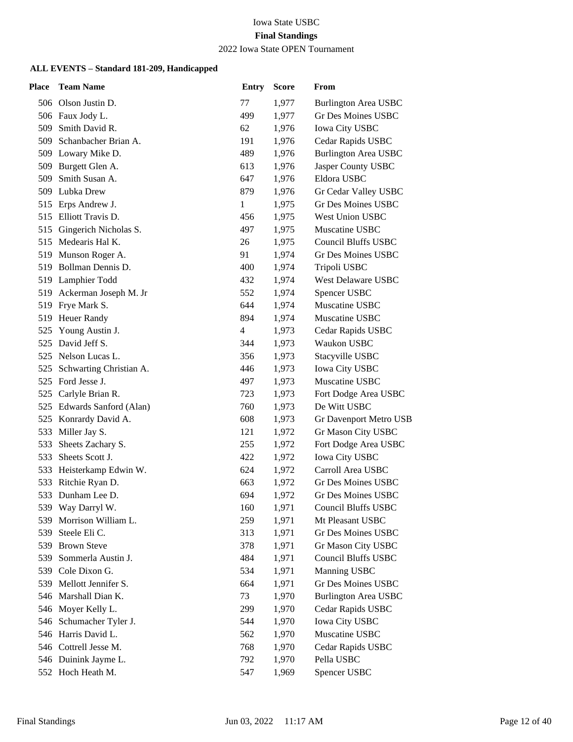Iowa State USBC

**Final Standings**

2022 Iowa State OPEN Tournament

### ALL EVENTS – Standard 181-209, Handicapped

| Place | Team Name | Entry | Score | From |
|---|---|---|---|---|
| 506 | Olson Justin D. | 77 | 1,977 | Burlington Area USBC |
| 506 | Faux Jody L. | 499 | 1,977 | Gr Des Moines USBC |
| 509 | Smith David R. | 62 | 1,976 | Iowa City USBC |
| 509 | Schanbacher Brian A. | 191 | 1,976 | Cedar Rapids USBC |
| 509 | Lowary Mike D. | 489 | 1,976 | Burlington Area USBC |
| 509 | Burgett Glen A. | 613 | 1,976 | Jasper County USBC |
| 509 | Smith Susan A. | 647 | 1,976 | Eldora USBC |
| 509 | Lubka Drew | 879 | 1,976 | Gr Cedar Valley USBC |
| 515 | Erps Andrew J. | 1 | 1,975 | Gr Des Moines USBC |
| 515 | Elliott Travis D. | 456 | 1,975 | West Union USBC |
| 515 | Gingerich Nicholas S. | 497 | 1,975 | Muscatine USBC |
| 515 | Medearis Hal K. | 26 | 1,975 | Council Bluffs USBC |
| 519 | Munson Roger A. | 91 | 1,974 | Gr Des Moines USBC |
| 519 | Bollman Dennis D. | 400 | 1,974 | Tripoli USBC |
| 519 | Lamphier Todd | 432 | 1,974 | West Delaware USBC |
| 519 | Ackerman Joseph M. Jr | 552 | 1,974 | Spencer USBC |
| 519 | Frye Mark S. | 644 | 1,974 | Muscatine USBC |
| 519 | Heuer Randy | 894 | 1,974 | Muscatine USBC |
| 525 | Young Austin J. | 4 | 1,973 | Cedar Rapids USBC |
| 525 | David Jeff S. | 344 | 1,973 | Waukon USBC |
| 525 | Nelson Lucas L. | 356 | 1,973 | Stacyville USBC |
| 525 | Schwarting Christian A. | 446 | 1,973 | Iowa City USBC |
| 525 | Ford Jesse J. | 497 | 1,973 | Muscatine USBC |
| 525 | Carlyle Brian R. | 723 | 1,973 | Fort Dodge Area USBC |
| 525 | Edwards Sanford (Alan) | 760 | 1,973 | De Witt USBC |
| 525 | Konrardy David A. | 608 | 1,973 | Gr Davenport Metro USB |
| 533 | Miller Jay S. | 121 | 1,972 | Gr Mason City USBC |
| 533 | Sheets Zachary S. | 255 | 1,972 | Fort Dodge Area USBC |
| 533 | Sheets Scott J. | 422 | 1,972 | Iowa City USBC |
| 533 | Heisterkamp Edwin W. | 624 | 1,972 | Carroll Area USBC |
| 533 | Ritchie Ryan D. | 663 | 1,972 | Gr Des Moines USBC |
| 533 | Dunham Lee D. | 694 | 1,972 | Gr Des Moines USBC |
| 539 | Way Darryl W. | 160 | 1,971 | Council Bluffs USBC |
| 539 | Morrison William L. | 259 | 1,971 | Mt Pleasant USBC |
| 539 | Steele Eli C. | 313 | 1,971 | Gr Des Moines USBC |
| 539 | Brown Steve | 378 | 1,971 | Gr Mason City USBC |
| 539 | Sommerla Austin J. | 484 | 1,971 | Council Bluffs USBC |
| 539 | Cole Dixon G. | 534 | 1,971 | Manning USBC |
| 539 | Mellott Jennifer S. | 664 | 1,971 | Gr Des Moines USBC |
| 546 | Marshall Dian K. | 73 | 1,970 | Burlington Area USBC |
| 546 | Moyer Kelly L. | 299 | 1,970 | Cedar Rapids USBC |
| 546 | Schumacher Tyler J. | 544 | 1,970 | Iowa City USBC |
| 546 | Harris David L. | 562 | 1,970 | Muscatine USBC |
| 546 | Cottrell Jesse M. | 768 | 1,970 | Cedar Rapids USBC |
| 546 | Duinink Jayme L. | 792 | 1,970 | Pella USBC |
| 552 | Hoch Heath M. | 547 | 1,969 | Spencer USBC |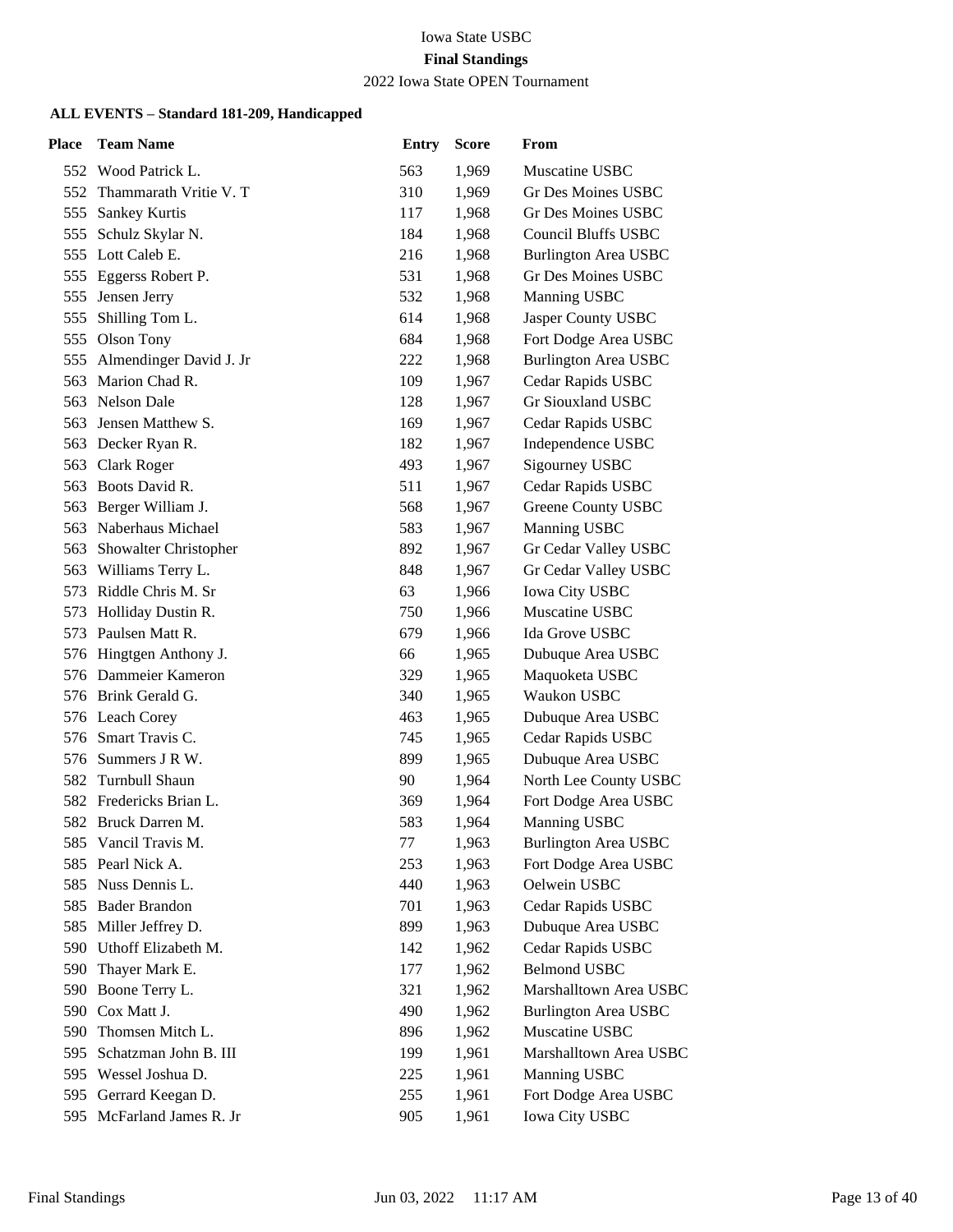Iowa State USBC

**Final Standings**

2022 Iowa State OPEN Tournament

**ALL EVENTS – Standard 181-209, Handicapped**

| Place | Team Name | Entry | Score | From |
|---|---|---|---|---|
| 552 | Wood Patrick L. | 563 | 1,969 | Muscatine USBC |
| 552 | Thammarath Vritie V. T | 310 | 1,969 | Gr Des Moines USBC |
| 555 | Sankey Kurtis | 117 | 1,968 | Gr Des Moines USBC |
| 555 | Schulz Skylar N. | 184 | 1,968 | Council Bluffs USBC |
| 555 | Lott Caleb E. | 216 | 1,968 | Burlington Area USBC |
| 555 | Eggerss Robert P. | 531 | 1,968 | Gr Des Moines USBC |
| 555 | Jensen Jerry | 532 | 1,968 | Manning USBC |
| 555 | Shilling Tom L. | 614 | 1,968 | Jasper County USBC |
| 555 | Olson Tony | 684 | 1,968 | Fort Dodge Area USBC |
| 555 | Almendinger David J. Jr | 222 | 1,968 | Burlington Area USBC |
| 563 | Marion Chad R. | 109 | 1,967 | Cedar Rapids USBC |
| 563 | Nelson Dale | 128 | 1,967 | Gr Siouxland USBC |
| 563 | Jensen Matthew S. | 169 | 1,967 | Cedar Rapids USBC |
| 563 | Decker Ryan R. | 182 | 1,967 | Independence USBC |
| 563 | Clark Roger | 493 | 1,967 | Sigourney USBC |
| 563 | Boots David R. | 511 | 1,967 | Cedar Rapids USBC |
| 563 | Berger William J. | 568 | 1,967 | Greene County USBC |
| 563 | Naberhaus Michael | 583 | 1,967 | Manning USBC |
| 563 | Showalter Christopher | 892 | 1,967 | Gr Cedar Valley USBC |
| 563 | Williams Terry L. | 848 | 1,967 | Gr Cedar Valley USBC |
| 573 | Riddle Chris M. Sr | 63 | 1,966 | Iowa City USBC |
| 573 | Holliday Dustin R. | 750 | 1,966 | Muscatine USBC |
| 573 | Paulsen Matt R. | 679 | 1,966 | Ida Grove USBC |
| 576 | Hingtgen Anthony J. | 66 | 1,965 | Dubuque Area USBC |
| 576 | Dammeier Kameron | 329 | 1,965 | Maquoketa USBC |
| 576 | Brink Gerald G. | 340 | 1,965 | Waukon USBC |
| 576 | Leach Corey | 463 | 1,965 | Dubuque Area USBC |
| 576 | Smart Travis C. | 745 | 1,965 | Cedar Rapids USBC |
| 576 | Summers J R W. | 899 | 1,965 | Dubuque Area USBC |
| 582 | Turnbull Shaun | 90 | 1,964 | North Lee County USBC |
| 582 | Fredericks Brian L. | 369 | 1,964 | Fort Dodge Area USBC |
| 582 | Bruck Darren M. | 583 | 1,964 | Manning USBC |
| 585 | Vancil Travis M. | 77 | 1,963 | Burlington Area USBC |
| 585 | Pearl Nick A. | 253 | 1,963 | Fort Dodge Area USBC |
| 585 | Nuss Dennis L. | 440 | 1,963 | Oelwein USBC |
| 585 | Bader Brandon | 701 | 1,963 | Cedar Rapids USBC |
| 585 | Miller Jeffrey D. | 899 | 1,963 | Dubuque Area USBC |
| 590 | Uthoff Elizabeth M. | 142 | 1,962 | Cedar Rapids USBC |
| 590 | Thayer Mark E. | 177 | 1,962 | Belmond USBC |
| 590 | Boone Terry L. | 321 | 1,962 | Marshalltown Area USBC |
| 590 | Cox Matt J. | 490 | 1,962 | Burlington Area USBC |
| 590 | Thomsen Mitch L. | 896 | 1,962 | Muscatine USBC |
| 595 | Schatzman John B. III | 199 | 1,961 | Marshalltown Area USBC |
| 595 | Wessel Joshua D. | 225 | 1,961 | Manning USBC |
| 595 | Gerrard Keegan D. | 255 | 1,961 | Fort Dodge Area USBC |
| 595 | McFarland James R. Jr | 905 | 1,961 | Iowa City USBC |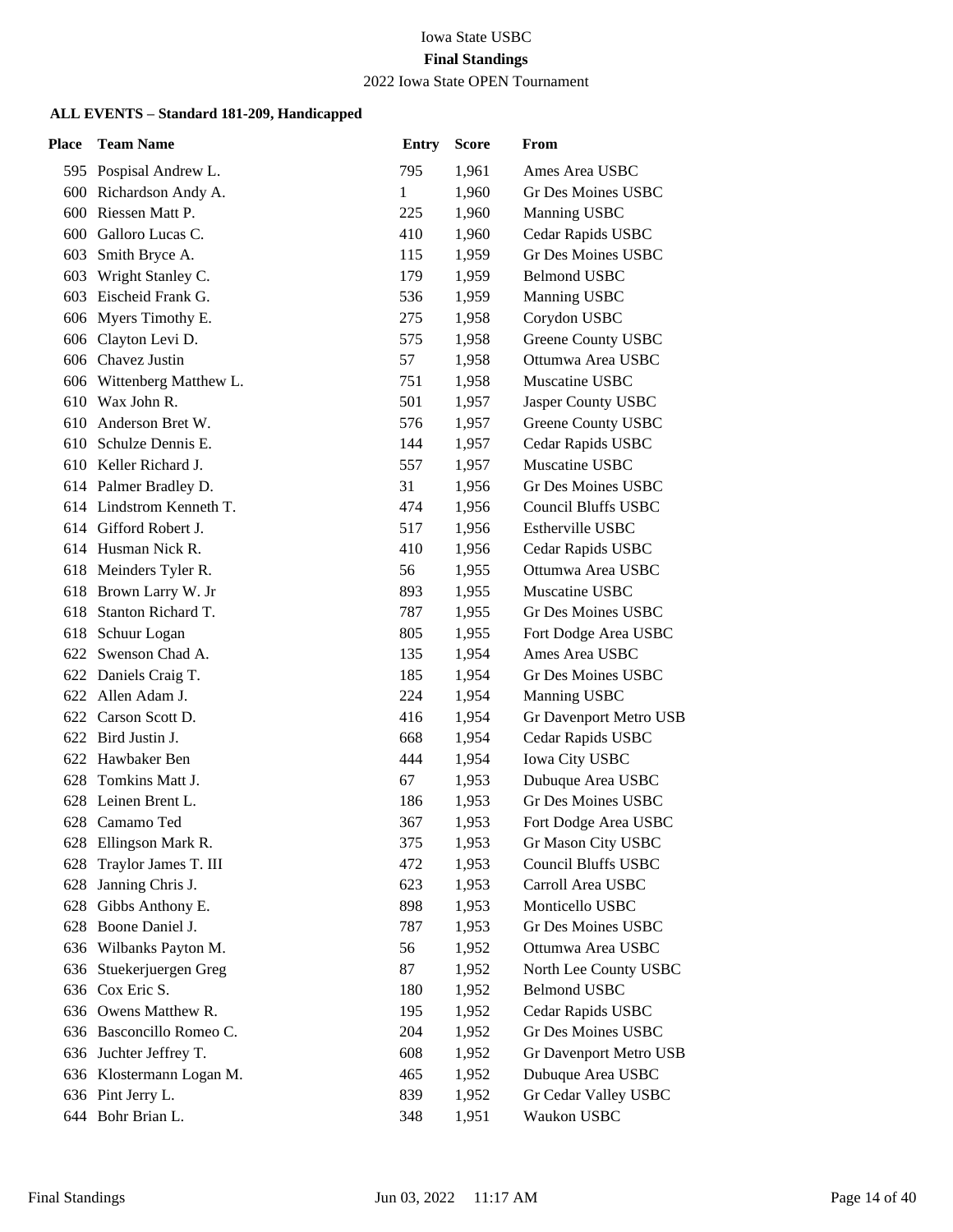Iowa State USBC

**Final Standings**

2022 Iowa State OPEN Tournament

**ALL EVENTS – Standard 181-209, Handicapped**

| Place | Team Name | Entry | Score | From |
|---|---|---|---|---|
| 595 | Pospisal Andrew L. | 795 | 1,961 | Ames Area USBC |
| 600 | Richardson Andy A. | 1 | 1,960 | Gr Des Moines USBC |
| 600 | Riessen Matt P. | 225 | 1,960 | Manning USBC |
| 600 | Galloro Lucas C. | 410 | 1,960 | Cedar Rapids USBC |
| 603 | Smith Bryce A. | 115 | 1,959 | Gr Des Moines USBC |
| 603 | Wright Stanley C. | 179 | 1,959 | Belmond USBC |
| 603 | Eischeid Frank G. | 536 | 1,959 | Manning USBC |
| 606 | Myers Timothy E. | 275 | 1,958 | Corydon USBC |
| 606 | Clayton Levi D. | 575 | 1,958 | Greene County USBC |
| 606 | Chavez Justin | 57 | 1,958 | Ottumwa Area USBC |
| 606 | Wittenberg Matthew L. | 751 | 1,958 | Muscatine USBC |
| 610 | Wax John R. | 501 | 1,957 | Jasper County USBC |
| 610 | Anderson Bret W. | 576 | 1,957 | Greene County USBC |
| 610 | Schulze Dennis E. | 144 | 1,957 | Cedar Rapids USBC |
| 610 | Keller Richard J. | 557 | 1,957 | Muscatine USBC |
| 614 | Palmer Bradley D. | 31 | 1,956 | Gr Des Moines USBC |
| 614 | Lindstrom Kenneth T. | 474 | 1,956 | Council Bluffs USBC |
| 614 | Gifford Robert J. | 517 | 1,956 | Estherville USBC |
| 614 | Husman Nick R. | 410 | 1,956 | Cedar Rapids USBC |
| 618 | Meinders Tyler R. | 56 | 1,955 | Ottumwa Area USBC |
| 618 | Brown Larry W. Jr | 893 | 1,955 | Muscatine USBC |
| 618 | Stanton Richard T. | 787 | 1,955 | Gr Des Moines USBC |
| 618 | Schuur Logan | 805 | 1,955 | Fort Dodge Area USBC |
| 622 | Swenson Chad A. | 135 | 1,954 | Ames Area USBC |
| 622 | Daniels Craig T. | 185 | 1,954 | Gr Des Moines USBC |
| 622 | Allen Adam J. | 224 | 1,954 | Manning USBC |
| 622 | Carson Scott D. | 416 | 1,954 | Gr Davenport Metro USB |
| 622 | Bird Justin J. | 668 | 1,954 | Cedar Rapids USBC |
| 622 | Hawbaker Ben | 444 | 1,954 | Iowa City USBC |
| 628 | Tomkins Matt J. | 67 | 1,953 | Dubuque Area USBC |
| 628 | Leinen Brent L. | 186 | 1,953 | Gr Des Moines USBC |
| 628 | Camamo Ted | 367 | 1,953 | Fort Dodge Area USBC |
| 628 | Ellingson Mark R. | 375 | 1,953 | Gr Mason City USBC |
| 628 | Traylor James T. III | 472 | 1,953 | Council Bluffs USBC |
| 628 | Janning Chris J. | 623 | 1,953 | Carroll Area USBC |
| 628 | Gibbs Anthony E. | 898 | 1,953 | Monticello USBC |
| 628 | Boone Daniel J. | 787 | 1,953 | Gr Des Moines USBC |
| 636 | Wilbanks Payton M. | 56 | 1,952 | Ottumwa Area USBC |
| 636 | Stuekerjuergen Greg | 87 | 1,952 | North Lee County USBC |
| 636 | Cox Eric S. | 180 | 1,952 | Belmond USBC |
| 636 | Owens Matthew R. | 195 | 1,952 | Cedar Rapids USBC |
| 636 | Basconcillo Romeo C. | 204 | 1,952 | Gr Des Moines USBC |
| 636 | Juchter Jeffrey T. | 608 | 1,952 | Gr Davenport Metro USB |
| 636 | Klostermann Logan M. | 465 | 1,952 | Dubuque Area USBC |
| 636 | Pint Jerry L. | 839 | 1,952 | Gr Cedar Valley USBC |
| 644 | Bohr Brian L. | 348 | 1,951 | Waukon USBC |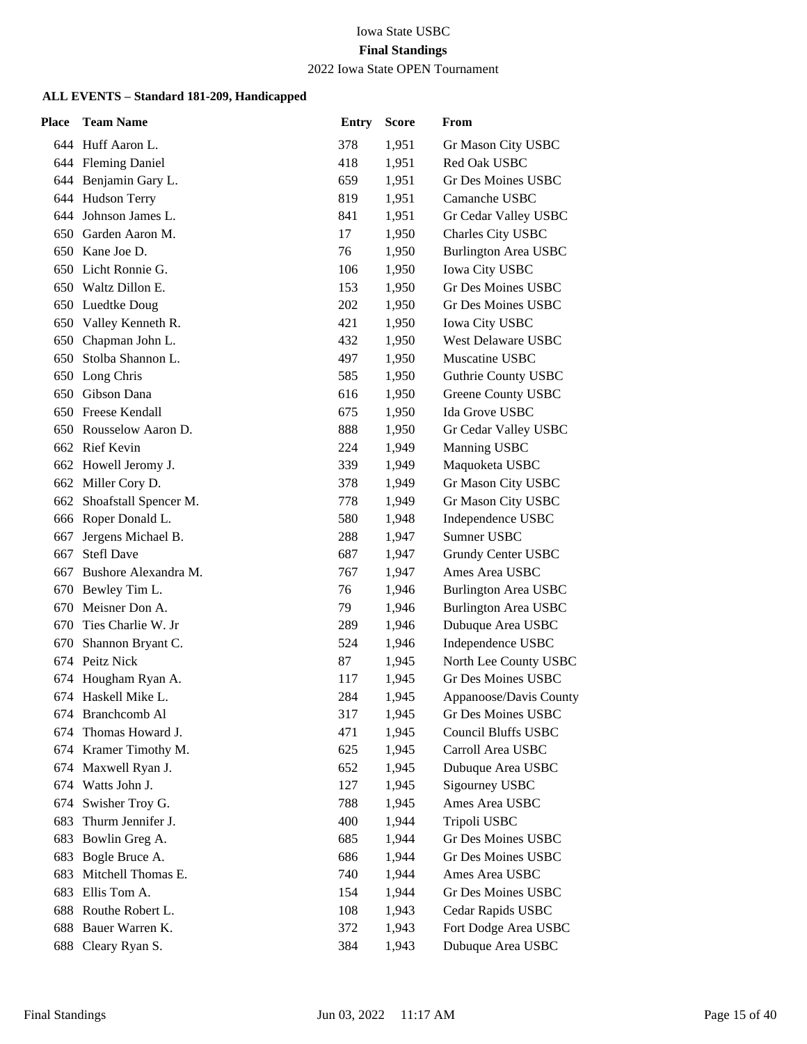Iowa State USBC

**Final Standings**

2022 Iowa State OPEN Tournament

**ALL EVENTS – Standard 181-209, Handicapped**

| Place | Team Name | Entry | Score | From |
|---|---|---|---|---|
| 644 | Huff Aaron L. | 378 | 1,951 | Gr Mason City USBC |
| 644 | Fleming Daniel | 418 | 1,951 | Red Oak USBC |
| 644 | Benjamin Gary L. | 659 | 1,951 | Gr Des Moines USBC |
| 644 | Hudson Terry | 819 | 1,951 | Camanche USBC |
| 644 | Johnson James L. | 841 | 1,951 | Gr Cedar Valley USBC |
| 650 | Garden Aaron M. | 17 | 1,950 | Charles City USBC |
| 650 | Kane Joe D. | 76 | 1,950 | Burlington Area USBC |
| 650 | Licht Ronnie G. | 106 | 1,950 | Iowa City USBC |
| 650 | Waltz Dillon E. | 153 | 1,950 | Gr Des Moines USBC |
| 650 | Luedtke Doug | 202 | 1,950 | Gr Des Moines USBC |
| 650 | Valley Kenneth R. | 421 | 1,950 | Iowa City USBC |
| 650 | Chapman John L. | 432 | 1,950 | West Delaware USBC |
| 650 | Stolba Shannon L. | 497 | 1,950 | Muscatine USBC |
| 650 | Long Chris | 585 | 1,950 | Guthrie County USBC |
| 650 | Gibson Dana | 616 | 1,950 | Greene County USBC |
| 650 | Freese Kendall | 675 | 1,950 | Ida Grove USBC |
| 650 | Rousselow Aaron D. | 888 | 1,950 | Gr Cedar Valley USBC |
| 662 | Rief Kevin | 224 | 1,949 | Manning USBC |
| 662 | Howell Jeromy J. | 339 | 1,949 | Maquoketa USBC |
| 662 | Miller Cory D. | 378 | 1,949 | Gr Mason City USBC |
| 662 | Shoafstall Spencer M. | 778 | 1,949 | Gr Mason City USBC |
| 666 | Roper Donald L. | 580 | 1,948 | Independence USBC |
| 667 | Jergens Michael B. | 288 | 1,947 | Sumner USBC |
| 667 | Stefl Dave | 687 | 1,947 | Grundy Center USBC |
| 667 | Bushore Alexandra M. | 767 | 1,947 | Ames Area USBC |
| 670 | Bewley Tim L. | 76 | 1,946 | Burlington Area USBC |
| 670 | Meisner Don A. | 79 | 1,946 | Burlington Area USBC |
| 670 | Ties Charlie W. Jr | 289 | 1,946 | Dubuque Area USBC |
| 670 | Shannon Bryant C. | 524 | 1,946 | Independence USBC |
| 674 | Peitz Nick | 87 | 1,945 | North Lee County USBC |
| 674 | Hougham Ryan A. | 117 | 1,945 | Gr Des Moines USBC |
| 674 | Haskell Mike L. | 284 | 1,945 | Appanoose/Davis County |
| 674 | Branchcomb Al | 317 | 1,945 | Gr Des Moines USBC |
| 674 | Thomas Howard J. | 471 | 1,945 | Council Bluffs USBC |
| 674 | Kramer Timothy M. | 625 | 1,945 | Carroll Area USBC |
| 674 | Maxwell Ryan J. | 652 | 1,945 | Dubuque Area USBC |
| 674 | Watts John J. | 127 | 1,945 | Sigourney USBC |
| 674 | Swisher Troy G. | 788 | 1,945 | Ames Area USBC |
| 683 | Thurm Jennifer J. | 400 | 1,944 | Tripoli USBC |
| 683 | Bowlin Greg A. | 685 | 1,944 | Gr Des Moines USBC |
| 683 | Bogle Bruce A. | 686 | 1,944 | Gr Des Moines USBC |
| 683 | Mitchell Thomas E. | 740 | 1,944 | Ames Area USBC |
| 683 | Ellis Tom A. | 154 | 1,944 | Gr Des Moines USBC |
| 688 | Routhe Robert L. | 108 | 1,943 | Cedar Rapids USBC |
| 688 | Bauer Warren K. | 372 | 1,943 | Fort Dodge Area USBC |
| 688 | Cleary Ryan S. | 384 | 1,943 | Dubuque Area USBC |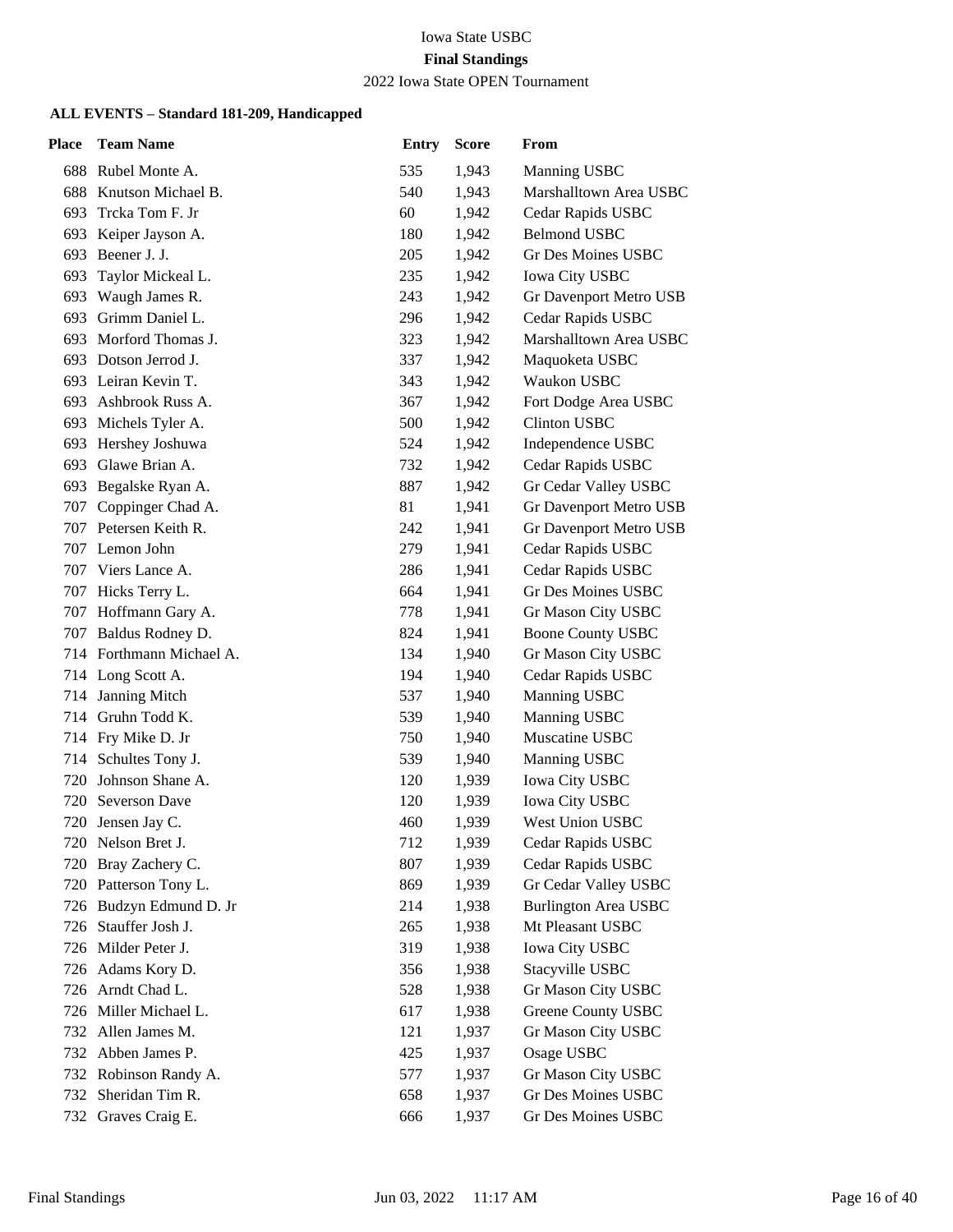Iowa State USBC

**Final Standings**

2022 Iowa State OPEN Tournament

**ALL EVENTS – Standard 181-209, Handicapped**

| Place | Team Name | Entry | Score | From |
|---|---|---|---|---|
| 688 | Rubel Monte A. | 535 | 1,943 | Manning USBC |
| 688 | Knutson Michael B. | 540 | 1,943 | Marshalltown Area USBC |
| 693 | Trcka Tom F. Jr | 60 | 1,942 | Cedar Rapids USBC |
| 693 | Keiper Jayson A. | 180 | 1,942 | Belmond USBC |
| 693 | Beener J. J. | 205 | 1,942 | Gr Des Moines USBC |
| 693 | Taylor Mickeal L. | 235 | 1,942 | Iowa City USBC |
| 693 | Waugh James R. | 243 | 1,942 | Gr Davenport Metro USB |
| 693 | Grimm Daniel L. | 296 | 1,942 | Cedar Rapids USBC |
| 693 | Morford Thomas J. | 323 | 1,942 | Marshalltown Area USBC |
| 693 | Dotson Jerrod J. | 337 | 1,942 | Maquoketa USBC |
| 693 | Leiran Kevin T. | 343 | 1,942 | Waukon USBC |
| 693 | Ashbrook Russ A. | 367 | 1,942 | Fort Dodge Area USBC |
| 693 | Michels Tyler A. | 500 | 1,942 | Clinton USBC |
| 693 | Hershey Joshuwa | 524 | 1,942 | Independence USBC |
| 693 | Glawe Brian A. | 732 | 1,942 | Cedar Rapids USBC |
| 693 | Begalske Ryan A. | 887 | 1,942 | Gr Cedar Valley USBC |
| 707 | Coppinger Chad A. | 81 | 1,941 | Gr Davenport Metro USB |
| 707 | Petersen Keith R. | 242 | 1,941 | Gr Davenport Metro USB |
| 707 | Lemon John | 279 | 1,941 | Cedar Rapids USBC |
| 707 | Viers Lance A. | 286 | 1,941 | Cedar Rapids USBC |
| 707 | Hicks Terry L. | 664 | 1,941 | Gr Des Moines USBC |
| 707 | Hoffmann Gary A. | 778 | 1,941 | Gr Mason City USBC |
| 707 | Baldus Rodney D. | 824 | 1,941 | Boone County USBC |
| 714 | Forthmann Michael A. | 134 | 1,940 | Gr Mason City USBC |
| 714 | Long Scott A. | 194 | 1,940 | Cedar Rapids USBC |
| 714 | Janning Mitch | 537 | 1,940 | Manning USBC |
| 714 | Gruhn Todd K. | 539 | 1,940 | Manning USBC |
| 714 | Fry Mike D. Jr | 750 | 1,940 | Muscatine USBC |
| 714 | Schultes Tony J. | 539 | 1,940 | Manning USBC |
| 720 | Johnson Shane A. | 120 | 1,939 | Iowa City USBC |
| 720 | Severson Dave | 120 | 1,939 | Iowa City USBC |
| 720 | Jensen Jay C. | 460 | 1,939 | West Union USBC |
| 720 | Nelson Bret J. | 712 | 1,939 | Cedar Rapids USBC |
| 720 | Bray Zachery C. | 807 | 1,939 | Cedar Rapids USBC |
| 720 | Patterson Tony L. | 869 | 1,939 | Gr Cedar Valley USBC |
| 726 | Budzyn Edmund D. Jr | 214 | 1,938 | Burlington Area USBC |
| 726 | Stauffer Josh J. | 265 | 1,938 | Mt Pleasant USBC |
| 726 | Milder Peter J. | 319 | 1,938 | Iowa City USBC |
| 726 | Adams Kory D. | 356 | 1,938 | Stacyville USBC |
| 726 | Arndt Chad L. | 528 | 1,938 | Gr Mason City USBC |
| 726 | Miller Michael L. | 617 | 1,938 | Greene County USBC |
| 732 | Allen James M. | 121 | 1,937 | Gr Mason City USBC |
| 732 | Abben James P. | 425 | 1,937 | Osage USBC |
| 732 | Robinson Randy A. | 577 | 1,937 | Gr Mason City USBC |
| 732 | Sheridan Tim R. | 658 | 1,937 | Gr Des Moines USBC |
| 732 | Graves Craig E. | 666 | 1,937 | Gr Des Moines USBC |

Final Standings Jun 03, 2022 11:17 AM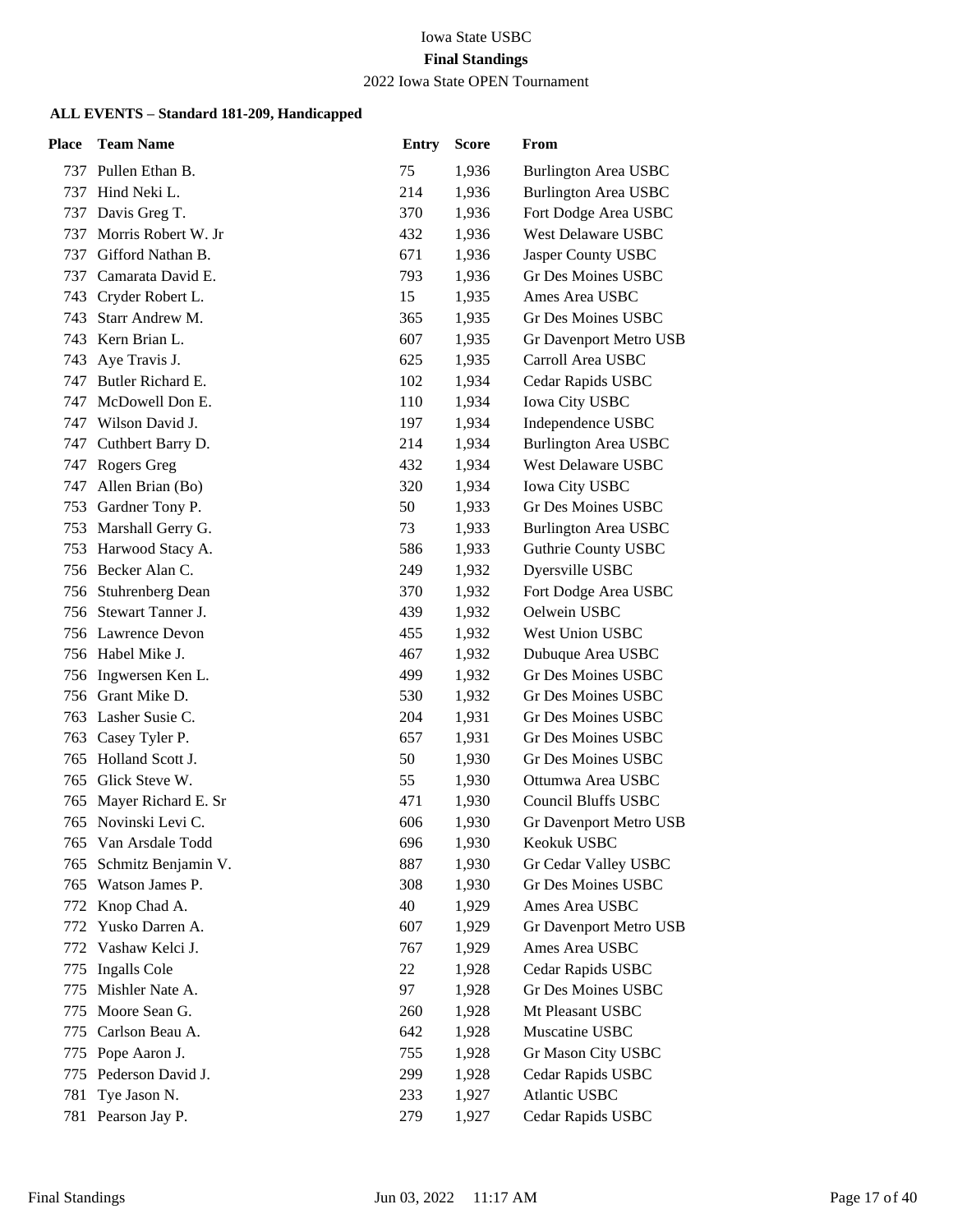Iowa State USBC

**Final Standings**

2022 Iowa State OPEN Tournament

**ALL EVENTS – Standard 181-209, Handicapped**

| Place | Team Name | Entry | Score | From |
|---|---|---|---|---|
| 737 | Pullen Ethan B. | 75 | 1,936 | Burlington Area USBC |
| 737 | Hind Neki L. | 214 | 1,936 | Burlington Area USBC |
| 737 | Davis Greg T. | 370 | 1,936 | Fort Dodge Area USBC |
| 737 | Morris Robert W. Jr | 432 | 1,936 | West Delaware USBC |
| 737 | Gifford Nathan B. | 671 | 1,936 | Jasper County USBC |
| 737 | Camarata David E. | 793 | 1,936 | Gr Des Moines USBC |
| 743 | Cryder Robert L. | 15 | 1,935 | Ames Area USBC |
| 743 | Starr Andrew M. | 365 | 1,935 | Gr Des Moines USBC |
| 743 | Kern Brian L. | 607 | 1,935 | Gr Davenport Metro USB |
| 743 | Aye Travis J. | 625 | 1,935 | Carroll Area USBC |
| 747 | Butler Richard E. | 102 | 1,934 | Cedar Rapids USBC |
| 747 | McDowell Don E. | 110 | 1,934 | Iowa City USBC |
| 747 | Wilson David J. | 197 | 1,934 | Independence USBC |
| 747 | Cuthbert Barry D. | 214 | 1,934 | Burlington Area USBC |
| 747 | Rogers Greg | 432 | 1,934 | West Delaware USBC |
| 747 | Allen Brian (Bo) | 320 | 1,934 | Iowa City USBC |
| 753 | Gardner Tony P. | 50 | 1,933 | Gr Des Moines USBC |
| 753 | Marshall Gerry G. | 73 | 1,933 | Burlington Area USBC |
| 753 | Harwood Stacy A. | 586 | 1,933 | Guthrie County USBC |
| 756 | Becker Alan C. | 249 | 1,932 | Dyersville USBC |
| 756 | Stuhrenberg Dean | 370 | 1,932 | Fort Dodge Area USBC |
| 756 | Stewart Tanner J. | 439 | 1,932 | Oelwein USBC |
| 756 | Lawrence Devon | 455 | 1,932 | West Union USBC |
| 756 | Habel Mike J. | 467 | 1,932 | Dubuque Area USBC |
| 756 | Ingwersen Ken L. | 499 | 1,932 | Gr Des Moines USBC |
| 756 | Grant Mike D. | 530 | 1,932 | Gr Des Moines USBC |
| 763 | Lasher Susie C. | 204 | 1,931 | Gr Des Moines USBC |
| 763 | Casey Tyler P. | 657 | 1,931 | Gr Des Moines USBC |
| 765 | Holland Scott J. | 50 | 1,930 | Gr Des Moines USBC |
| 765 | Glick Steve W. | 55 | 1,930 | Ottumwa Area USBC |
| 765 | Mayer Richard E. Sr | 471 | 1,930 | Council Bluffs USBC |
| 765 | Novinski Levi C. | 606 | 1,930 | Gr Davenport Metro USB |
| 765 | Van Arsdale Todd | 696 | 1,930 | Keokuk USBC |
| 765 | Schmitz Benjamin V. | 887 | 1,930 | Gr Cedar Valley USBC |
| 765 | Watson James P. | 308 | 1,930 | Gr Des Moines USBC |
| 772 | Knop Chad A. | 40 | 1,929 | Ames Area USBC |
| 772 | Yusko Darren A. | 607 | 1,929 | Gr Davenport Metro USB |
| 772 | Vashaw Kelci J. | 767 | 1,929 | Ames Area USBC |
| 775 | Ingalls Cole | 22 | 1,928 | Cedar Rapids USBC |
| 775 | Mishler Nate A. | 97 | 1,928 | Gr Des Moines USBC |
| 775 | Moore Sean G. | 260 | 1,928 | Mt Pleasant USBC |
| 775 | Carlson Beau A. | 642 | 1,928 | Muscatine USBC |
| 775 | Pope Aaron J. | 755 | 1,928 | Gr Mason City USBC |
| 775 | Pederson David J. | 299 | 1,928 | Cedar Rapids USBC |
| 781 | Tye Jason N. | 233 | 1,927 | Atlantic USBC |
| 781 | Pearson Jay P. | 279 | 1,927 | Cedar Rapids USBC |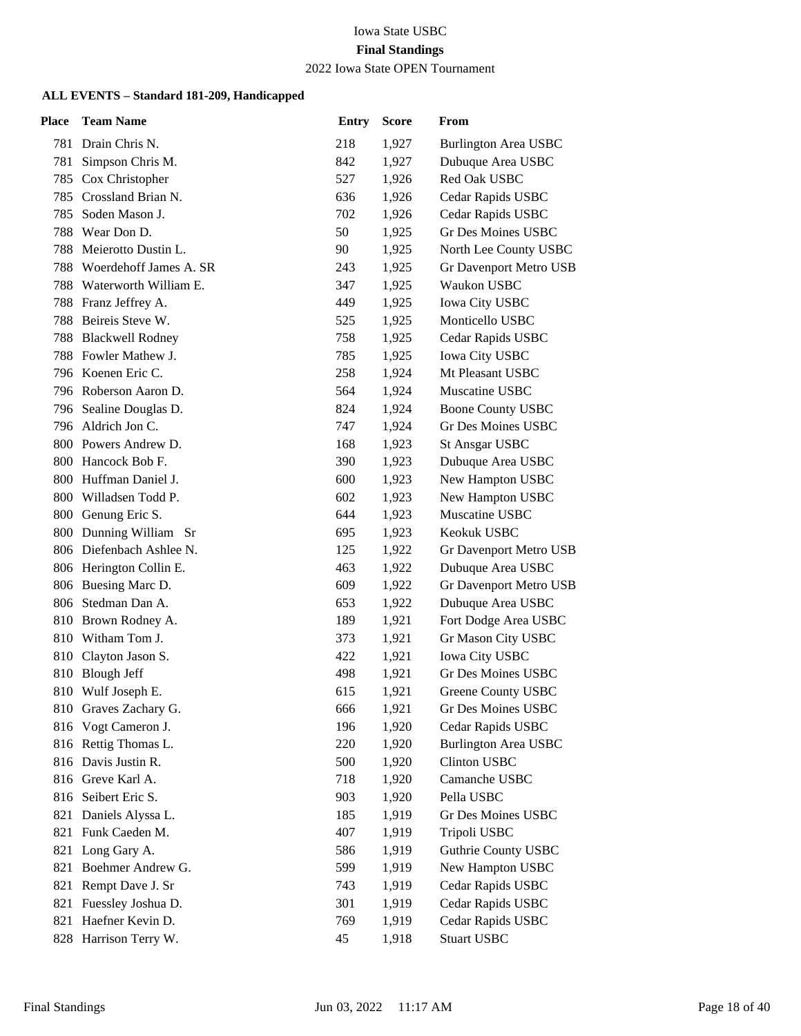Iowa State USBC

**Final Standings**

2022 Iowa State OPEN Tournament

**ALL EVENTS – Standard 181-209, Handicapped**

| Place | Team Name | Entry | Score | From |
|---|---|---|---|---|
| 781 | Drain Chris N. | 218 | 1,927 | Burlington Area USBC |
| 781 | Simpson Chris M. | 842 | 1,927 | Dubuque Area USBC |
| 785 | Cox Christopher | 527 | 1,926 | Red Oak USBC |
| 785 | Crossland Brian N. | 636 | 1,926 | Cedar Rapids USBC |
| 785 | Soden Mason J. | 702 | 1,926 | Cedar Rapids USBC |
| 788 | Wear Don D. | 50 | 1,925 | Gr Des Moines USBC |
| 788 | Meierotto Dustin L. | 90 | 1,925 | North Lee County USBC |
| 788 | Woerdehoff James A. SR | 243 | 1,925 | Gr Davenport Metro USB |
| 788 | Waterworth William E. | 347 | 1,925 | Waukon USBC |
| 788 | Franz Jeffrey A. | 449 | 1,925 | Iowa City USBC |
| 788 | Beireis Steve W. | 525 | 1,925 | Monticello USBC |
| 788 | Blackwell Rodney | 758 | 1,925 | Cedar Rapids USBC |
| 788 | Fowler Mathew J. | 785 | 1,925 | Iowa City USBC |
| 796 | Koenen Eric C. | 258 | 1,924 | Mt Pleasant USBC |
| 796 | Roberson Aaron D. | 564 | 1,924 | Muscatine USBC |
| 796 | Sealine Douglas D. | 824 | 1,924 | Boone County USBC |
| 796 | Aldrich Jon C. | 747 | 1,924 | Gr Des Moines USBC |
| 800 | Powers Andrew D. | 168 | 1,923 | St Ansgar USBC |
| 800 | Hancock Bob F. | 390 | 1,923 | Dubuque Area USBC |
| 800 | Huffman Daniel J. | 600 | 1,923 | New Hampton USBC |
| 800 | Willadsen Todd P. | 602 | 1,923 | New Hampton USBC |
| 800 | Genung Eric S. | 644 | 1,923 | Muscatine USBC |
| 800 | Dunning William Sr | 695 | 1,923 | Keokuk USBC |
| 806 | Diefenbach Ashlee N. | 125 | 1,922 | Gr Davenport Metro USB |
| 806 | Herington Collin E. | 463 | 1,922 | Dubuque Area USBC |
| 806 | Buesing Marc D. | 609 | 1,922 | Gr Davenport Metro USB |
| 806 | Stedman Dan A. | 653 | 1,922 | Dubuque Area USBC |
| 810 | Brown Rodney A. | 189 | 1,921 | Fort Dodge Area USBC |
| 810 | Witham Tom J. | 373 | 1,921 | Gr Mason City USBC |
| 810 | Clayton Jason S. | 422 | 1,921 | Iowa City USBC |
| 810 | Blough Jeff | 498 | 1,921 | Gr Des Moines USBC |
| 810 | Wulf Joseph E. | 615 | 1,921 | Greene County USBC |
| 810 | Graves Zachary G. | 666 | 1,921 | Gr Des Moines USBC |
| 816 | Vogt Cameron J. | 196 | 1,920 | Cedar Rapids USBC |
| 816 | Rettig Thomas L. | 220 | 1,920 | Burlington Area USBC |
| 816 | Davis Justin R. | 500 | 1,920 | Clinton USBC |
| 816 | Greve Karl A. | 718 | 1,920 | Camanche USBC |
| 816 | Seibert Eric S. | 903 | 1,920 | Pella USBC |
| 821 | Daniels Alyssa L. | 185 | 1,919 | Gr Des Moines USBC |
| 821 | Funk Caeden M. | 407 | 1,919 | Tripoli USBC |
| 821 | Long Gary A. | 586 | 1,919 | Guthrie County USBC |
| 821 | Boehmer Andrew G. | 599 | 1,919 | New Hampton USBC |
| 821 | Rempt Dave J. Sr | 743 | 1,919 | Cedar Rapids USBC |
| 821 | Fuessley Joshua D. | 301 | 1,919 | Cedar Rapids USBC |
| 821 | Haefner Kevin D. | 769 | 1,919 | Cedar Rapids USBC |
| 828 | Harrison Terry W. | 45 | 1,918 | Stuart USBC |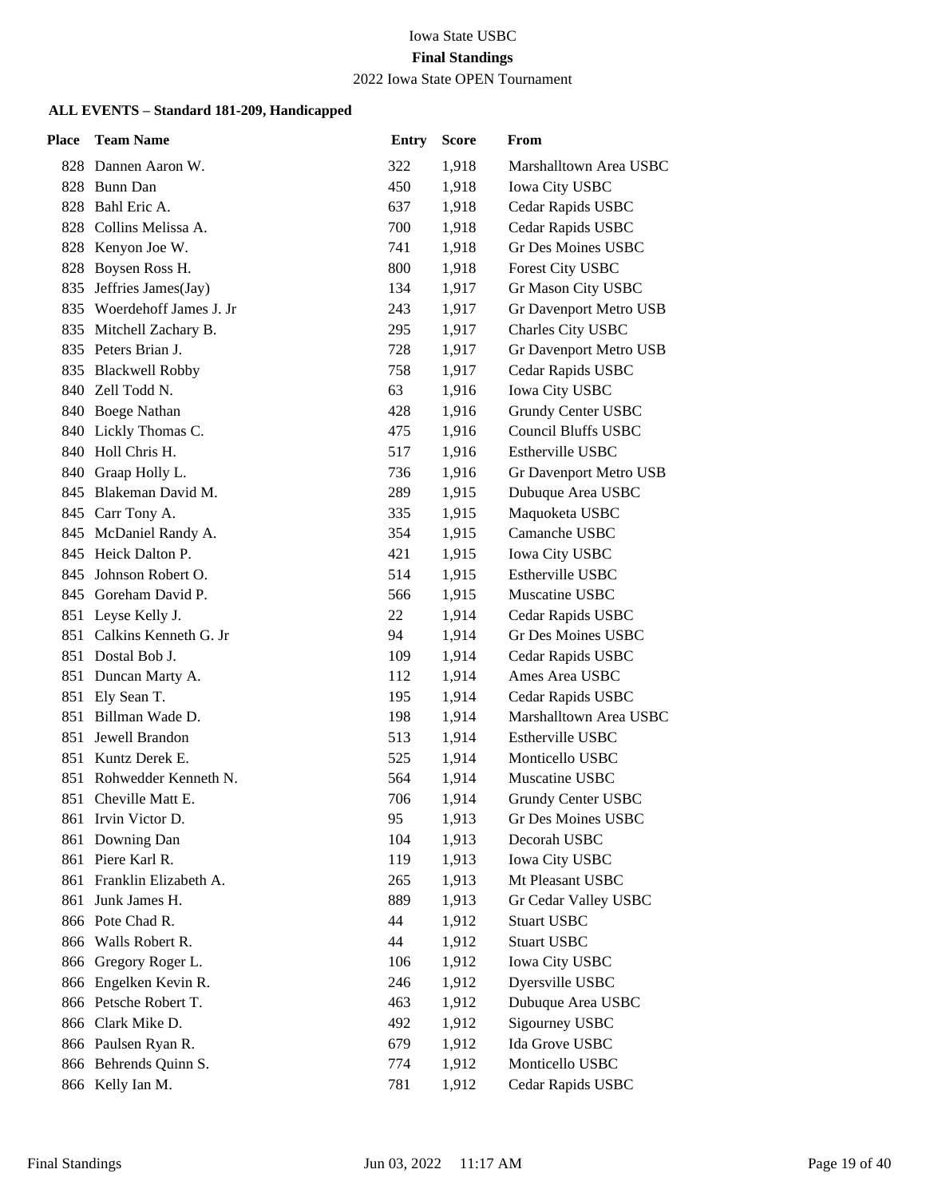Iowa State USBC

**Final Standings**

2022 Iowa State OPEN Tournament

### ALL EVENTS – Standard 181-209, Handicapped

| Place | Team Name | Entry | Score | From |
|---|---|---|---|---|
| 828 | Dannen Aaron W. | 322 | 1,918 | Marshalltown Area USBC |
| 828 | Bunn Dan | 450 | 1,918 | Iowa City USBC |
| 828 | Bahl Eric A. | 637 | 1,918 | Cedar Rapids USBC |
| 828 | Collins Melissa A. | 700 | 1,918 | Cedar Rapids USBC |
| 828 | Kenyon Joe W. | 741 | 1,918 | Gr Des Moines USBC |
| 828 | Boysen Ross H. | 800 | 1,918 | Forest City USBC |
| 835 | Jeffries James(Jay) | 134 | 1,917 | Gr Mason City USBC |
| 835 | Woerdehoff James J. Jr | 243 | 1,917 | Gr Davenport Metro USB |
| 835 | Mitchell Zachary B. | 295 | 1,917 | Charles City USBC |
| 835 | Peters Brian J. | 728 | 1,917 | Gr Davenport Metro USB |
| 835 | Blackwell Robby | 758 | 1,917 | Cedar Rapids USBC |
| 840 | Zell Todd N. | 63 | 1,916 | Iowa City USBC |
| 840 | Boege Nathan | 428 | 1,916 | Grundy Center USBC |
| 840 | Lickly Thomas C. | 475 | 1,916 | Council Bluffs USBC |
| 840 | Holl Chris H. | 517 | 1,916 | Estherville USBC |
| 840 | Graap Holly L. | 736 | 1,916 | Gr Davenport Metro USB |
| 845 | Blakeman David M. | 289 | 1,915 | Dubuque Area USBC |
| 845 | Carr Tony A. | 335 | 1,915 | Maquoketa USBC |
| 845 | McDaniel Randy A. | 354 | 1,915 | Camanche USBC |
| 845 | Heick Dalton P. | 421 | 1,915 | Iowa City USBC |
| 845 | Johnson Robert O. | 514 | 1,915 | Estherville USBC |
| 845 | Goreham David P. | 566 | 1,915 | Muscatine USBC |
| 851 | Leyse Kelly J. | 22 | 1,914 | Cedar Rapids USBC |
| 851 | Calkins Kenneth G. Jr | 94 | 1,914 | Gr Des Moines USBC |
| 851 | Dostal Bob J. | 109 | 1,914 | Cedar Rapids USBC |
| 851 | Duncan Marty A. | 112 | 1,914 | Ames Area USBC |
| 851 | Ely Sean T. | 195 | 1,914 | Cedar Rapids USBC |
| 851 | Billman Wade D. | 198 | 1,914 | Marshalltown Area USBC |
| 851 | Jewell Brandon | 513 | 1,914 | Estherville USBC |
| 851 | Kuntz Derek E. | 525 | 1,914 | Monticello USBC |
| 851 | Rohwedder Kenneth N. | 564 | 1,914 | Muscatine USBC |
| 851 | Cheville Matt E. | 706 | 1,914 | Grundy Center USBC |
| 861 | Irvin Victor D. | 95 | 1,913 | Gr Des Moines USBC |
| 861 | Downing Dan | 104 | 1,913 | Decorah USBC |
| 861 | Piere Karl R. | 119 | 1,913 | Iowa City USBC |
| 861 | Franklin Elizabeth A. | 265 | 1,913 | Mt Pleasant USBC |
| 861 | Junk James H. | 889 | 1,913 | Gr Cedar Valley USBC |
| 866 | Pote Chad R. | 44 | 1,912 | Stuart USBC |
| 866 | Walls Robert R. | 44 | 1,912 | Stuart USBC |
| 866 | Gregory Roger L. | 106 | 1,912 | Iowa City USBC |
| 866 | Engelken Kevin R. | 246 | 1,912 | Dyersville USBC |
| 866 | Petsche Robert T. | 463 | 1,912 | Dubuque Area USBC |
| 866 | Clark Mike D. | 492 | 1,912 | Sigourney USBC |
| 866 | Paulsen Ryan R. | 679 | 1,912 | Ida Grove USBC |
| 866 | Behrends Quinn S. | 774 | 1,912 | Monticello USBC |
| 866 | Kelly Ian M. | 781 | 1,912 | Cedar Rapids USBC |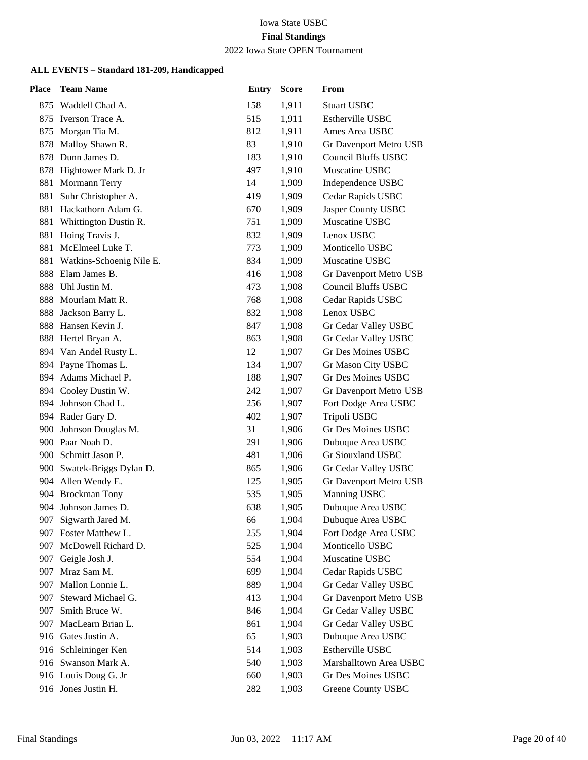Iowa State USBC

**Final Standings**

2022 Iowa State OPEN Tournament

**ALL EVENTS – Standard 181-209, Handicapped**

| Place | Team Name | Entry | Score | From |
|---|---|---|---|---|
| 875 | Waddell Chad A. | 158 | 1,911 | Stuart USBC |
| 875 | Iverson Trace A. | 515 | 1,911 | Estherville USBC |
| 875 | Morgan Tia M. | 812 | 1,911 | Ames Area USBC |
| 878 | Malloy Shawn R. | 83 | 1,910 | Gr Davenport Metro USB |
| 878 | Dunn James D. | 183 | 1,910 | Council Bluffs USBC |
| 878 | Hightower Mark D. Jr | 497 | 1,910 | Muscatine USBC |
| 881 | Mormann Terry | 14 | 1,909 | Independence USBC |
| 881 | Suhr Christopher A. | 419 | 1,909 | Cedar Rapids USBC |
| 881 | Hackathorn Adam G. | 670 | 1,909 | Jasper County USBC |
| 881 | Whittington Dustin R. | 751 | 1,909 | Muscatine USBC |
| 881 | Hoing Travis J. | 832 | 1,909 | Lenox USBC |
| 881 | McElmeel Luke T. | 773 | 1,909 | Monticello USBC |
| 881 | Watkins-Schoenig Nile E. | 834 | 1,909 | Muscatine USBC |
| 888 | Elam James B. | 416 | 1,908 | Gr Davenport Metro USB |
| 888 | Uhl Justin M. | 473 | 1,908 | Council Bluffs USBC |
| 888 | Mourlam Matt R. | 768 | 1,908 | Cedar Rapids USBC |
| 888 | Jackson Barry L. | 832 | 1,908 | Lenox USBC |
| 888 | Hansen Kevin J. | 847 | 1,908 | Gr Cedar Valley USBC |
| 888 | Hertel Bryan A. | 863 | 1,908 | Gr Cedar Valley USBC |
| 894 | Van Andel Rusty L. | 12 | 1,907 | Gr Des Moines USBC |
| 894 | Payne Thomas L. | 134 | 1,907 | Gr Mason City USBC |
| 894 | Adams Michael P. | 188 | 1,907 | Gr Des Moines USBC |
| 894 | Cooley Dustin W. | 242 | 1,907 | Gr Davenport Metro USB |
| 894 | Johnson Chad L. | 256 | 1,907 | Fort Dodge Area USBC |
| 894 | Rader Gary D. | 402 | 1,907 | Tripoli USBC |
| 900 | Johnson Douglas M. | 31 | 1,906 | Gr Des Moines USBC |
| 900 | Paar Noah D. | 291 | 1,906 | Dubuque Area USBC |
| 900 | Schmitt Jason P. | 481 | 1,906 | Gr Siouxland USBC |
| 900 | Swatek-Briggs Dylan D. | 865 | 1,906 | Gr Cedar Valley USBC |
| 904 | Allen Wendy E. | 125 | 1,905 | Gr Davenport Metro USB |
| 904 | Brockman Tony | 535 | 1,905 | Manning USBC |
| 904 | Johnson James D. | 638 | 1,905 | Dubuque Area USBC |
| 907 | Sigwarth Jared M. | 66 | 1,904 | Dubuque Area USBC |
| 907 | Foster Matthew L. | 255 | 1,904 | Fort Dodge Area USBC |
| 907 | McDowell Richard D. | 525 | 1,904 | Monticello USBC |
| 907 | Geigle Josh J. | 554 | 1,904 | Muscatine USBC |
| 907 | Mraz Sam M. | 699 | 1,904 | Cedar Rapids USBC |
| 907 | Mallon Lonnie L. | 889 | 1,904 | Gr Cedar Valley USBC |
| 907 | Steward Michael G. | 413 | 1,904 | Gr Davenport Metro USB |
| 907 | Smith Bruce W. | 846 | 1,904 | Gr Cedar Valley USBC |
| 907 | MacLearn Brian L. | 861 | 1,904 | Gr Cedar Valley USBC |
| 916 | Gates Justin A. | 65 | 1,903 | Dubuque Area USBC |
| 916 | Schleininger Ken | 514 | 1,903 | Estherville USBC |
| 916 | Swanson Mark A. | 540 | 1,903 | Marshalltown Area USBC |
| 916 | Louis Doug G. Jr | 660 | 1,903 | Gr Des Moines USBC |
| 916 | Jones Justin H. | 282 | 1,903 | Greene County USBC |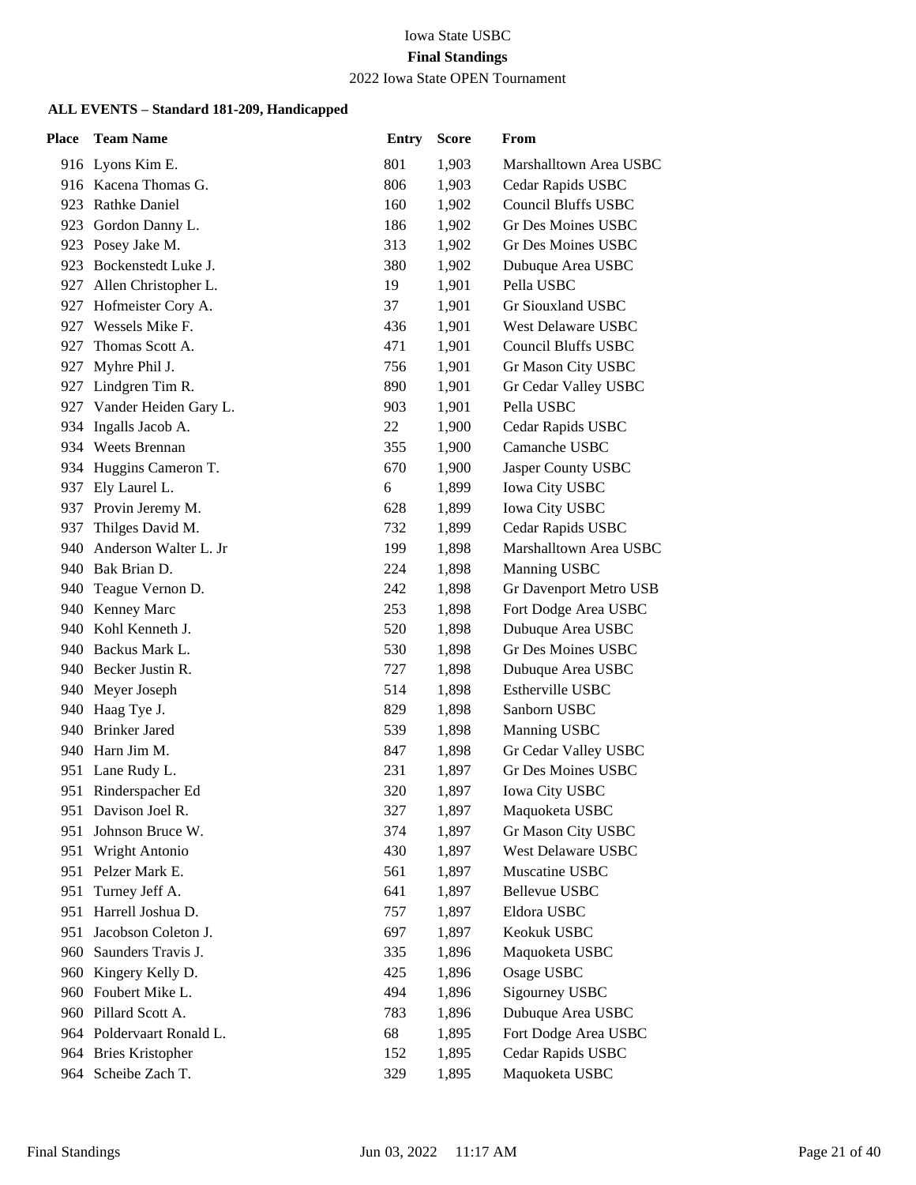Iowa State USBC

**Final Standings**

2022 Iowa State OPEN Tournament

**ALL EVENTS – Standard 181-209, Handicapped**

| Place | Team Name | Entry | Score | From |
|---|---|---|---|---|
| 916 | Lyons Kim E. | 801 | 1,903 | Marshalltown Area USBC |
| 916 | Kacena Thomas G. | 806 | 1,903 | Cedar Rapids USBC |
| 923 | Rathke Daniel | 160 | 1,902 | Council Bluffs USBC |
| 923 | Gordon Danny L. | 186 | 1,902 | Gr Des Moines USBC |
| 923 | Posey Jake M. | 313 | 1,902 | Gr Des Moines USBC |
| 923 | Bockenstedt Luke J. | 380 | 1,902 | Dubuque Area USBC |
| 927 | Allen Christopher L. | 19 | 1,901 | Pella USBC |
| 927 | Hofmeister Cory A. | 37 | 1,901 | Gr Siouxland USBC |
| 927 | Wessels Mike F. | 436 | 1,901 | West Delaware USBC |
| 927 | Thomas Scott A. | 471 | 1,901 | Council Bluffs USBC |
| 927 | Myhre Phil J. | 756 | 1,901 | Gr Mason City USBC |
| 927 | Lindgren Tim R. | 890 | 1,901 | Gr Cedar Valley USBC |
| 927 | Vander Heiden Gary L. | 903 | 1,901 | Pella USBC |
| 934 | Ingalls Jacob A. | 22 | 1,900 | Cedar Rapids USBC |
| 934 | Weets Brennan | 355 | 1,900 | Camanche USBC |
| 934 | Huggins Cameron T. | 670 | 1,900 | Jasper County USBC |
| 937 | Ely Laurel L. | 6 | 1,899 | Iowa City USBC |
| 937 | Provin Jeremy M. | 628 | 1,899 | Iowa City USBC |
| 937 | Thilges David M. | 732 | 1,899 | Cedar Rapids USBC |
| 940 | Anderson Walter L. Jr | 199 | 1,898 | Marshalltown Area USBC |
| 940 | Bak Brian D. | 224 | 1,898 | Manning USBC |
| 940 | Teague Vernon D. | 242 | 1,898 | Gr Davenport Metro USB |
| 940 | Kenney Marc | 253 | 1,898 | Fort Dodge Area USBC |
| 940 | Kohl Kenneth J. | 520 | 1,898 | Dubuque Area USBC |
| 940 | Backus Mark L. | 530 | 1,898 | Gr Des Moines USBC |
| 940 | Becker Justin R. | 727 | 1,898 | Dubuque Area USBC |
| 940 | Meyer Joseph | 514 | 1,898 | Estherville USBC |
| 940 | Haag Tye J. | 829 | 1,898 | Sanborn USBC |
| 940 | Brinker Jared | 539 | 1,898 | Manning USBC |
| 940 | Harn Jim M. | 847 | 1,898 | Gr Cedar Valley USBC |
| 951 | Lane Rudy L. | 231 | 1,897 | Gr Des Moines USBC |
| 951 | Rinderspacher Ed | 320 | 1,897 | Iowa City USBC |
| 951 | Davison Joel R. | 327 | 1,897 | Maquoketa USBC |
| 951 | Johnson Bruce W. | 374 | 1,897 | Gr Mason City USBC |
| 951 | Wright Antonio | 430 | 1,897 | West Delaware USBC |
| 951 | Pelzer Mark E. | 561 | 1,897 | Muscatine USBC |
| 951 | Turney Jeff A. | 641 | 1,897 | Bellevue USBC |
| 951 | Harrell Joshua D. | 757 | 1,897 | Eldora USBC |
| 951 | Jacobson Coleton J. | 697 | 1,897 | Keokuk USBC |
| 960 | Saunders Travis J. | 335 | 1,896 | Maquoketa USBC |
| 960 | Kingery Kelly D. | 425 | 1,896 | Osage USBC |
| 960 | Foubert Mike L. | 494 | 1,896 | Sigourney USBC |
| 960 | Pillard Scott A. | 783 | 1,896 | Dubuque Area USBC |
| 964 | Poldervaart Ronald L. | 68 | 1,895 | Fort Dodge Area USBC |
| 964 | Bries Kristopher | 152 | 1,895 | Cedar Rapids USBC |
| 964 | Scheibe Zach T. | 329 | 1,895 | Maquoketa USBC |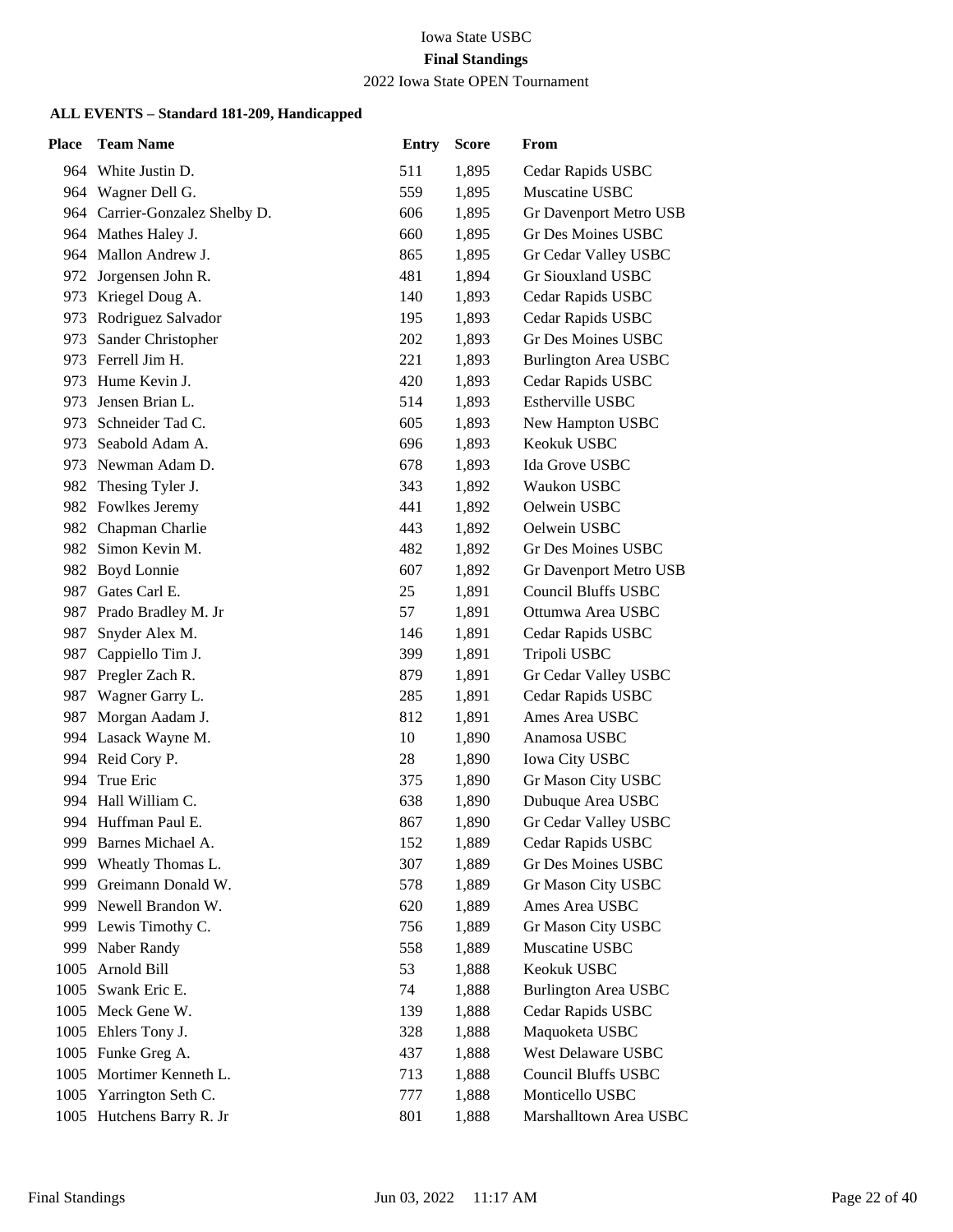Iowa State USBC

**Final Standings**

2022 Iowa State OPEN Tournament

**ALL EVENTS – Standard 181-209, Handicapped**

| Place | Team Name | Entry | Score | From |
|---|---|---|---|---|
| 964 | White Justin D. | 511 | 1,895 | Cedar Rapids USBC |
| 964 | Wagner Dell G. | 559 | 1,895 | Muscatine USBC |
| 964 | Carrier-Gonzalez Shelby D. | 606 | 1,895 | Gr Davenport Metro USB |
| 964 | Mathes Haley J. | 660 | 1,895 | Gr Des Moines USBC |
| 964 | Mallon Andrew J. | 865 | 1,895 | Gr Cedar Valley USBC |
| 972 | Jorgensen John R. | 481 | 1,894 | Gr Siouxland USBC |
| 973 | Kriegel Doug A. | 140 | 1,893 | Cedar Rapids USBC |
| 973 | Rodriguez Salvador | 195 | 1,893 | Cedar Rapids USBC |
| 973 | Sander Christopher | 202 | 1,893 | Gr Des Moines USBC |
| 973 | Ferrell Jim H. | 221 | 1,893 | Burlington Area USBC |
| 973 | Hume Kevin J. | 420 | 1,893 | Cedar Rapids USBC |
| 973 | Jensen Brian L. | 514 | 1,893 | Estherville USBC |
| 973 | Schneider Tad C. | 605 | 1,893 | New Hampton USBC |
| 973 | Seabold Adam A. | 696 | 1,893 | Keokuk USBC |
| 973 | Newman Adam D. | 678 | 1,893 | Ida Grove USBC |
| 982 | Thesing Tyler J. | 343 | 1,892 | Waukon USBC |
| 982 | Fowlkes Jeremy | 441 | 1,892 | Oelwein USBC |
| 982 | Chapman Charlie | 443 | 1,892 | Oelwein USBC |
| 982 | Simon Kevin M. | 482 | 1,892 | Gr Des Moines USBC |
| 982 | Boyd Lonnie | 607 | 1,892 | Gr Davenport Metro USB |
| 987 | Gates Carl E. | 25 | 1,891 | Council Bluffs USBC |
| 987 | Prado Bradley M. Jr | 57 | 1,891 | Ottumwa Area USBC |
| 987 | Snyder Alex M. | 146 | 1,891 | Cedar Rapids USBC |
| 987 | Cappiello Tim J. | 399 | 1,891 | Tripoli USBC |
| 987 | Pregler Zach R. | 879 | 1,891 | Gr Cedar Valley USBC |
| 987 | Wagner Garry L. | 285 | 1,891 | Cedar Rapids USBC |
| 987 | Morgan Aadam J. | 812 | 1,891 | Ames Area USBC |
| 994 | Lasack Wayne M. | 10 | 1,890 | Anamosa USBC |
| 994 | Reid Cory P. | 28 | 1,890 | Iowa City USBC |
| 994 | True Eric | 375 | 1,890 | Gr Mason City USBC |
| 994 | Hall William C. | 638 | 1,890 | Dubuque Area USBC |
| 994 | Huffman Paul E. | 867 | 1,890 | Gr Cedar Valley USBC |
| 999 | Barnes Michael A. | 152 | 1,889 | Cedar Rapids USBC |
| 999 | Wheatly Thomas L. | 307 | 1,889 | Gr Des Moines USBC |
| 999 | Greimann Donald W. | 578 | 1,889 | Gr Mason City USBC |
| 999 | Newell Brandon W. | 620 | 1,889 | Ames Area USBC |
| 999 | Lewis Timothy C. | 756 | 1,889 | Gr Mason City USBC |
| 999 | Naber Randy | 558 | 1,889 | Muscatine USBC |
| 1005 | Arnold Bill | 53 | 1,888 | Keokuk USBC |
| 1005 | Swank Eric E. | 74 | 1,888 | Burlington Area USBC |
| 1005 | Meck Gene W. | 139 | 1,888 | Cedar Rapids USBC |
| 1005 | Ehlers Tony J. | 328 | 1,888 | Maquoketa USBC |
| 1005 | Funke Greg A. | 437 | 1,888 | West Delaware USBC |
| 1005 | Mortimer Kenneth L. | 713 | 1,888 | Council Bluffs USBC |
| 1005 | Yarrington Seth C. | 777 | 1,888 | Monticello USBC |
| 1005 | Hutchens Barry R. Jr | 801 | 1,888 | Marshalltown Area USBC |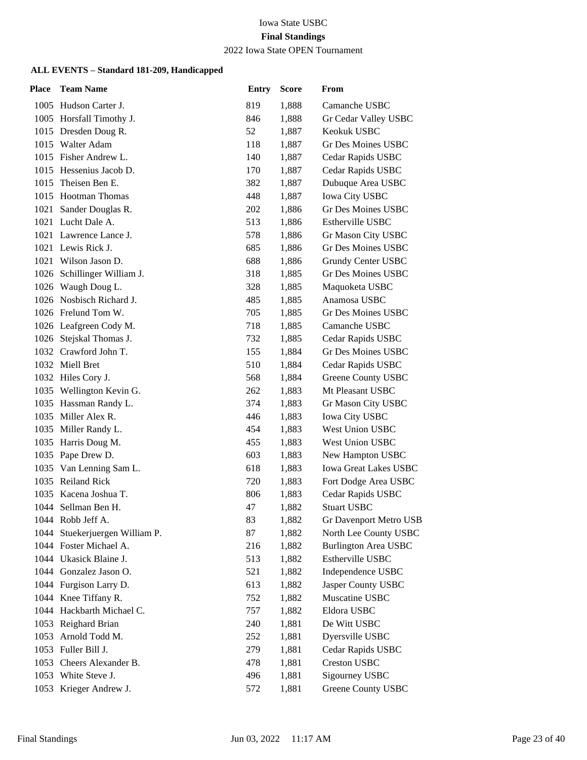Iowa State USBC

**Final Standings**

2022 Iowa State OPEN Tournament

**ALL EVENTS – Standard 181-209, Handicapped**

| Place | Team Name | Entry | Score | From |
|---|---|---|---|---|
| 1005 | Hudson Carter J. | 819 | 1,888 | Camanche USBC |
| 1005 | Horsfall Timothy J. | 846 | 1,888 | Gr Cedar Valley USBC |
| 1015 | Dresden Doug R. | 52 | 1,887 | Keokuk USBC |
| 1015 | Walter Adam | 118 | 1,887 | Gr Des Moines USBC |
| 1015 | Fisher Andrew L. | 140 | 1,887 | Cedar Rapids USBC |
| 1015 | Hessenius Jacob D. | 170 | 1,887 | Cedar Rapids USBC |
| 1015 | Theisen Ben E. | 382 | 1,887 | Dubuque Area USBC |
| 1015 | Hootman Thomas | 448 | 1,887 | Iowa City USBC |
| 1021 | Sander Douglas R. | 202 | 1,886 | Gr Des Moines USBC |
| 1021 | Lucht Dale A. | 513 | 1,886 | Estherville USBC |
| 1021 | Lawrence Lance J. | 578 | 1,886 | Gr Mason City USBC |
| 1021 | Lewis Rick J. | 685 | 1,886 | Gr Des Moines USBC |
| 1021 | Wilson Jason D. | 688 | 1,886 | Grundy Center USBC |
| 1026 | Schillinger William J. | 318 | 1,885 | Gr Des Moines USBC |
| 1026 | Waugh Doug L. | 328 | 1,885 | Maquoketa USBC |
| 1026 | Nosbisch Richard J. | 485 | 1,885 | Anamosa USBC |
| 1026 | Frelund Tom W. | 705 | 1,885 | Gr Des Moines USBC |
| 1026 | Leafgreen Cody M. | 718 | 1,885 | Camanche USBC |
| 1026 | Stejskal Thomas J. | 732 | 1,885 | Cedar Rapids USBC |
| 1032 | Crawford John T. | 155 | 1,884 | Gr Des Moines USBC |
| 1032 | Miell Bret | 510 | 1,884 | Cedar Rapids USBC |
| 1032 | Hiles Cory J. | 568 | 1,884 | Greene County USBC |
| 1035 | Wellington Kevin G. | 262 | 1,883 | Mt Pleasant USBC |
| 1035 | Hassman Randy L. | 374 | 1,883 | Gr Mason City USBC |
| 1035 | Miller Alex R. | 446 | 1,883 | Iowa City USBC |
| 1035 | Miller Randy L. | 454 | 1,883 | West Union USBC |
| 1035 | Harris Doug M. | 455 | 1,883 | West Union USBC |
| 1035 | Pape Drew D. | 603 | 1,883 | New Hampton USBC |
| 1035 | Van Lenning Sam L. | 618 | 1,883 | Iowa Great Lakes USBC |
| 1035 | Reiland Rick | 720 | 1,883 | Fort Dodge Area USBC |
| 1035 | Kacena Joshua T. | 806 | 1,883 | Cedar Rapids USBC |
| 1044 | Sellman Ben H. | 47 | 1,882 | Stuart USBC |
| 1044 | Robb Jeff A. | 83 | 1,882 | Gr Davenport Metro USB |
| 1044 | Stuekerjuergen William P. | 87 | 1,882 | North Lee County USBC |
| 1044 | Foster Michael A. | 216 | 1,882 | Burlington Area USBC |
| 1044 | Ukasick Blaine J. | 513 | 1,882 | Estherville USBC |
| 1044 | Gonzalez Jason O. | 521 | 1,882 | Independence USBC |
| 1044 | Furgison Larry D. | 613 | 1,882 | Jasper County USBC |
| 1044 | Knee Tiffany R. | 752 | 1,882 | Muscatine USBC |
| 1044 | Hackbarth Michael C. | 757 | 1,882 | Eldora USBC |
| 1053 | Reighard Brian | 240 | 1,881 | De Witt USBC |
| 1053 | Arnold Todd M. | 252 | 1,881 | Dyersville USBC |
| 1053 | Fuller Bill J. | 279 | 1,881 | Cedar Rapids USBC |
| 1053 | Cheers Alexander B. | 478 | 1,881 | Creston USBC |
| 1053 | White Steve J. | 496 | 1,881 | Sigourney USBC |
| 1053 | Krieger Andrew J. | 572 | 1,881 | Greene County USBC |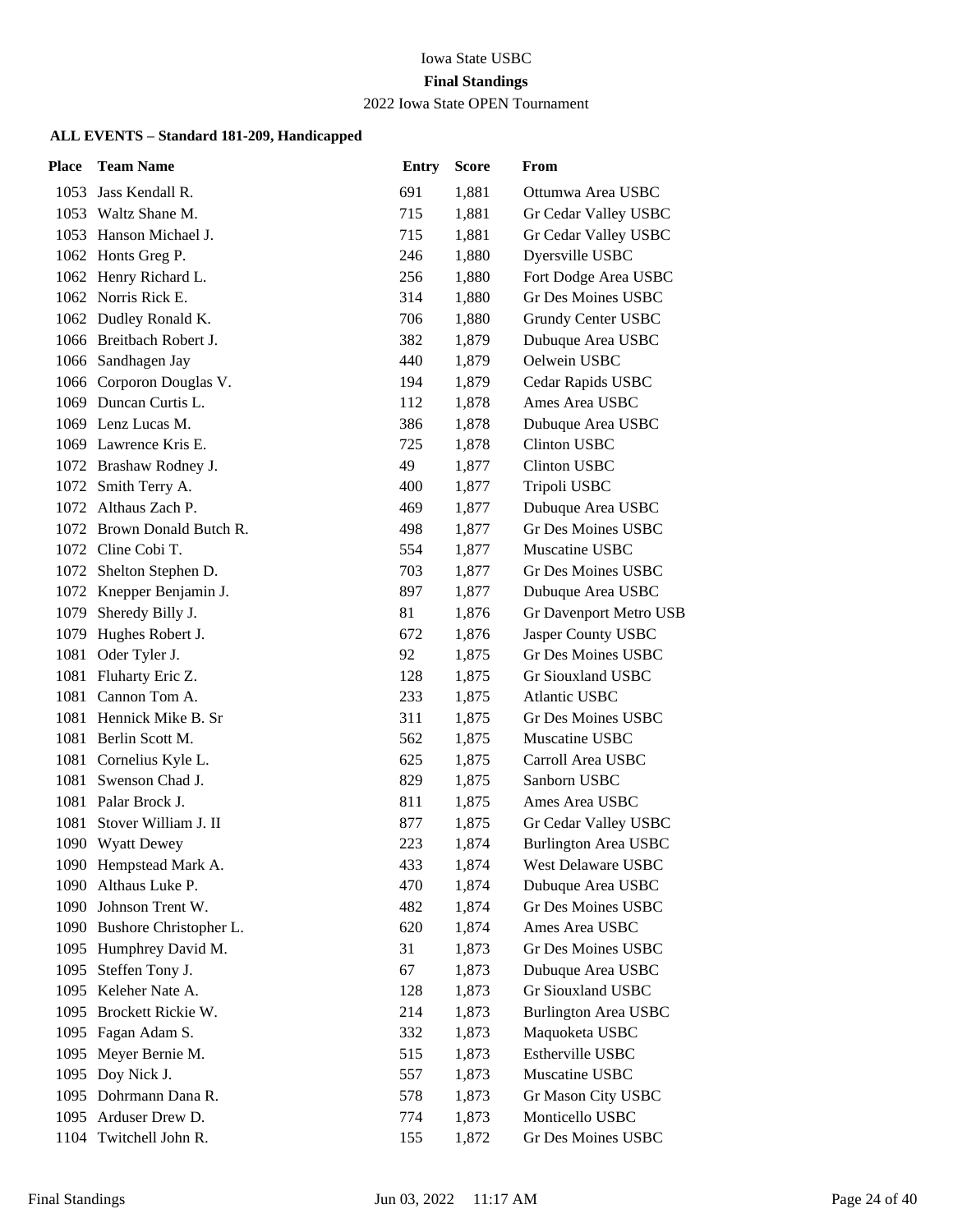Iowa State USBC

**Final Standings**

2022 Iowa State OPEN Tournament

**ALL EVENTS – Standard 181-209, Handicapped**

| Place | Team Name | Entry | Score | From |
|---|---|---|---|---|
| 1053 | Jass Kendall R. | 691 | 1,881 | Ottumwa Area USBC |
| 1053 | Waltz Shane M. | 715 | 1,881 | Gr Cedar Valley USBC |
| 1053 | Hanson Michael J. | 715 | 1,881 | Gr Cedar Valley USBC |
| 1062 | Honts Greg P. | 246 | 1,880 | Dyersville USBC |
| 1062 | Henry Richard L. | 256 | 1,880 | Fort Dodge Area USBC |
| 1062 | Norris Rick E. | 314 | 1,880 | Gr Des Moines USBC |
| 1062 | Dudley Ronald K. | 706 | 1,880 | Grundy Center USBC |
| 1066 | Breitbach Robert J. | 382 | 1,879 | Dubuque Area USBC |
| 1066 | Sandhagen Jay | 440 | 1,879 | Oelwein USBC |
| 1066 | Corporon Douglas V. | 194 | 1,879 | Cedar Rapids USBC |
| 1069 | Duncan Curtis L. | 112 | 1,878 | Ames Area USBC |
| 1069 | Lenz Lucas M. | 386 | 1,878 | Dubuque Area USBC |
| 1069 | Lawrence Kris E. | 725 | 1,878 | Clinton USBC |
| 1072 | Brashaw Rodney J. | 49 | 1,877 | Clinton USBC |
| 1072 | Smith Terry A. | 400 | 1,877 | Tripoli USBC |
| 1072 | Althaus Zach P. | 469 | 1,877 | Dubuque Area USBC |
| 1072 | Brown Donald Butch R. | 498 | 1,877 | Gr Des Moines USBC |
| 1072 | Cline Cobi T. | 554 | 1,877 | Muscatine USBC |
| 1072 | Shelton Stephen D. | 703 | 1,877 | Gr Des Moines USBC |
| 1072 | Knepper Benjamin J. | 897 | 1,877 | Dubuque Area USBC |
| 1079 | Sheredy Billy J. | 81 | 1,876 | Gr Davenport Metro USB |
| 1079 | Hughes Robert J. | 672 | 1,876 | Jasper County USBC |
| 1081 | Oder Tyler J. | 92 | 1,875 | Gr Des Moines USBC |
| 1081 | Fluharty Eric Z. | 128 | 1,875 | Gr Siouxland USBC |
| 1081 | Cannon Tom A. | 233 | 1,875 | Atlantic USBC |
| 1081 | Hennick Mike B. Sr | 311 | 1,875 | Gr Des Moines USBC |
| 1081 | Berlin Scott M. | 562 | 1,875 | Muscatine USBC |
| 1081 | Cornelius Kyle L. | 625 | 1,875 | Carroll Area USBC |
| 1081 | Swenson Chad J. | 829 | 1,875 | Sanborn USBC |
| 1081 | Palar Brock J. | 811 | 1,875 | Ames Area USBC |
| 1081 | Stover William J. II | 877 | 1,875 | Gr Cedar Valley USBC |
| 1090 | Wyatt Dewey | 223 | 1,874 | Burlington Area USBC |
| 1090 | Hempstead Mark A. | 433 | 1,874 | West Delaware USBC |
| 1090 | Althaus Luke P. | 470 | 1,874 | Dubuque Area USBC |
| 1090 | Johnson Trent W. | 482 | 1,874 | Gr Des Moines USBC |
| 1090 | Bushore Christopher L. | 620 | 1,874 | Ames Area USBC |
| 1095 | Humphrey David M. | 31 | 1,873 | Gr Des Moines USBC |
| 1095 | Steffen Tony J. | 67 | 1,873 | Dubuque Area USBC |
| 1095 | Keleher Nate A. | 128 | 1,873 | Gr Siouxland USBC |
| 1095 | Brockett Rickie W. | 214 | 1,873 | Burlington Area USBC |
| 1095 | Fagan Adam S. | 332 | 1,873 | Maquoketa USBC |
| 1095 | Meyer Bernie M. | 515 | 1,873 | Estherville USBC |
| 1095 | Doy Nick J. | 557 | 1,873 | Muscatine USBC |
| 1095 | Dohrmann Dana R. | 578 | 1,873 | Gr Mason City USBC |
| 1095 | Arduser Drew D. | 774 | 1,873 | Monticello USBC |
| 1104 | Twitchell John R. | 155 | 1,872 | Gr Des Moines USBC |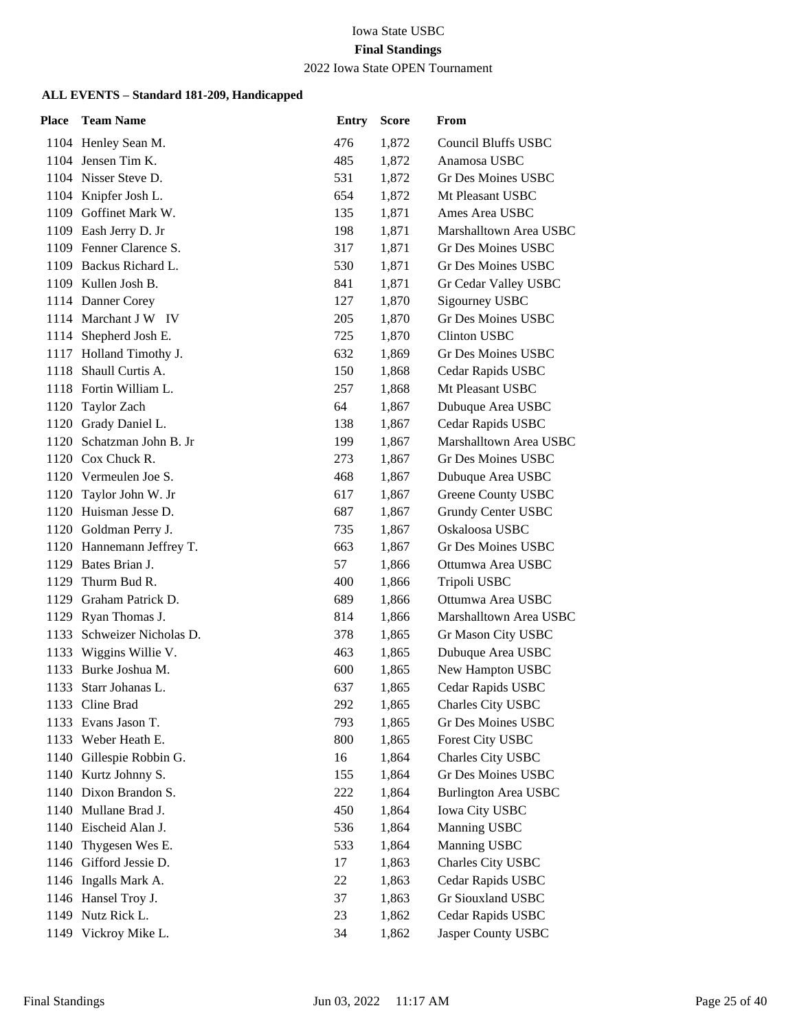Iowa State USBC

**Final Standings**

2022 Iowa State OPEN Tournament

**ALL EVENTS – Standard 181-209, Handicapped**

| Place | Team Name | Entry | Score | From |
|---|---|---|---|---|
| 1104 | Henley Sean M. | 476 | 1,872 | Council Bluffs USBC |
| 1104 | Jensen Tim K. | 485 | 1,872 | Anamosa USBC |
| 1104 | Nisser Steve D. | 531 | 1,872 | Gr Des Moines USBC |
| 1104 | Knipfer Josh L. | 654 | 1,872 | Mt Pleasant USBC |
| 1109 | Goffinet Mark W. | 135 | 1,871 | Ames Area USBC |
| 1109 | Eash Jerry D. Jr | 198 | 1,871 | Marshalltown Area USBC |
| 1109 | Fenner Clarence S. | 317 | 1,871 | Gr Des Moines USBC |
| 1109 | Backus Richard L. | 530 | 1,871 | Gr Des Moines USBC |
| 1109 | Kullen Josh B. | 841 | 1,871 | Gr Cedar Valley USBC |
| 1114 | Danner Corey | 127 | 1,870 | Sigourney USBC |
| 1114 | Marchant J W IV | 205 | 1,870 | Gr Des Moines USBC |
| 1114 | Shepherd Josh E. | 725 | 1,870 | Clinton USBC |
| 1117 | Holland Timothy J. | 632 | 1,869 | Gr Des Moines USBC |
| 1118 | Shaull Curtis A. | 150 | 1,868 | Cedar Rapids USBC |
| 1118 | Fortin William L. | 257 | 1,868 | Mt Pleasant USBC |
| 1120 | Taylor Zach | 64 | 1,867 | Dubuque Area USBC |
| 1120 | Grady Daniel L. | 138 | 1,867 | Cedar Rapids USBC |
| 1120 | Schatzman John B. Jr | 199 | 1,867 | Marshalltown Area USBC |
| 1120 | Cox Chuck R. | 273 | 1,867 | Gr Des Moines USBC |
| 1120 | Vermeulen Joe S. | 468 | 1,867 | Dubuque Area USBC |
| 1120 | Taylor John W. Jr | 617 | 1,867 | Greene County USBC |
| 1120 | Huisman Jesse D. | 687 | 1,867 | Grundy Center USBC |
| 1120 | Goldman Perry J. | 735 | 1,867 | Oskaloosa USBC |
| 1120 | Hannemann Jeffrey T. | 663 | 1,867 | Gr Des Moines USBC |
| 1129 | Bates Brian J. | 57 | 1,866 | Ottumwa Area USBC |
| 1129 | Thurm Bud R. | 400 | 1,866 | Tripoli USBC |
| 1129 | Graham Patrick D. | 689 | 1,866 | Ottumwa Area USBC |
| 1129 | Ryan Thomas J. | 814 | 1,866 | Marshalltown Area USBC |
| 1133 | Schweizer Nicholas D. | 378 | 1,865 | Gr Mason City USBC |
| 1133 | Wiggins Willie V. | 463 | 1,865 | Dubuque Area USBC |
| 1133 | Burke Joshua M. | 600 | 1,865 | New Hampton USBC |
| 1133 | Starr Johanas L. | 637 | 1,865 | Cedar Rapids USBC |
| 1133 | Cline Brad | 292 | 1,865 | Charles City USBC |
| 1133 | Evans Jason T. | 793 | 1,865 | Gr Des Moines USBC |
| 1133 | Weber Heath E. | 800 | 1,865 | Forest City USBC |
| 1140 | Gillespie Robbin G. | 16 | 1,864 | Charles City USBC |
| 1140 | Kurtz Johnny S. | 155 | 1,864 | Gr Des Moines USBC |
| 1140 | Dixon Brandon S. | 222 | 1,864 | Burlington Area USBC |
| 1140 | Mullane Brad J. | 450 | 1,864 | Iowa City USBC |
| 1140 | Eischeid Alan J. | 536 | 1,864 | Manning USBC |
| 1140 | Thygesen Wes E. | 533 | 1,864 | Manning USBC |
| 1146 | Gifford Jessie D. | 17 | 1,863 | Charles City USBC |
| 1146 | Ingalls Mark A. | 22 | 1,863 | Cedar Rapids USBC |
| 1146 | Hansel Troy J. | 37 | 1,863 | Gr Siouxland USBC |
| 1149 | Nutz Rick L. | 23 | 1,862 | Cedar Rapids USBC |
| 1149 | Vickroy Mike L. | 34 | 1,862 | Jasper County USBC |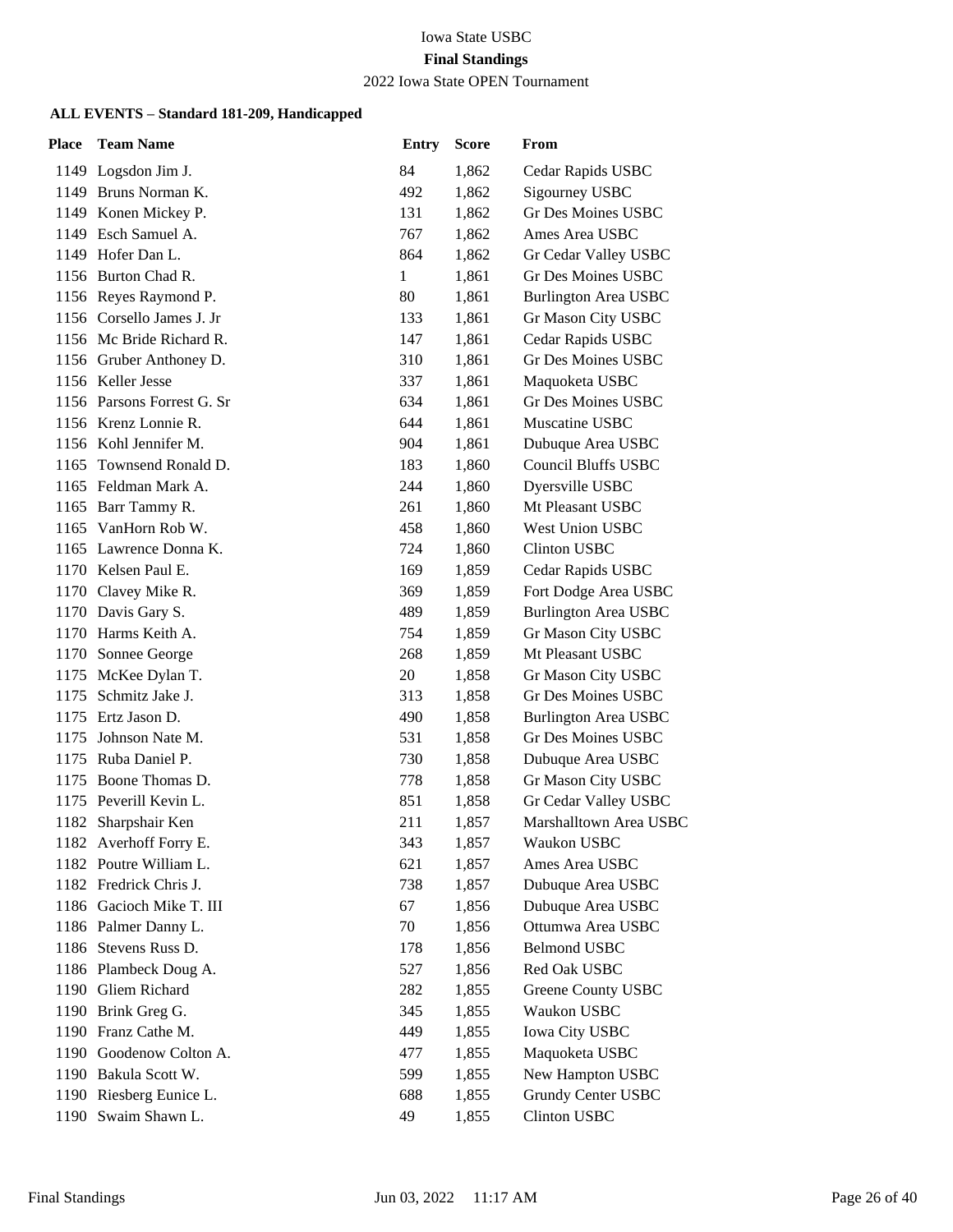Iowa State USBC

**Final Standings**

2022 Iowa State OPEN Tournament

**ALL EVENTS – Standard 181-209, Handicapped**

| Place | Team Name | Entry | Score | From |
|---|---|---|---|---|
| 1149 | Logsdon Jim J. | 84 | 1,862 | Cedar Rapids USBC |
| 1149 | Bruns Norman K. | 492 | 1,862 | Sigourney USBC |
| 1149 | Konen Mickey P. | 131 | 1,862 | Gr Des Moines USBC |
| 1149 | Esch Samuel A. | 767 | 1,862 | Ames Area USBC |
| 1149 | Hofer Dan L. | 864 | 1,862 | Gr Cedar Valley USBC |
| 1156 | Burton Chad R. | 1 | 1,861 | Gr Des Moines USBC |
| 1156 | Reyes Raymond P. | 80 | 1,861 | Burlington Area USBC |
| 1156 | Corsello James J. Jr | 133 | 1,861 | Gr Mason City USBC |
| 1156 | Mc Bride Richard R. | 147 | 1,861 | Cedar Rapids USBC |
| 1156 | Gruber Anthoney D. | 310 | 1,861 | Gr Des Moines USBC |
| 1156 | Keller Jesse | 337 | 1,861 | Maquoketa USBC |
| 1156 | Parsons Forrest G. Sr | 634 | 1,861 | Gr Des Moines USBC |
| 1156 | Krenz Lonnie R. | 644 | 1,861 | Muscatine USBC |
| 1156 | Kohl Jennifer M. | 904 | 1,861 | Dubuque Area USBC |
| 1165 | Townsend Ronald D. | 183 | 1,860 | Council Bluffs USBC |
| 1165 | Feldman Mark A. | 244 | 1,860 | Dyersville USBC |
| 1165 | Barr Tammy R. | 261 | 1,860 | Mt Pleasant USBC |
| 1165 | VanHorn Rob W. | 458 | 1,860 | West Union USBC |
| 1165 | Lawrence Donna K. | 724 | 1,860 | Clinton USBC |
| 1170 | Kelsen Paul E. | 169 | 1,859 | Cedar Rapids USBC |
| 1170 | Clavey Mike R. | 369 | 1,859 | Fort Dodge Area USBC |
| 1170 | Davis Gary S. | 489 | 1,859 | Burlington Area USBC |
| 1170 | Harms Keith A. | 754 | 1,859 | Gr Mason City USBC |
| 1170 | Sonnee George | 268 | 1,859 | Mt Pleasant USBC |
| 1175 | McKee Dylan T. | 20 | 1,858 | Gr Mason City USBC |
| 1175 | Schmitz Jake J. | 313 | 1,858 | Gr Des Moines USBC |
| 1175 | Ertz Jason D. | 490 | 1,858 | Burlington Area USBC |
| 1175 | Johnson Nate M. | 531 | 1,858 | Gr Des Moines USBC |
| 1175 | Ruba Daniel P. | 730 | 1,858 | Dubuque Area USBC |
| 1175 | Boone Thomas D. | 778 | 1,858 | Gr Mason City USBC |
| 1175 | Peverill Kevin L. | 851 | 1,858 | Gr Cedar Valley USBC |
| 1182 | Sharpshair Ken | 211 | 1,857 | Marshalltown Area USBC |
| 1182 | Averhoff Forry E. | 343 | 1,857 | Waukon USBC |
| 1182 | Poutre William L. | 621 | 1,857 | Ames Area USBC |
| 1182 | Fredrick Chris J. | 738 | 1,857 | Dubuque Area USBC |
| 1186 | Gacioch Mike T. III | 67 | 1,856 | Dubuque Area USBC |
| 1186 | Palmer Danny L. | 70 | 1,856 | Ottumwa Area USBC |
| 1186 | Stevens Russ D. | 178 | 1,856 | Belmond USBC |
| 1186 | Plambeck Doug A. | 527 | 1,856 | Red Oak USBC |
| 1190 | Gliem Richard | 282 | 1,855 | Greene County USBC |
| 1190 | Brink Greg G. | 345 | 1,855 | Waukon USBC |
| 1190 | Franz Cathe M. | 449 | 1,855 | Iowa City USBC |
| 1190 | Goodenow Colton A. | 477 | 1,855 | Maquoketa USBC |
| 1190 | Bakula Scott W. | 599 | 1,855 | New Hampton USBC |
| 1190 | Riesberg Eunice L. | 688 | 1,855 | Grundy Center USBC |
| 1190 | Swaim Shawn L. | 49 | 1,855 | Clinton USBC |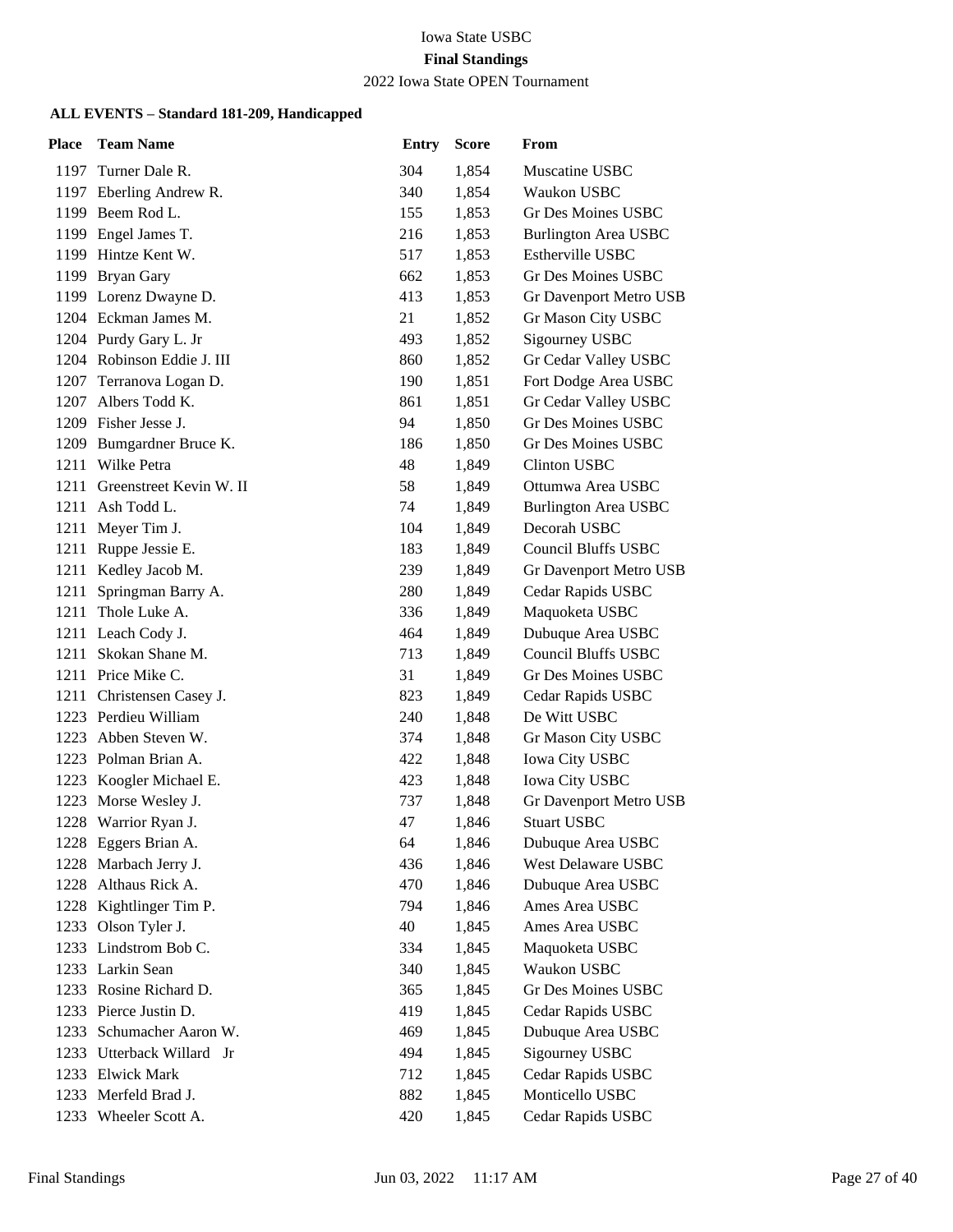Iowa State USBC

**Final Standings**

2022 Iowa State OPEN Tournament

**ALL EVENTS – Standard 181-209, Handicapped**

| Place | Team Name | Entry | Score | From |
|---|---|---|---|---|
| 1197 | Turner Dale R. | 304 | 1,854 | Muscatine USBC |
| 1197 | Eberling Andrew R. | 340 | 1,854 | Waukon USBC |
| 1199 | Beem Rod L. | 155 | 1,853 | Gr Des Moines USBC |
| 1199 | Engel James T. | 216 | 1,853 | Burlington Area USBC |
| 1199 | Hintze Kent W. | 517 | 1,853 | Estherville USBC |
| 1199 | Bryan Gary | 662 | 1,853 | Gr Des Moines USBC |
| 1199 | Lorenz Dwayne D. | 413 | 1,853 | Gr Davenport Metro USB |
| 1204 | Eckman James M. | 21 | 1,852 | Gr Mason City USBC |
| 1204 | Purdy Gary L. Jr | 493 | 1,852 | Sigourney USBC |
| 1204 | Robinson Eddie J. III | 860 | 1,852 | Gr Cedar Valley USBC |
| 1207 | Terranova Logan D. | 190 | 1,851 | Fort Dodge Area USBC |
| 1207 | Albers Todd K. | 861 | 1,851 | Gr Cedar Valley USBC |
| 1209 | Fisher Jesse J. | 94 | 1,850 | Gr Des Moines USBC |
| 1209 | Bumgardner Bruce K. | 186 | 1,850 | Gr Des Moines USBC |
| 1211 | Wilke Petra | 48 | 1,849 | Clinton USBC |
| 1211 | Greenstreet Kevin W. II | 58 | 1,849 | Ottumwa Area USBC |
| 1211 | Ash Todd L. | 74 | 1,849 | Burlington Area USBC |
| 1211 | Meyer Tim J. | 104 | 1,849 | Decorah USBC |
| 1211 | Ruppe Jessie E. | 183 | 1,849 | Council Bluffs USBC |
| 1211 | Kedley Jacob M. | 239 | 1,849 | Gr Davenport Metro USB |
| 1211 | Springman Barry A. | 280 | 1,849 | Cedar Rapids USBC |
| 1211 | Thole Luke A. | 336 | 1,849 | Maquoketa USBC |
| 1211 | Leach Cody J. | 464 | 1,849 | Dubuque Area USBC |
| 1211 | Skokan Shane M. | 713 | 1,849 | Council Bluffs USBC |
| 1211 | Price Mike C. | 31 | 1,849 | Gr Des Moines USBC |
| 1211 | Christensen Casey J. | 823 | 1,849 | Cedar Rapids USBC |
| 1223 | Perdieu William | 240 | 1,848 | De Witt USBC |
| 1223 | Abben Steven W. | 374 | 1,848 | Gr Mason City USBC |
| 1223 | Polman Brian A. | 422 | 1,848 | Iowa City USBC |
| 1223 | Koogler Michael E. | 423 | 1,848 | Iowa City USBC |
| 1223 | Morse Wesley J. | 737 | 1,848 | Gr Davenport Metro USB |
| 1228 | Warrior Ryan J. | 47 | 1,846 | Stuart USBC |
| 1228 | Eggers Brian A. | 64 | 1,846 | Dubuque Area USBC |
| 1228 | Marbach Jerry J. | 436 | 1,846 | West Delaware USBC |
| 1228 | Althaus Rick A. | 470 | 1,846 | Dubuque Area USBC |
| 1228 | Kightlinger Tim P. | 794 | 1,846 | Ames Area USBC |
| 1233 | Olson Tyler J. | 40 | 1,845 | Ames Area USBC |
| 1233 | Lindstrom Bob C. | 334 | 1,845 | Maquoketa USBC |
| 1233 | Larkin Sean | 340 | 1,845 | Waukon USBC |
| 1233 | Rosine Richard D. | 365 | 1,845 | Gr Des Moines USBC |
| 1233 | Pierce Justin D. | 419 | 1,845 | Cedar Rapids USBC |
| 1233 | Schumacher Aaron W. | 469 | 1,845 | Dubuque Area USBC |
| 1233 | Utterback Willard Jr | 494 | 1,845 | Sigourney USBC |
| 1233 | Elwick Mark | 712 | 1,845 | Cedar Rapids USBC |
| 1233 | Merfeld Brad J. | 882 | 1,845 | Monticello USBC |
| 1233 | Wheeler Scott A. | 420 | 1,845 | Cedar Rapids USBC |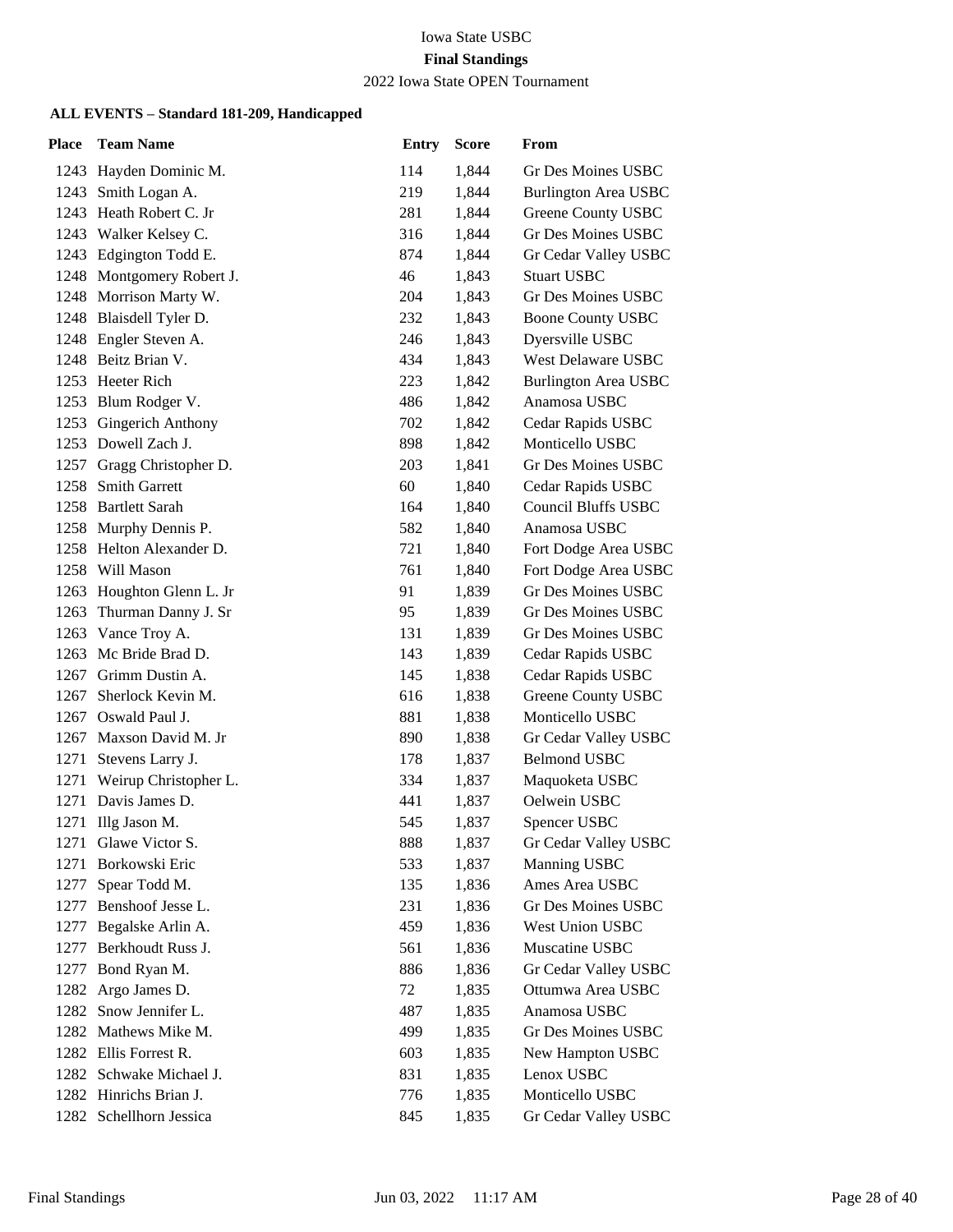Iowa State USBC

**Final Standings**

2022 Iowa State OPEN Tournament

### ALL EVENTS – Standard 181-209, Handicapped

| Place | Team Name | Entry | Score | From |
|---|---|---|---|---|
| 1243 | Hayden Dominic M. | 114 | 1,844 | Gr Des Moines USBC |
| 1243 | Smith Logan A. | 219 | 1,844 | Burlington Area USBC |
| 1243 | Heath Robert C. Jr | 281 | 1,844 | Greene County USBC |
| 1243 | Walker Kelsey C. | 316 | 1,844 | Gr Des Moines USBC |
| 1243 | Edgington Todd E. | 874 | 1,844 | Gr Cedar Valley USBC |
| 1248 | Montgomery Robert J. | 46 | 1,843 | Stuart USBC |
| 1248 | Morrison Marty W. | 204 | 1,843 | Gr Des Moines USBC |
| 1248 | Blaisdell Tyler D. | 232 | 1,843 | Boone County USBC |
| 1248 | Engler Steven A. | 246 | 1,843 | Dyersville USBC |
| 1248 | Beitz Brian V. | 434 | 1,843 | West Delaware USBC |
| 1253 | Heeter Rich | 223 | 1,842 | Burlington Area USBC |
| 1253 | Blum Rodger V. | 486 | 1,842 | Anamosa USBC |
| 1253 | Gingerich Anthony | 702 | 1,842 | Cedar Rapids USBC |
| 1253 | Dowell Zach J. | 898 | 1,842 | Monticello USBC |
| 1257 | Gragg Christopher D. | 203 | 1,841 | Gr Des Moines USBC |
| 1258 | Smith Garrett | 60 | 1,840 | Cedar Rapids USBC |
| 1258 | Bartlett Sarah | 164 | 1,840 | Council Bluffs USBC |
| 1258 | Murphy Dennis P. | 582 | 1,840 | Anamosa USBC |
| 1258 | Helton Alexander D. | 721 | 1,840 | Fort Dodge Area USBC |
| 1258 | Will Mason | 761 | 1,840 | Fort Dodge Area USBC |
| 1263 | Houghton Glenn L. Jr | 91 | 1,839 | Gr Des Moines USBC |
| 1263 | Thurman Danny J. Sr | 95 | 1,839 | Gr Des Moines USBC |
| 1263 | Vance Troy A. | 131 | 1,839 | Gr Des Moines USBC |
| 1263 | Mc Bride Brad D. | 143 | 1,839 | Cedar Rapids USBC |
| 1267 | Grimm Dustin A. | 145 | 1,838 | Cedar Rapids USBC |
| 1267 | Sherlock Kevin M. | 616 | 1,838 | Greene County USBC |
| 1267 | Oswald Paul J. | 881 | 1,838 | Monticello USBC |
| 1267 | Maxson David M. Jr | 890 | 1,838 | Gr Cedar Valley USBC |
| 1271 | Stevens Larry J. | 178 | 1,837 | Belmond USBC |
| 1271 | Weirup Christopher L. | 334 | 1,837 | Maquoketa USBC |
| 1271 | Davis James D. | 441 | 1,837 | Oelwein USBC |
| 1271 | Illg Jason M. | 545 | 1,837 | Spencer USBC |
| 1271 | Glawe Victor S. | 888 | 1,837 | Gr Cedar Valley USBC |
| 1271 | Borkowski Eric | 533 | 1,837 | Manning USBC |
| 1277 | Spear Todd M. | 135 | 1,836 | Ames Area USBC |
| 1277 | Benshoof Jesse L. | 231 | 1,836 | Gr Des Moines USBC |
| 1277 | Begalske Arlin A. | 459 | 1,836 | West Union USBC |
| 1277 | Berkhoudt Russ J. | 561 | 1,836 | Muscatine USBC |
| 1277 | Bond Ryan M. | 886 | 1,836 | Gr Cedar Valley USBC |
| 1282 | Argo James D. | 72 | 1,835 | Ottumwa Area USBC |
| 1282 | Snow Jennifer L. | 487 | 1,835 | Anamosa USBC |
| 1282 | Mathews Mike M. | 499 | 1,835 | Gr Des Moines USBC |
| 1282 | Ellis Forrest R. | 603 | 1,835 | New Hampton USBC |
| 1282 | Schwake Michael J. | 831 | 1,835 | Lenox USBC |
| 1282 | Hinrichs Brian J. | 776 | 1,835 | Monticello USBC |
| 1282 | Schellhorn Jessica | 845 | 1,835 | Gr Cedar Valley USBC |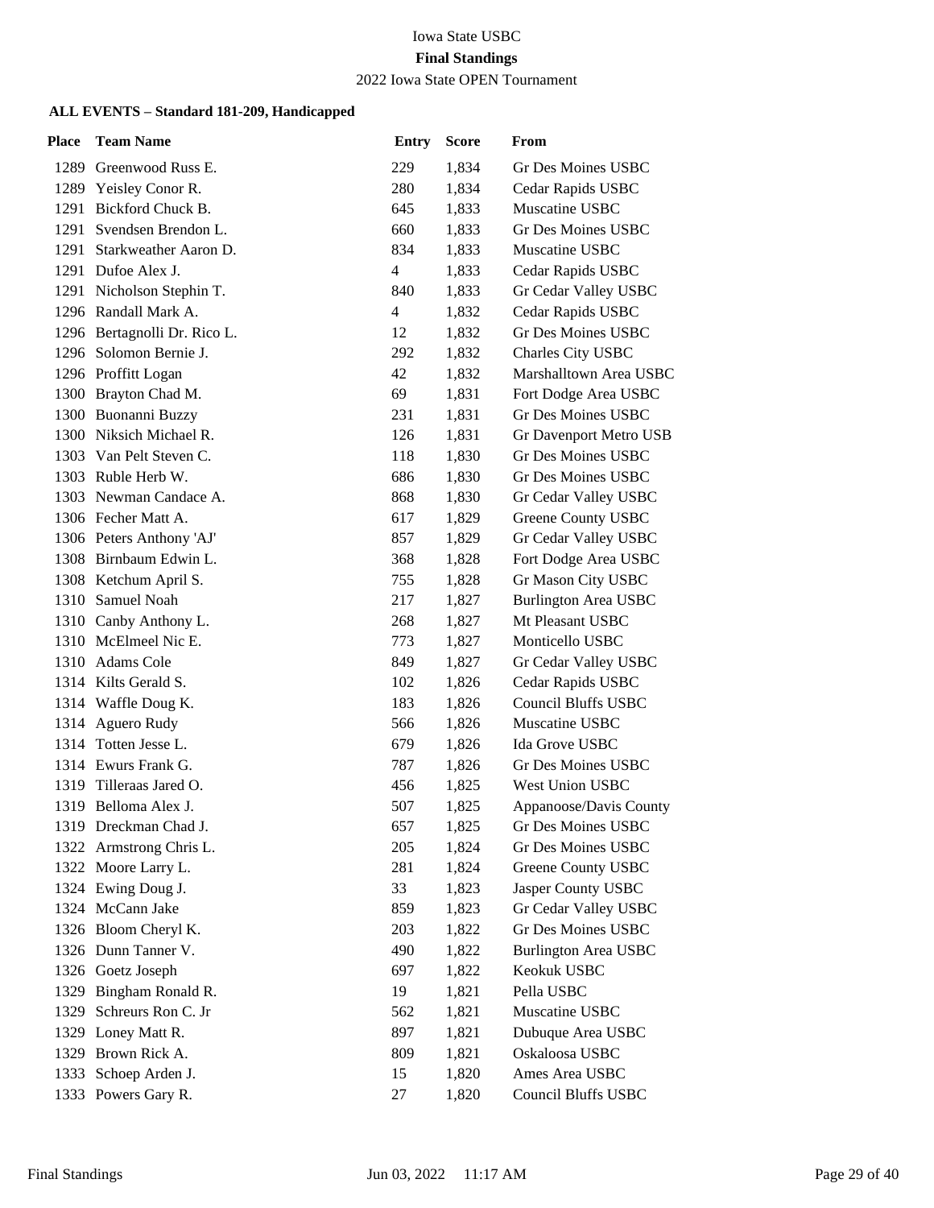Iowa State USBC

**Final Standings**

2022 Iowa State OPEN Tournament

**ALL EVENTS – Standard 181-209, Handicapped**

| Place | Team Name | Entry | Score | From |
|---|---|---|---|---|
| 1289 | Greenwood Russ E. | 229 | 1,834 | Gr Des Moines USBC |
| 1289 | Yeisley Conor R. | 280 | 1,834 | Cedar Rapids USBC |
| 1291 | Bickford Chuck B. | 645 | 1,833 | Muscatine USBC |
| 1291 | Svendsen Brendon L. | 660 | 1,833 | Gr Des Moines USBC |
| 1291 | Starkweather Aaron D. | 834 | 1,833 | Muscatine USBC |
| 1291 | Dufoe Alex J. | 4 | 1,833 | Cedar Rapids USBC |
| 1291 | Nicholson Stephin T. | 840 | 1,833 | Gr Cedar Valley USBC |
| 1296 | Randall Mark A. | 4 | 1,832 | Cedar Rapids USBC |
| 1296 | Bertagnolli Dr. Rico L. | 12 | 1,832 | Gr Des Moines USBC |
| 1296 | Solomon Bernie J. | 292 | 1,832 | Charles City USBC |
| 1296 | Proffitt Logan | 42 | 1,832 | Marshalltown Area USBC |
| 1300 | Brayton Chad M. | 69 | 1,831 | Fort Dodge Area USBC |
| 1300 | Buonanni Buzzy | 231 | 1,831 | Gr Des Moines USBC |
| 1300 | Niksich Michael R. | 126 | 1,831 | Gr Davenport Metro USB |
| 1303 | Van Pelt Steven C. | 118 | 1,830 | Gr Des Moines USBC |
| 1303 | Ruble Herb W. | 686 | 1,830 | Gr Des Moines USBC |
| 1303 | Newman Candace A. | 868 | 1,830 | Gr Cedar Valley USBC |
| 1306 | Fecher Matt A. | 617 | 1,829 | Greene County USBC |
| 1306 | Peters Anthony 'AJ' | 857 | 1,829 | Gr Cedar Valley USBC |
| 1308 | Birnbaum Edwin L. | 368 | 1,828 | Fort Dodge Area USBC |
| 1308 | Ketchum April S. | 755 | 1,828 | Gr Mason City USBC |
| 1310 | Samuel Noah | 217 | 1,827 | Burlington Area USBC |
| 1310 | Canby Anthony L. | 268 | 1,827 | Mt Pleasant USBC |
| 1310 | McElmeel Nic E. | 773 | 1,827 | Monticello USBC |
| 1310 | Adams Cole | 849 | 1,827 | Gr Cedar Valley USBC |
| 1314 | Kilts Gerald S. | 102 | 1,826 | Cedar Rapids USBC |
| 1314 | Waffle Doug K. | 183 | 1,826 | Council Bluffs USBC |
| 1314 | Aguero Rudy | 566 | 1,826 | Muscatine USBC |
| 1314 | Totten Jesse L. | 679 | 1,826 | Ida Grove USBC |
| 1314 | Ewurs Frank G. | 787 | 1,826 | Gr Des Moines USBC |
| 1319 | Tilleraas Jared O. | 456 | 1,825 | West Union USBC |
| 1319 | Belloma Alex J. | 507 | 1,825 | Appanoose/Davis County |
| 1319 | Dreckman Chad J. | 657 | 1,825 | Gr Des Moines USBC |
| 1322 | Armstrong Chris L. | 205 | 1,824 | Gr Des Moines USBC |
| 1322 | Moore Larry L. | 281 | 1,824 | Greene County USBC |
| 1324 | Ewing Doug J. | 33 | 1,823 | Jasper County USBC |
| 1324 | McCann Jake | 859 | 1,823 | Gr Cedar Valley USBC |
| 1326 | Bloom Cheryl K. | 203 | 1,822 | Gr Des Moines USBC |
| 1326 | Dunn Tanner V. | 490 | 1,822 | Burlington Area USBC |
| 1326 | Goetz Joseph | 697 | 1,822 | Keokuk USBC |
| 1329 | Bingham Ronald R. | 19 | 1,821 | Pella USBC |
| 1329 | Schreurs Ron C. Jr | 562 | 1,821 | Muscatine USBC |
| 1329 | Loney Matt R. | 897 | 1,821 | Dubuque Area USBC |
| 1329 | Brown Rick A. | 809 | 1,821 | Oskaloosa USBC |
| 1333 | Schoep Arden J. | 15 | 1,820 | Ames Area USBC |
| 1333 | Powers Gary R. | 27 | 1,820 | Council Bluffs USBC |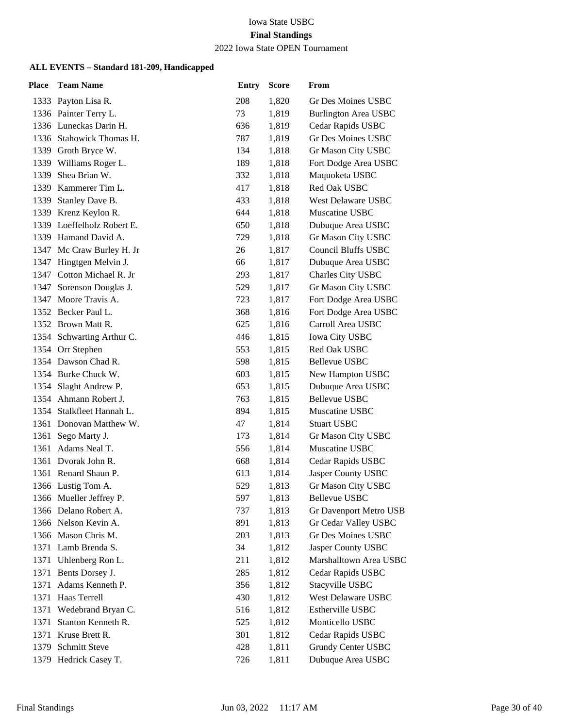Iowa State USBC

**Final Standings**

2022 Iowa State OPEN Tournament

**ALL EVENTS – Standard 181-209, Handicapped**

| Place | Team Name | Entry | Score | From |
|---|---|---|---|---|
| 1333 | Payton Lisa R. | 208 | 1,820 | Gr Des Moines USBC |
| 1336 | Painter Terry L. | 73 | 1,819 | Burlington Area USBC |
| 1336 | Luneckas Darin H. | 636 | 1,819 | Cedar Rapids USBC |
| 1336 | Stahowick Thomas H. | 787 | 1,819 | Gr Des Moines USBC |
| 1339 | Groth Bryce W. | 134 | 1,818 | Gr Mason City USBC |
| 1339 | Williams Roger L. | 189 | 1,818 | Fort Dodge Area USBC |
| 1339 | Shea Brian W. | 332 | 1,818 | Maquoketa USBC |
| 1339 | Kammerer Tim L. | 417 | 1,818 | Red Oak USBC |
| 1339 | Stanley Dave B. | 433 | 1,818 | West Delaware USBC |
| 1339 | Krenz Keylon R. | 644 | 1,818 | Muscatine USBC |
| 1339 | Loeffelholz Robert E. | 650 | 1,818 | Dubuque Area USBC |
| 1339 | Hamand David A. | 729 | 1,818 | Gr Mason City USBC |
| 1347 | Mc Craw Burley H. Jr | 26 | 1,817 | Council Bluffs USBC |
| 1347 | Hingtgen Melvin J. | 66 | 1,817 | Dubuque Area USBC |
| 1347 | Cotton Michael R. Jr | 293 | 1,817 | Charles City USBC |
| 1347 | Sorenson Douglas J. | 529 | 1,817 | Gr Mason City USBC |
| 1347 | Moore Travis A. | 723 | 1,817 | Fort Dodge Area USBC |
| 1352 | Becker Paul L. | 368 | 1,816 | Fort Dodge Area USBC |
| 1352 | Brown Matt R. | 625 | 1,816 | Carroll Area USBC |
| 1354 | Schwarting Arthur C. | 446 | 1,815 | Iowa City USBC |
| 1354 | Orr Stephen | 553 | 1,815 | Red Oak USBC |
| 1354 | Dawson Chad R. | 598 | 1,815 | Bellevue USBC |
| 1354 | Burke Chuck W. | 603 | 1,815 | New Hampton USBC |
| 1354 | Slaght Andrew P. | 653 | 1,815 | Dubuque Area USBC |
| 1354 | Ahmann Robert J. | 763 | 1,815 | Bellevue USBC |
| 1354 | Stalkfleet Hannah L. | 894 | 1,815 | Muscatine USBC |
| 1361 | Donovan Matthew W. | 47 | 1,814 | Stuart USBC |
| 1361 | Sego Marty J. | 173 | 1,814 | Gr Mason City USBC |
| 1361 | Adams Neal T. | 556 | 1,814 | Muscatine USBC |
| 1361 | Dvorak John R. | 668 | 1,814 | Cedar Rapids USBC |
| 1361 | Renard Shaun P. | 613 | 1,814 | Jasper County USBC |
| 1366 | Lustig Tom A. | 529 | 1,813 | Gr Mason City USBC |
| 1366 | Mueller Jeffrey P. | 597 | 1,813 | Bellevue USBC |
| 1366 | Delano Robert A. | 737 | 1,813 | Gr Davenport Metro USB |
| 1366 | Nelson Kevin A. | 891 | 1,813 | Gr Cedar Valley USBC |
| 1366 | Mason Chris M. | 203 | 1,813 | Gr Des Moines USBC |
| 1371 | Lamb Brenda S. | 34 | 1,812 | Jasper County USBC |
| 1371 | Uhlenberg Ron L. | 211 | 1,812 | Marshalltown Area USBC |
| 1371 | Bents Dorsey J. | 285 | 1,812 | Cedar Rapids USBC |
| 1371 | Adams Kenneth P. | 356 | 1,812 | Stacyville USBC |
| 1371 | Haas Terrell | 430 | 1,812 | West Delaware USBC |
| 1371 | Wedebrand Bryan C. | 516 | 1,812 | Estherville USBC |
| 1371 | Stanton Kenneth R. | 525 | 1,812 | Monticello USBC |
| 1371 | Kruse Brett R. | 301 | 1,812 | Cedar Rapids USBC |
| 1379 | Schmitt Steve | 428 | 1,811 | Grundy Center USBC |
| 1379 | Hedrick Casey T. | 726 | 1,811 | Dubuque Area USBC |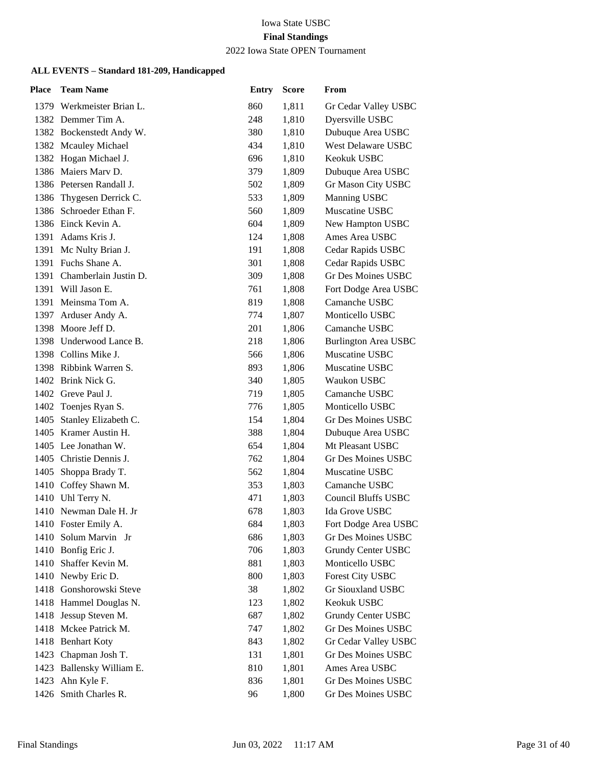Iowa State USBC

**Final Standings**

2022 Iowa State OPEN Tournament

**ALL EVENTS – Standard 181-209, Handicapped**

| Place | Team Name | Entry | Score | From |
|---|---|---|---|---|
| 1379 | Werkmeister Brian L. | 860 | 1,811 | Gr Cedar Valley USBC |
| 1382 | Demmer Tim A. | 248 | 1,810 | Dyersville USBC |
| 1382 | Bockenstedt Andy W. | 380 | 1,810 | Dubuque Area USBC |
| 1382 | Mcauley Michael | 434 | 1,810 | West Delaware USBC |
| 1382 | Hogan Michael J. | 696 | 1,810 | Keokuk USBC |
| 1386 | Maiers Marv D. | 379 | 1,809 | Dubuque Area USBC |
| 1386 | Petersen Randall J. | 502 | 1,809 | Gr Mason City USBC |
| 1386 | Thygesen Derrick C. | 533 | 1,809 | Manning USBC |
| 1386 | Schroeder Ethan F. | 560 | 1,809 | Muscatine USBC |
| 1386 | Einck Kevin A. | 604 | 1,809 | New Hampton USBC |
| 1391 | Adams Kris J. | 124 | 1,808 | Ames Area USBC |
| 1391 | Mc Nulty Brian J. | 191 | 1,808 | Cedar Rapids USBC |
| 1391 | Fuchs Shane A. | 301 | 1,808 | Cedar Rapids USBC |
| 1391 | Chamberlain Justin D. | 309 | 1,808 | Gr Des Moines USBC |
| 1391 | Will Jason E. | 761 | 1,808 | Fort Dodge Area USBC |
| 1391 | Meinsma Tom A. | 819 | 1,808 | Camanche USBC |
| 1397 | Arduser Andy A. | 774 | 1,807 | Monticello USBC |
| 1398 | Moore Jeff D. | 201 | 1,806 | Camanche USBC |
| 1398 | Underwood Lance B. | 218 | 1,806 | Burlington Area USBC |
| 1398 | Collins Mike J. | 566 | 1,806 | Muscatine USBC |
| 1398 | Ribbink Warren S. | 893 | 1,806 | Muscatine USBC |
| 1402 | Brink Nick G. | 340 | 1,805 | Waukon USBC |
| 1402 | Greve Paul J. | 719 | 1,805 | Camanche USBC |
| 1402 | Toenjes Ryan S. | 776 | 1,805 | Monticello USBC |
| 1405 | Stanley Elizabeth C. | 154 | 1,804 | Gr Des Moines USBC |
| 1405 | Kramer Austin H. | 388 | 1,804 | Dubuque Area USBC |
| 1405 | Lee Jonathan W. | 654 | 1,804 | Mt Pleasant USBC |
| 1405 | Christie Dennis J. | 762 | 1,804 | Gr Des Moines USBC |
| 1405 | Shoppa Brady T. | 562 | 1,804 | Muscatine USBC |
| 1410 | Coffey Shawn M. | 353 | 1,803 | Camanche USBC |
| 1410 | Uhl Terry N. | 471 | 1,803 | Council Bluffs USBC |
| 1410 | Newman Dale H. Jr | 678 | 1,803 | Ida Grove USBC |
| 1410 | Foster Emily A. | 684 | 1,803 | Fort Dodge Area USBC |
| 1410 | Solum Marvin Jr | 686 | 1,803 | Gr Des Moines USBC |
| 1410 | Bonfig Eric J. | 706 | 1,803 | Grundy Center USBC |
| 1410 | Shaffer Kevin M. | 881 | 1,803 | Monticello USBC |
| 1410 | Newby Eric D. | 800 | 1,803 | Forest City USBC |
| 1418 | Gonshorowski Steve | 38 | 1,802 | Gr Siouxland USBC |
| 1418 | Hammel Douglas N. | 123 | 1,802 | Keokuk USBC |
| 1418 | Jessup Steven M. | 687 | 1,802 | Grundy Center USBC |
| 1418 | Mckee Patrick M. | 747 | 1,802 | Gr Des Moines USBC |
| 1418 | Benhart Koty | 843 | 1,802 | Gr Cedar Valley USBC |
| 1423 | Chapman Josh T. | 131 | 1,801 | Gr Des Moines USBC |
| 1423 | Ballensky William E. | 810 | 1,801 | Ames Area USBC |
| 1423 | Ahn Kyle F. | 836 | 1,801 | Gr Des Moines USBC |
| 1426 | Smith Charles R. | 96 | 1,800 | Gr Des Moines USBC |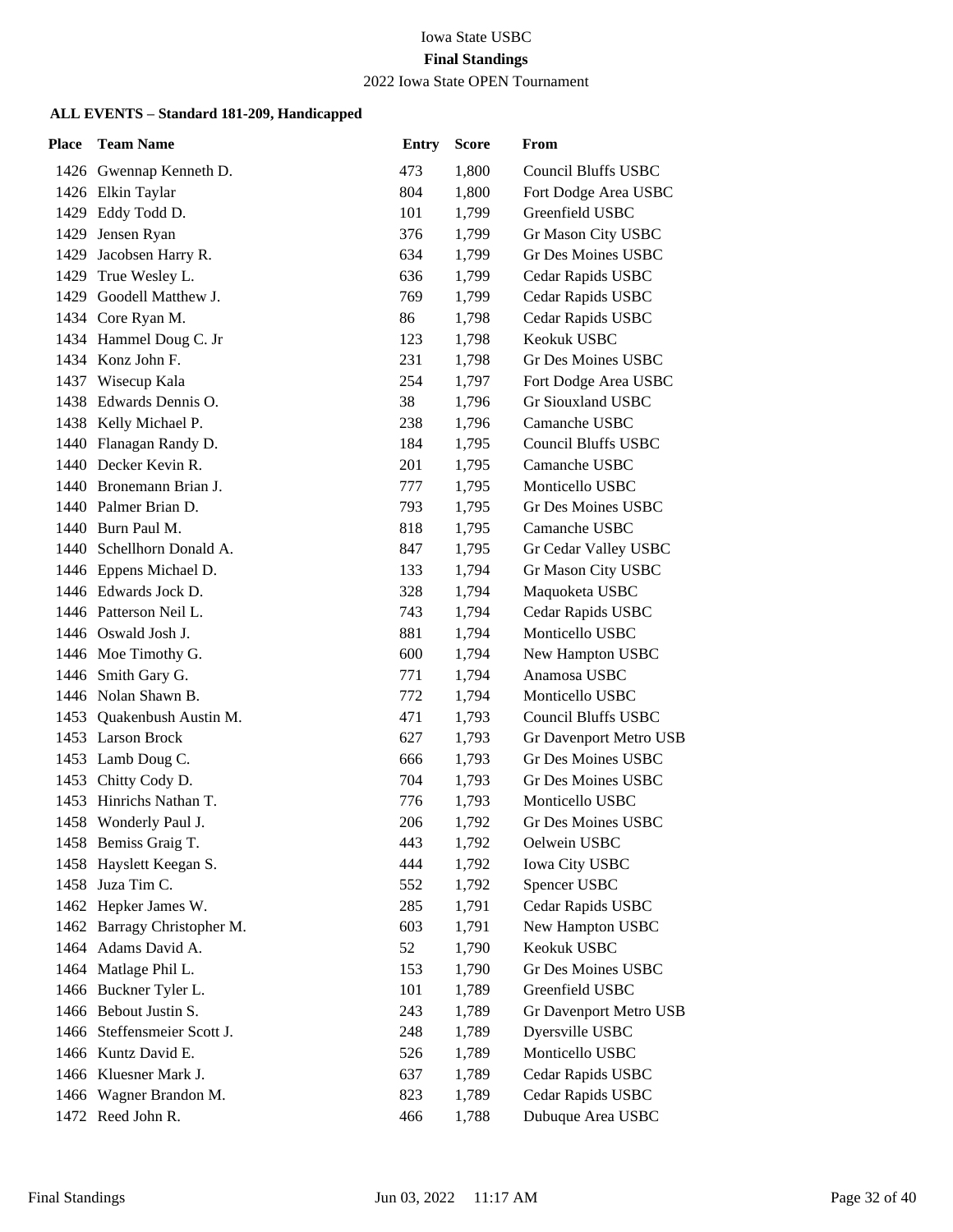Iowa State USBC

**Final Standings**

2022 Iowa State OPEN Tournament

### ALL EVENTS – Standard 181-209, Handicapped

| Place | Team Name | Entry | Score | From |
|---|---|---|---|---|
| 1426 | Gwennap Kenneth D. | 473 | 1,800 | Council Bluffs USBC |
| 1426 | Elkin Taylar | 804 | 1,800 | Fort Dodge Area USBC |
| 1429 | Eddy Todd D. | 101 | 1,799 | Greenfield USBC |
| 1429 | Jensen Ryan | 376 | 1,799 | Gr Mason City USBC |
| 1429 | Jacobsen Harry R. | 634 | 1,799 | Gr Des Moines USBC |
| 1429 | True Wesley L. | 636 | 1,799 | Cedar Rapids USBC |
| 1429 | Goodell Matthew J. | 769 | 1,799 | Cedar Rapids USBC |
| 1434 | Core Ryan M. | 86 | 1,798 | Cedar Rapids USBC |
| 1434 | Hammel Doug C. Jr | 123 | 1,798 | Keokuk USBC |
| 1434 | Konz John F. | 231 | 1,798 | Gr Des Moines USBC |
| 1437 | Wisecup Kala | 254 | 1,797 | Fort Dodge Area USBC |
| 1438 | Edwards Dennis O. | 38 | 1,796 | Gr Siouxland USBC |
| 1438 | Kelly Michael P. | 238 | 1,796 | Camanche USBC |
| 1440 | Flanagan Randy D. | 184 | 1,795 | Council Bluffs USBC |
| 1440 | Decker Kevin R. | 201 | 1,795 | Camanche USBC |
| 1440 | Bronemann Brian J. | 777 | 1,795 | Monticello USBC |
| 1440 | Palmer Brian D. | 793 | 1,795 | Gr Des Moines USBC |
| 1440 | Burn Paul M. | 818 | 1,795 | Camanche USBC |
| 1440 | Schellhorn Donald A. | 847 | 1,795 | Gr Cedar Valley USBC |
| 1446 | Eppens Michael D. | 133 | 1,794 | Gr Mason City USBC |
| 1446 | Edwards Jock D. | 328 | 1,794 | Maquoketa USBC |
| 1446 | Patterson Neil L. | 743 | 1,794 | Cedar Rapids USBC |
| 1446 | Oswald Josh J. | 881 | 1,794 | Monticello USBC |
| 1446 | Moe Timothy G. | 600 | 1,794 | New Hampton USBC |
| 1446 | Smith Gary G. | 771 | 1,794 | Anamosa USBC |
| 1446 | Nolan Shawn B. | 772 | 1,794 | Monticello USBC |
| 1453 | Quakenbush Austin M. | 471 | 1,793 | Council Bluffs USBC |
| 1453 | Larson Brock | 627 | 1,793 | Gr Davenport Metro USB |
| 1453 | Lamb Doug C. | 666 | 1,793 | Gr Des Moines USBC |
| 1453 | Chitty Cody D. | 704 | 1,793 | Gr Des Moines USBC |
| 1453 | Hinrichs Nathan T. | 776 | 1,793 | Monticello USBC |
| 1458 | Wonderly Paul J. | 206 | 1,792 | Gr Des Moines USBC |
| 1458 | Bemiss Graig T. | 443 | 1,792 | Oelwein USBC |
| 1458 | Hayslett Keegan S. | 444 | 1,792 | Iowa City USBC |
| 1458 | Juza Tim C. | 552 | 1,792 | Spencer USBC |
| 1462 | Hepker James W. | 285 | 1,791 | Cedar Rapids USBC |
| 1462 | Barragy Christopher M. | 603 | 1,791 | New Hampton USBC |
| 1464 | Adams David A. | 52 | 1,790 | Keokuk USBC |
| 1464 | Matlage Phil L. | 153 | 1,790 | Gr Des Moines USBC |
| 1466 | Buckner Tyler L. | 101 | 1,789 | Greenfield USBC |
| 1466 | Bebout Justin S. | 243 | 1,789 | Gr Davenport Metro USB |
| 1466 | Steffensmeier Scott J. | 248 | 1,789 | Dyersville USBC |
| 1466 | Kuntz David E. | 526 | 1,789 | Monticello USBC |
| 1466 | Kluesner Mark J. | 637 | 1,789 | Cedar Rapids USBC |
| 1466 | Wagner Brandon M. | 823 | 1,789 | Cedar Rapids USBC |
| 1472 | Reed John R. | 466 | 1,788 | Dubuque Area USBC |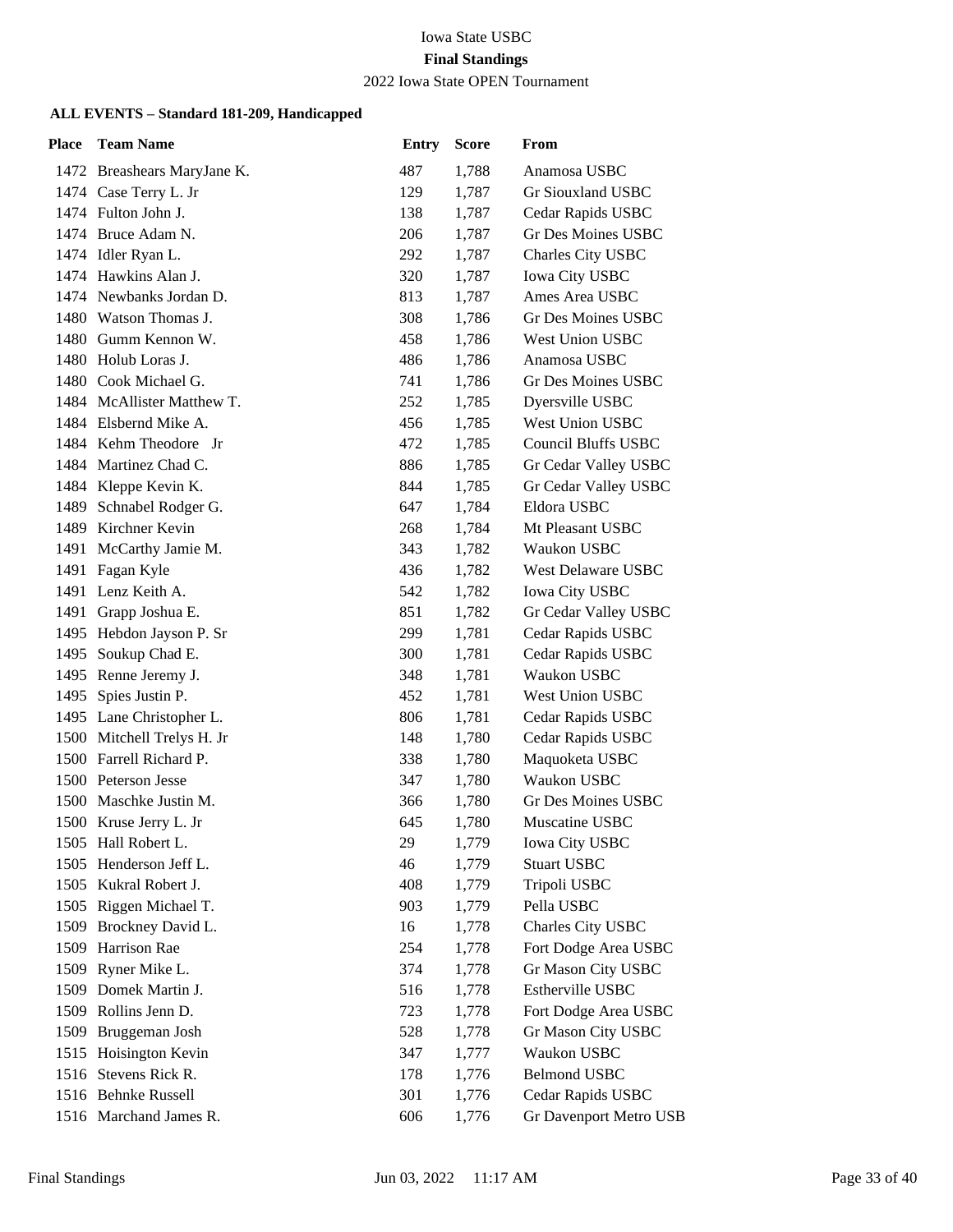Iowa State USBC

**Final Standings**

2022 Iowa State OPEN Tournament

**ALL EVENTS – Standard 181-209, Handicapped**

| Place | Team Name | Entry | Score | From |
|---|---|---|---|---|
| 1472 | Breashears MaryJane K. | 487 | 1,788 | Anamosa USBC |
| 1474 | Case Terry L. Jr | 129 | 1,787 | Gr Siouxland USBC |
| 1474 | Fulton John J. | 138 | 1,787 | Cedar Rapids USBC |
| 1474 | Bruce Adam N. | 206 | 1,787 | Gr Des Moines USBC |
| 1474 | Idler Ryan L. | 292 | 1,787 | Charles City USBC |
| 1474 | Hawkins Alan J. | 320 | 1,787 | Iowa City USBC |
| 1474 | Newbanks Jordan D. | 813 | 1,787 | Ames Area USBC |
| 1480 | Watson Thomas J. | 308 | 1,786 | Gr Des Moines USBC |
| 1480 | Gumm Kennon W. | 458 | 1,786 | West Union USBC |
| 1480 | Holub Loras J. | 486 | 1,786 | Anamosa USBC |
| 1480 | Cook Michael G. | 741 | 1,786 | Gr Des Moines USBC |
| 1484 | McAllister Matthew T. | 252 | 1,785 | Dyersville USBC |
| 1484 | Elsbernd Mike A. | 456 | 1,785 | West Union USBC |
| 1484 | Kehm Theodore Jr | 472 | 1,785 | Council Bluffs USBC |
| 1484 | Martinez Chad C. | 886 | 1,785 | Gr Cedar Valley USBC |
| 1484 | Kleppe Kevin K. | 844 | 1,785 | Gr Cedar Valley USBC |
| 1489 | Schnabel Rodger G. | 647 | 1,784 | Eldora USBC |
| 1489 | Kirchner Kevin | 268 | 1,784 | Mt Pleasant USBC |
| 1491 | McCarthy Jamie M. | 343 | 1,782 | Waukon USBC |
| 1491 | Fagan Kyle | 436 | 1,782 | West Delaware USBC |
| 1491 | Lenz Keith A. | 542 | 1,782 | Iowa City USBC |
| 1491 | Grapp Joshua E. | 851 | 1,782 | Gr Cedar Valley USBC |
| 1495 | Hebdon Jayson P. Sr | 299 | 1,781 | Cedar Rapids USBC |
| 1495 | Soukup Chad E. | 300 | 1,781 | Cedar Rapids USBC |
| 1495 | Renne Jeremy J. | 348 | 1,781 | Waukon USBC |
| 1495 | Spies Justin P. | 452 | 1,781 | West Union USBC |
| 1495 | Lane Christopher L. | 806 | 1,781 | Cedar Rapids USBC |
| 1500 | Mitchell Trelys H. Jr | 148 | 1,780 | Cedar Rapids USBC |
| 1500 | Farrell Richard P. | 338 | 1,780 | Maquoketa USBC |
| 1500 | Peterson Jesse | 347 | 1,780 | Waukon USBC |
| 1500 | Maschke Justin M. | 366 | 1,780 | Gr Des Moines USBC |
| 1500 | Kruse Jerry L. Jr | 645 | 1,780 | Muscatine USBC |
| 1505 | Hall Robert L. | 29 | 1,779 | Iowa City USBC |
| 1505 | Henderson Jeff L. | 46 | 1,779 | Stuart USBC |
| 1505 | Kukral Robert J. | 408 | 1,779 | Tripoli USBC |
| 1505 | Riggen Michael T. | 903 | 1,779 | Pella USBC |
| 1509 | Brockney David L. | 16 | 1,778 | Charles City USBC |
| 1509 | Harrison Rae | 254 | 1,778 | Fort Dodge Area USBC |
| 1509 | Ryner Mike L. | 374 | 1,778 | Gr Mason City USBC |
| 1509 | Domek Martin J. | 516 | 1,778 | Estherville USBC |
| 1509 | Rollins Jenn D. | 723 | 1,778 | Fort Dodge Area USBC |
| 1509 | Bruggeman Josh | 528 | 1,778 | Gr Mason City USBC |
| 1515 | Hoisington Kevin | 347 | 1,777 | Waukon USBC |
| 1516 | Stevens Rick R. | 178 | 1,776 | Belmond USBC |
| 1516 | Behnke Russell | 301 | 1,776 | Cedar Rapids USBC |
| 1516 | Marchand James R. | 606 | 1,776 | Gr Davenport Metro USB |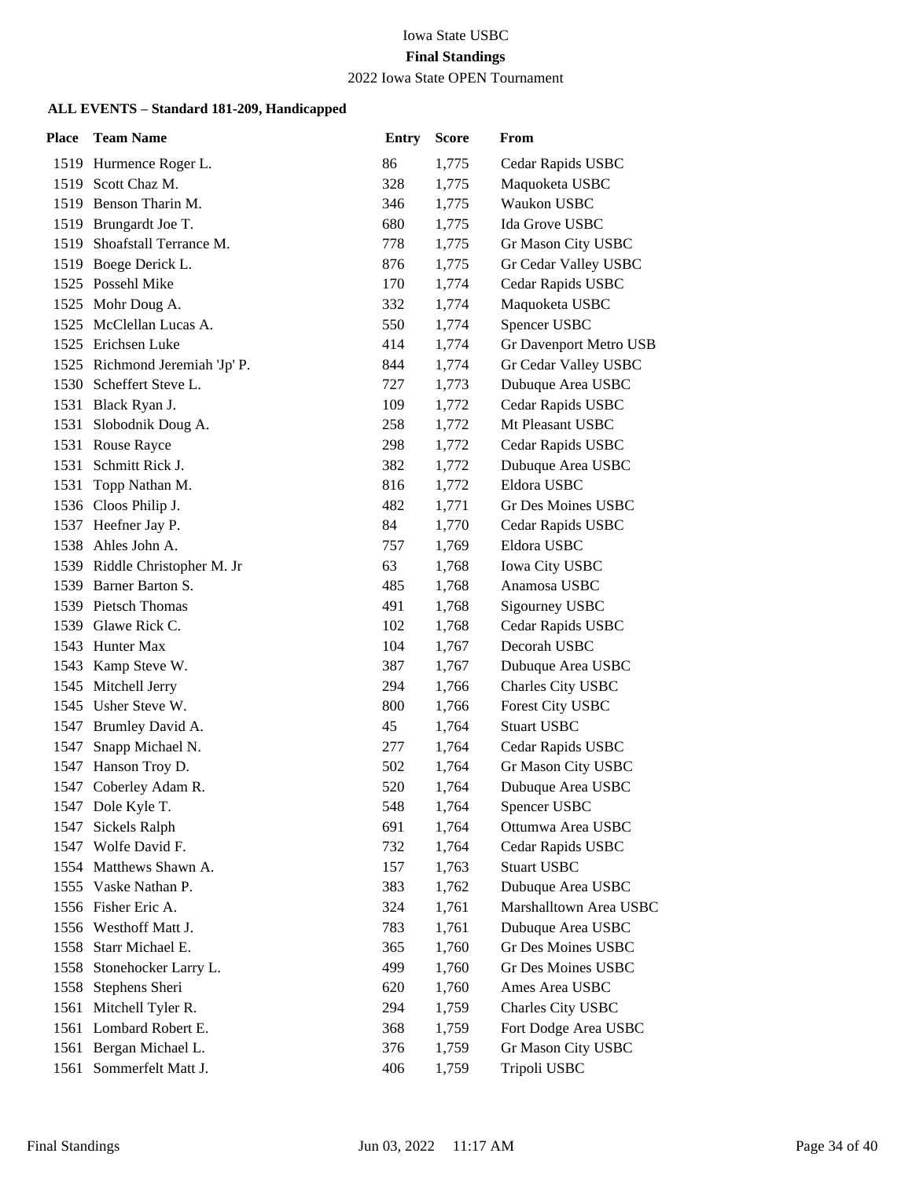Iowa State USBC

**Final Standings**

2022 Iowa State OPEN Tournament

**ALL EVENTS – Standard 181-209, Handicapped**

| Place | Team Name | Entry | Score | From |
|---|---|---|---|---|
| 1519 | Hurmence Roger L. | 86 | 1,775 | Cedar Rapids USBC |
| 1519 | Scott Chaz M. | 328 | 1,775 | Maquoketa USBC |
| 1519 | Benson Tharin M. | 346 | 1,775 | Waukon USBC |
| 1519 | Brungardt Joe T. | 680 | 1,775 | Ida Grove USBC |
| 1519 | Shoafstall Terrance M. | 778 | 1,775 | Gr Mason City USBC |
| 1519 | Boege Derick L. | 876 | 1,775 | Gr Cedar Valley USBC |
| 1525 | Possehl Mike | 170 | 1,774 | Cedar Rapids USBC |
| 1525 | Mohr Doug A. | 332 | 1,774 | Maquoketa USBC |
| 1525 | McClellan Lucas A. | 550 | 1,774 | Spencer USBC |
| 1525 | Erichsen Luke | 414 | 1,774 | Gr Davenport Metro USB |
| 1525 | Richmond Jeremiah 'Jp' P. | 844 | 1,774 | Gr Cedar Valley USBC |
| 1530 | Scheffert Steve L. | 727 | 1,773 | Dubuque Area USBC |
| 1531 | Black Ryan J. | 109 | 1,772 | Cedar Rapids USBC |
| 1531 | Slobodnik Doug A. | 258 | 1,772 | Mt Pleasant USBC |
| 1531 | Rouse Rayce | 298 | 1,772 | Cedar Rapids USBC |
| 1531 | Schmitt Rick J. | 382 | 1,772 | Dubuque Area USBC |
| 1531 | Topp Nathan M. | 816 | 1,772 | Eldora USBC |
| 1536 | Cloos Philip J. | 482 | 1,771 | Gr Des Moines USBC |
| 1537 | Heefner Jay P. | 84 | 1,770 | Cedar Rapids USBC |
| 1538 | Ahles John A. | 757 | 1,769 | Eldora USBC |
| 1539 | Riddle Christopher M. Jr | 63 | 1,768 | Iowa City USBC |
| 1539 | Barner Barton S. | 485 | 1,768 | Anamosa USBC |
| 1539 | Pietsch Thomas | 491 | 1,768 | Sigourney USBC |
| 1539 | Glawe Rick C. | 102 | 1,768 | Cedar Rapids USBC |
| 1543 | Hunter Max | 104 | 1,767 | Decorah USBC |
| 1543 | Kamp Steve W. | 387 | 1,767 | Dubuque Area USBC |
| 1545 | Mitchell Jerry | 294 | 1,766 | Charles City USBC |
| 1545 | Usher Steve W. | 800 | 1,766 | Forest City USBC |
| 1547 | Brumley David A. | 45 | 1,764 | Stuart USBC |
| 1547 | Snapp Michael N. | 277 | 1,764 | Cedar Rapids USBC |
| 1547 | Hanson Troy D. | 502 | 1,764 | Gr Mason City USBC |
| 1547 | Coberley Adam R. | 520 | 1,764 | Dubuque Area USBC |
| 1547 | Dole Kyle T. | 548 | 1,764 | Spencer USBC |
| 1547 | Sickels Ralph | 691 | 1,764 | Ottumwa Area USBC |
| 1547 | Wolfe David F. | 732 | 1,764 | Cedar Rapids USBC |
| 1554 | Matthews Shawn A. | 157 | 1,763 | Stuart USBC |
| 1555 | Vaske Nathan P. | 383 | 1,762 | Dubuque Area USBC |
| 1556 | Fisher Eric A. | 324 | 1,761 | Marshalltown Area USBC |
| 1556 | Westhoff Matt J. | 783 | 1,761 | Dubuque Area USBC |
| 1558 | Starr Michael E. | 365 | 1,760 | Gr Des Moines USBC |
| 1558 | Stonehocker Larry L. | 499 | 1,760 | Gr Des Moines USBC |
| 1558 | Stephens Sheri | 620 | 1,760 | Ames Area USBC |
| 1561 | Mitchell Tyler R. | 294 | 1,759 | Charles City USBC |
| 1561 | Lombard Robert E. | 368 | 1,759 | Fort Dodge Area USBC |
| 1561 | Bergan Michael L. | 376 | 1,759 | Gr Mason City USBC |
| 1561 | Sommerfelt Matt J. | 406 | 1,759 | Tripoli USBC |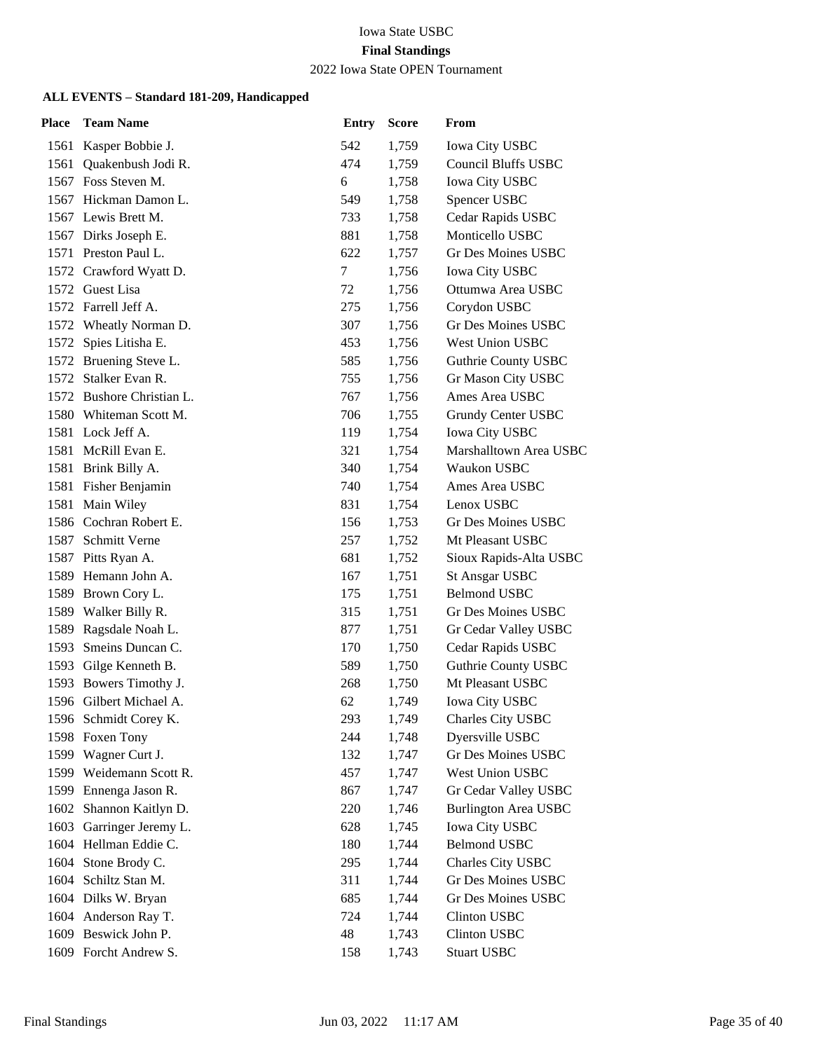Iowa State USBC

**Final Standings**

2022 Iowa State OPEN Tournament

### ALL EVENTS – Standard 181-209, Handicapped

| Place | Team Name | Entry | Score | From |
|---|---|---|---|---|
| 1561 | Kasper Bobbie J. | 542 | 1,759 | Iowa City USBC |
| 1561 | Quakenbush Jodi R. | 474 | 1,759 | Council Bluffs USBC |
| 1567 | Foss Steven M. | 6 | 1,758 | Iowa City USBC |
| 1567 | Hickman Damon L. | 549 | 1,758 | Spencer USBC |
| 1567 | Lewis Brett M. | 733 | 1,758 | Cedar Rapids USBC |
| 1567 | Dirks Joseph E. | 881 | 1,758 | Monticello USBC |
| 1571 | Preston Paul L. | 622 | 1,757 | Gr Des Moines USBC |
| 1572 | Crawford Wyatt D. | 7 | 1,756 | Iowa City USBC |
| 1572 | Guest Lisa | 72 | 1,756 | Ottumwa Area USBC |
| 1572 | Farrell Jeff A. | 275 | 1,756 | Corydon USBC |
| 1572 | Wheatly Norman D. | 307 | 1,756 | Gr Des Moines USBC |
| 1572 | Spies Litisha E. | 453 | 1,756 | West Union USBC |
| 1572 | Bruening Steve L. | 585 | 1,756 | Guthrie County USBC |
| 1572 | Stalker Evan R. | 755 | 1,756 | Gr Mason City USBC |
| 1572 | Bushore Christian L. | 767 | 1,756 | Ames Area USBC |
| 1580 | Whiteman Scott M. | 706 | 1,755 | Grundy Center USBC |
| 1581 | Lock Jeff A. | 119 | 1,754 | Iowa City USBC |
| 1581 | McRill Evan E. | 321 | 1,754 | Marshalltown Area USBC |
| 1581 | Brink Billy A. | 340 | 1,754 | Waukon USBC |
| 1581 | Fisher Benjamin | 740 | 1,754 | Ames Area USBC |
| 1581 | Main Wiley | 831 | 1,754 | Lenox USBC |
| 1586 | Cochran Robert E. | 156 | 1,753 | Gr Des Moines USBC |
| 1587 | Schmitt Verne | 257 | 1,752 | Mt Pleasant USBC |
| 1587 | Pitts Ryan A. | 681 | 1,752 | Sioux Rapids-Alta USBC |
| 1589 | Hemann John A. | 167 | 1,751 | St Ansgar USBC |
| 1589 | Brown Cory L. | 175 | 1,751 | Belmond USBC |
| 1589 | Walker Billy R. | 315 | 1,751 | Gr Des Moines USBC |
| 1589 | Ragsdale Noah L. | 877 | 1,751 | Gr Cedar Valley USBC |
| 1593 | Smeins Duncan C. | 170 | 1,750 | Cedar Rapids USBC |
| 1593 | Gilge Kenneth B. | 589 | 1,750 | Guthrie County USBC |
| 1593 | Bowers Timothy J. | 268 | 1,750 | Mt Pleasant USBC |
| 1596 | Gilbert Michael A. | 62 | 1,749 | Iowa City USBC |
| 1596 | Schmidt Corey K. | 293 | 1,749 | Charles City USBC |
| 1598 | Foxen Tony | 244 | 1,748 | Dyersville USBC |
| 1599 | Wagner Curt J. | 132 | 1,747 | Gr Des Moines USBC |
| 1599 | Weidemann Scott R. | 457 | 1,747 | West Union USBC |
| 1599 | Ennenga Jason R. | 867 | 1,747 | Gr Cedar Valley USBC |
| 1602 | Shannon Kaitlyn D. | 220 | 1,746 | Burlington Area USBC |
| 1603 | Garringer Jeremy L. | 628 | 1,745 | Iowa City USBC |
| 1604 | Hellman Eddie C. | 180 | 1,744 | Belmond USBC |
| 1604 | Stone Brody C. | 295 | 1,744 | Charles City USBC |
| 1604 | Schiltz Stan M. | 311 | 1,744 | Gr Des Moines USBC |
| 1604 | Dilks W. Bryan | 685 | 1,744 | Gr Des Moines USBC |
| 1604 | Anderson Ray T. | 724 | 1,744 | Clinton USBC |
| 1609 | Beswick John P. | 48 | 1,743 | Clinton USBC |
| 1609 | Forcht Andrew S. | 158 | 1,743 | Stuart USBC |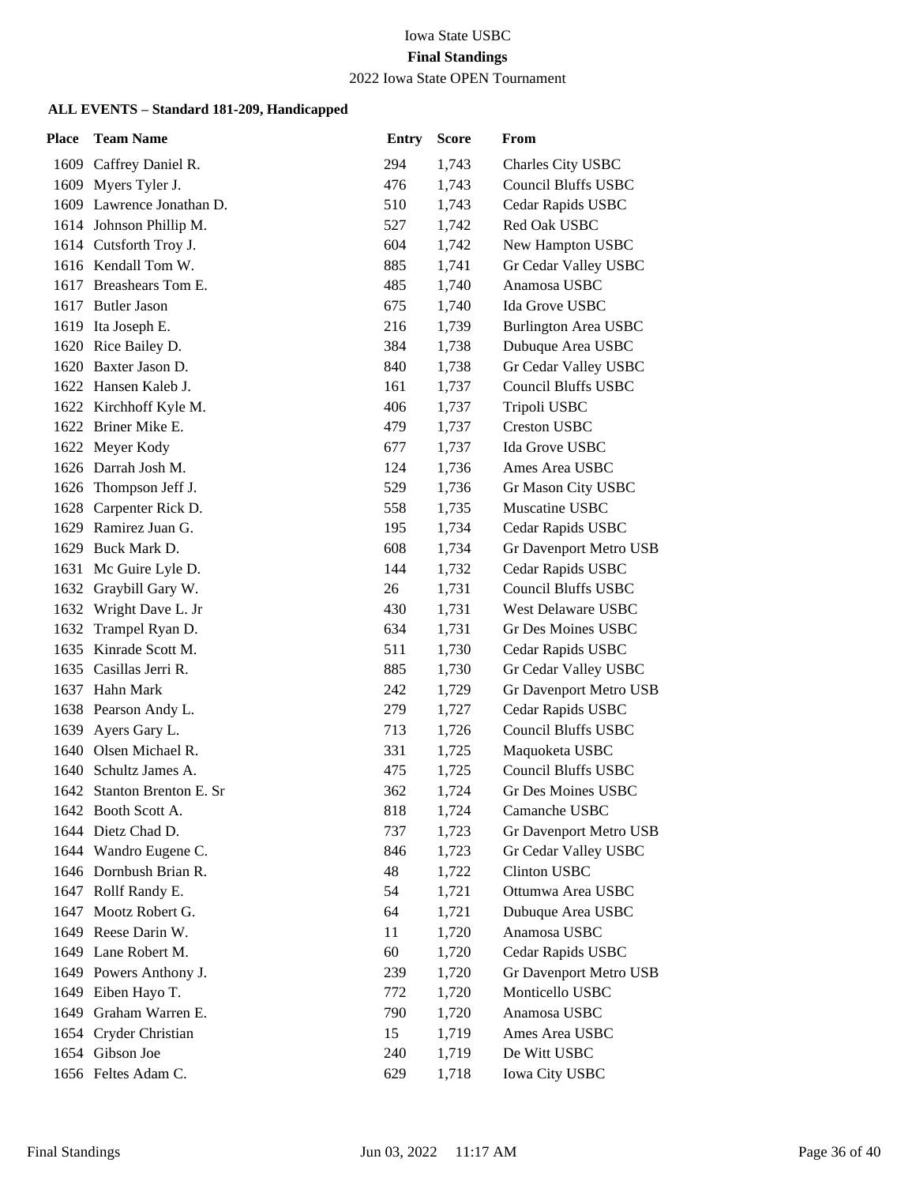Iowa State USBC

**Final Standings**

2022 Iowa State OPEN Tournament

### ALL EVENTS – Standard 181-209, Handicapped

| Place | Team Name | Entry | Score | From |
|---|---|---|---|---|
| 1609 | Caffrey Daniel R. | 294 | 1,743 | Charles City USBC |
| 1609 | Myers Tyler J. | 476 | 1,743 | Council Bluffs USBC |
| 1609 | Lawrence Jonathan D. | 510 | 1,743 | Cedar Rapids USBC |
| 1614 | Johnson Phillip M. | 527 | 1,742 | Red Oak USBC |
| 1614 | Cutsforth Troy J. | 604 | 1,742 | New Hampton USBC |
| 1616 | Kendall Tom W. | 885 | 1,741 | Gr Cedar Valley USBC |
| 1617 | Breashears Tom E. | 485 | 1,740 | Anamosa USBC |
| 1617 | Butler Jason | 675 | 1,740 | Ida Grove USBC |
| 1619 | Ita Joseph E. | 216 | 1,739 | Burlington Area USBC |
| 1620 | Rice Bailey D. | 384 | 1,738 | Dubuque Area USBC |
| 1620 | Baxter Jason D. | 840 | 1,738 | Gr Cedar Valley USBC |
| 1622 | Hansen Kaleb J. | 161 | 1,737 | Council Bluffs USBC |
| 1622 | Kirchhoff Kyle M. | 406 | 1,737 | Tripoli USBC |
| 1622 | Briner Mike E. | 479 | 1,737 | Creston USBC |
| 1622 | Meyer Kody | 677 | 1,737 | Ida Grove USBC |
| 1626 | Darrah Josh M. | 124 | 1,736 | Ames Area USBC |
| 1626 | Thompson Jeff J. | 529 | 1,736 | Gr Mason City USBC |
| 1628 | Carpenter Rick D. | 558 | 1,735 | Muscatine USBC |
| 1629 | Ramirez Juan G. | 195 | 1,734 | Cedar Rapids USBC |
| 1629 | Buck Mark D. | 608 | 1,734 | Gr Davenport Metro USB |
| 1631 | Mc Guire Lyle D. | 144 | 1,732 | Cedar Rapids USBC |
| 1632 | Graybill Gary W. | 26 | 1,731 | Council Bluffs USBC |
| 1632 | Wright Dave L. Jr | 430 | 1,731 | West Delaware USBC |
| 1632 | Trampel Ryan D. | 634 | 1,731 | Gr Des Moines USBC |
| 1635 | Kinrade Scott M. | 511 | 1,730 | Cedar Rapids USBC |
| 1635 | Casillas Jerri R. | 885 | 1,730 | Gr Cedar Valley USBC |
| 1637 | Hahn Mark | 242 | 1,729 | Gr Davenport Metro USB |
| 1638 | Pearson Andy L. | 279 | 1,727 | Cedar Rapids USBC |
| 1639 | Ayers Gary L. | 713 | 1,726 | Council Bluffs USBC |
| 1640 | Olsen Michael R. | 331 | 1,725 | Maquoketa USBC |
| 1640 | Schultz James A. | 475 | 1,725 | Council Bluffs USBC |
| 1642 | Stanton Brenton E. Sr | 362 | 1,724 | Gr Des Moines USBC |
| 1642 | Booth Scott A. | 818 | 1,724 | Camanche USBC |
| 1644 | Dietz Chad D. | 737 | 1,723 | Gr Davenport Metro USB |
| 1644 | Wandro Eugene C. | 846 | 1,723 | Gr Cedar Valley USBC |
| 1646 | Dornbush Brian R. | 48 | 1,722 | Clinton USBC |
| 1647 | Rollf Randy E. | 54 | 1,721 | Ottumwa Area USBC |
| 1647 | Mootz Robert G. | 64 | 1,721 | Dubuque Area USBC |
| 1649 | Reese Darin W. | 11 | 1,720 | Anamosa USBC |
| 1649 | Lane Robert M. | 60 | 1,720 | Cedar Rapids USBC |
| 1649 | Powers Anthony J. | 239 | 1,720 | Gr Davenport Metro USB |
| 1649 | Eiben Hayo T. | 772 | 1,720 | Monticello USBC |
| 1649 | Graham Warren E. | 790 | 1,720 | Anamosa USBC |
| 1654 | Cryder Christian | 15 | 1,719 | Ames Area USBC |
| 1654 | Gibson Joe | 240 | 1,719 | De Witt USBC |
| 1656 | Feltes Adam C. | 629 | 1,718 | Iowa City USBC |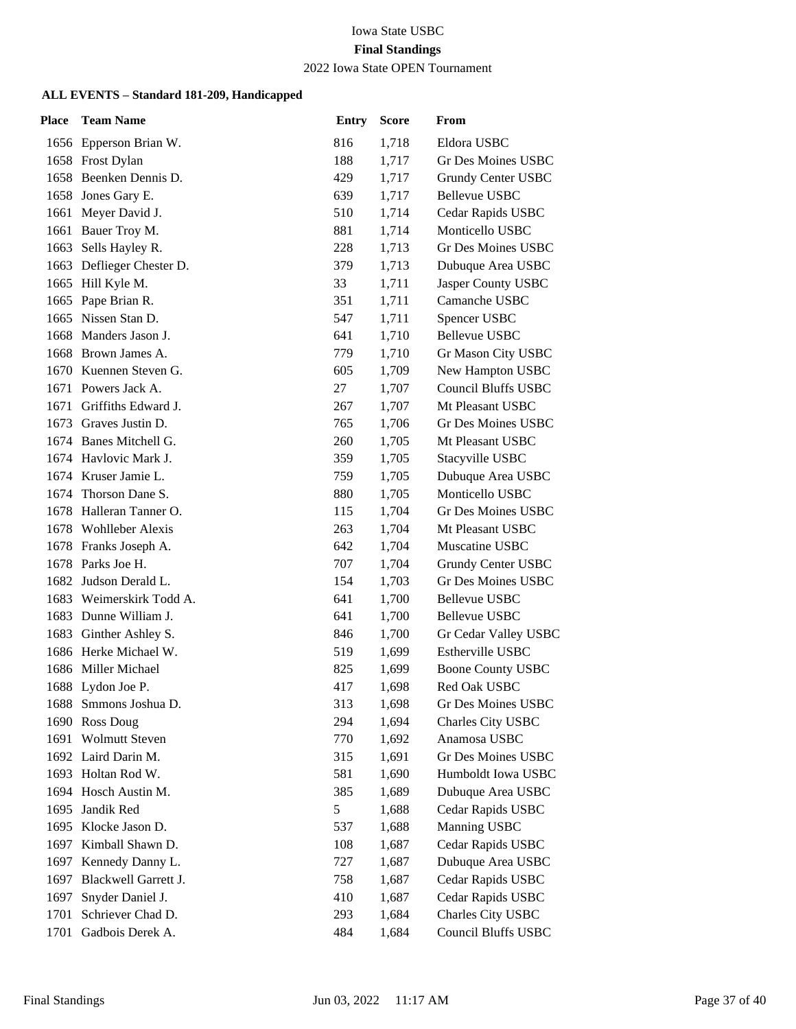# Iowa State USBC

## Final Standings

2022 Iowa State OPEN Tournament

### ALL EVENTS – Standard 181-209, Handicapped

| Place | Team Name | Entry | Score | From |
|---|---|---|---|---|
| 1656 | Epperson Brian W. | 816 | 1,718 | Eldora USBC |
| 1658 | Frost Dylan | 188 | 1,717 | Gr Des Moines USBC |
| 1658 | Beenken Dennis D. | 429 | 1,717 | Grundy Center USBC |
| 1658 | Jones Gary E. | 639 | 1,717 | Bellevue USBC |
| 1661 | Meyer David J. | 510 | 1,714 | Cedar Rapids USBC |
| 1661 | Bauer Troy M. | 881 | 1,714 | Monticello USBC |
| 1663 | Sells Hayley R. | 228 | 1,713 | Gr Des Moines USBC |
| 1663 | Deflieger Chester D. | 379 | 1,713 | Dubuque Area USBC |
| 1665 | Hill Kyle M. | 33 | 1,711 | Jasper County USBC |
| 1665 | Pape Brian R. | 351 | 1,711 | Camanche USBC |
| 1665 | Nissen Stan D. | 547 | 1,711 | Spencer USBC |
| 1668 | Manders Jason J. | 641 | 1,710 | Bellevue USBC |
| 1668 | Brown James A. | 779 | 1,710 | Gr Mason City USBC |
| 1670 | Kuennen Steven G. | 605 | 1,709 | New Hampton USBC |
| 1671 | Powers Jack A. | 27 | 1,707 | Council Bluffs USBC |
| 1671 | Griffiths Edward J. | 267 | 1,707 | Mt Pleasant USBC |
| 1673 | Graves Justin D. | 765 | 1,706 | Gr Des Moines USBC |
| 1674 | Banes Mitchell G. | 260 | 1,705 | Mt Pleasant USBC |
| 1674 | Havlovic Mark J. | 359 | 1,705 | Stacyville USBC |
| 1674 | Kruser Jamie L. | 759 | 1,705 | Dubuque Area USBC |
| 1674 | Thorson Dane S. | 880 | 1,705 | Monticello USBC |
| 1678 | Halleran Tanner O. | 115 | 1,704 | Gr Des Moines USBC |
| 1678 | Wohlleber Alexis | 263 | 1,704 | Mt Pleasant USBC |
| 1678 | Franks Joseph A. | 642 | 1,704 | Muscatine USBC |
| 1678 | Parks Joe H. | 707 | 1,704 | Grundy Center USBC |
| 1682 | Judson Derald L. | 154 | 1,703 | Gr Des Moines USBC |
| 1683 | Weimerskirk Todd A. | 641 | 1,700 | Bellevue USBC |
| 1683 | Dunne William J. | 641 | 1,700 | Bellevue USBC |
| 1683 | Ginther Ashley S. | 846 | 1,700 | Gr Cedar Valley USBC |
| 1686 | Herke Michael W. | 519 | 1,699 | Estherville USBC |
| 1686 | Miller Michael | 825 | 1,699 | Boone County USBC |
| 1688 | Lydon Joe P. | 417 | 1,698 | Red Oak USBC |
| 1688 | Smmons Joshua D. | 313 | 1,698 | Gr Des Moines USBC |
| 1690 | Ross Doug | 294 | 1,694 | Charles City USBC |
| 1691 | Wolmutt Steven | 770 | 1,692 | Anamosa USBC |
| 1692 | Laird Darin M. | 315 | 1,691 | Gr Des Moines USBC |
| 1693 | Holtan Rod W. | 581 | 1,690 | Humboldt Iowa USBC |
| 1694 | Hosch Austin M. | 385 | 1,689 | Dubuque Area USBC |
| 1695 | Jandik Red | 5 | 1,688 | Cedar Rapids USBC |
| 1695 | Klocke Jason D. | 537 | 1,688 | Manning USBC |
| 1697 | Kimball Shawn D. | 108 | 1,687 | Cedar Rapids USBC |
| 1697 | Kennedy Danny L. | 727 | 1,687 | Dubuque Area USBC |
| 1697 | Blackwell Garrett J. | 758 | 1,687 | Cedar Rapids USBC |
| 1697 | Snyder Daniel J. | 410 | 1,687 | Cedar Rapids USBC |
| 1701 | Schriever Chad D. | 293 | 1,684 | Charles City USBC |
| 1701 | Gadbois Derek A. | 484 | 1,684 | Council Bluffs USBC |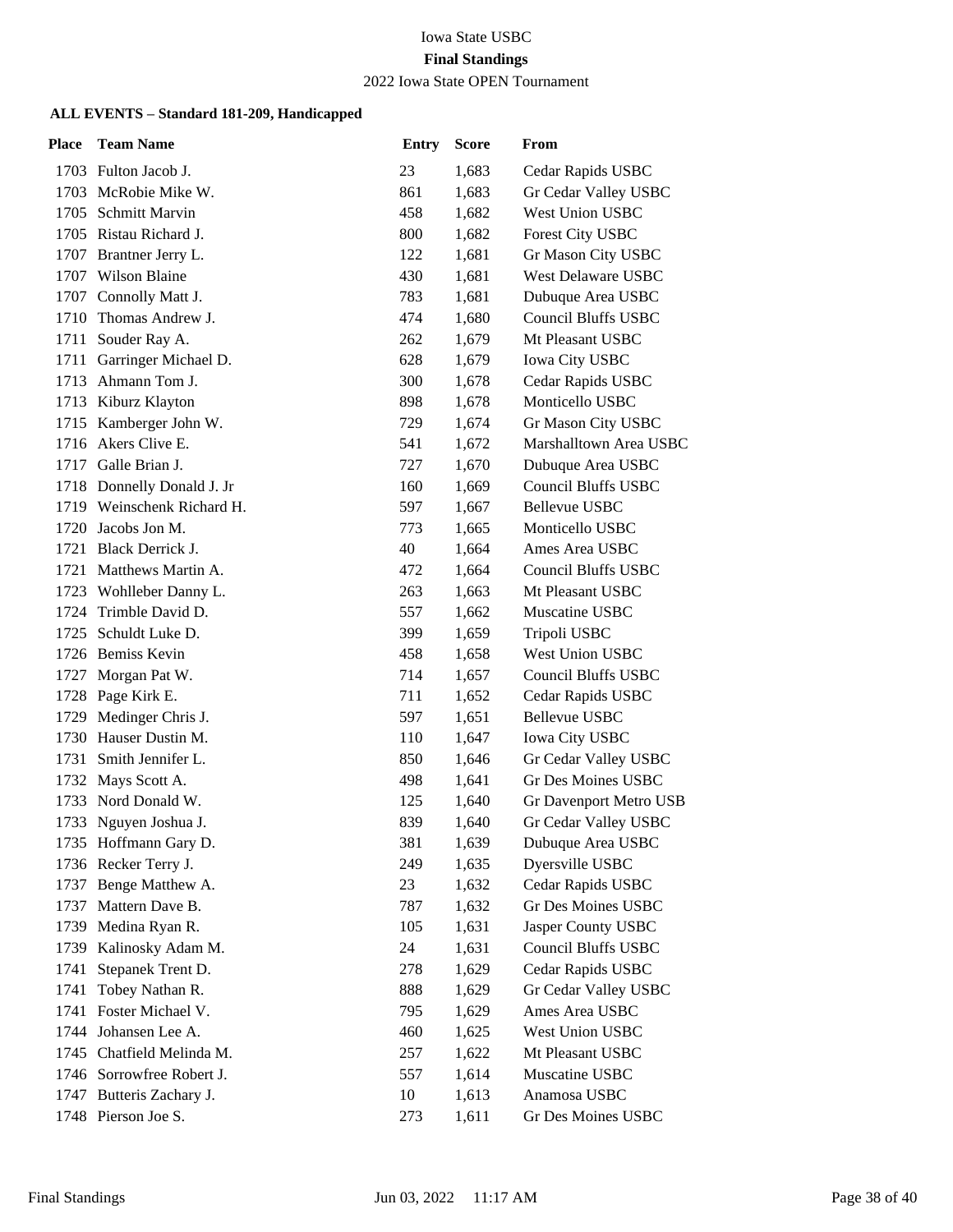Iowa State USBC

**Final Standings**

2022 Iowa State OPEN Tournament

### ALL EVENTS – Standard 181-209, Handicapped

| Place | Team Name | Entry | Score | From |
|---|---|---|---|---|
| 1703 | Fulton Jacob J. | 23 | 1,683 | Cedar Rapids USBC |
| 1703 | McRobie Mike W. | 861 | 1,683 | Gr Cedar Valley USBC |
| 1705 | Schmitt Marvin | 458 | 1,682 | West Union USBC |
| 1705 | Ristau Richard J. | 800 | 1,682 | Forest City USBC |
| 1707 | Brantner Jerry L. | 122 | 1,681 | Gr Mason City USBC |
| 1707 | Wilson Blaine | 430 | 1,681 | West Delaware USBC |
| 1707 | Connolly Matt J. | 783 | 1,681 | Dubuque Area USBC |
| 1710 | Thomas Andrew J. | 474 | 1,680 | Council Bluffs USBC |
| 1711 | Souder Ray A. | 262 | 1,679 | Mt Pleasant USBC |
| 1711 | Garringer Michael D. | 628 | 1,679 | Iowa City USBC |
| 1713 | Ahmann Tom J. | 300 | 1,678 | Cedar Rapids USBC |
| 1713 | Kiburz Klayton | 898 | 1,678 | Monticello USBC |
| 1715 | Kamberger John W. | 729 | 1,674 | Gr Mason City USBC |
| 1716 | Akers Clive E. | 541 | 1,672 | Marshalltown Area USBC |
| 1717 | Galle Brian J. | 727 | 1,670 | Dubuque Area USBC |
| 1718 | Donnelly Donald J. Jr | 160 | 1,669 | Council Bluffs USBC |
| 1719 | Weinschenk Richard H. | 597 | 1,667 | Bellevue USBC |
| 1720 | Jacobs Jon M. | 773 | 1,665 | Monticello USBC |
| 1721 | Black Derrick J. | 40 | 1,664 | Ames Area USBC |
| 1721 | Matthews Martin A. | 472 | 1,664 | Council Bluffs USBC |
| 1723 | Wohlleber Danny L. | 263 | 1,663 | Mt Pleasant USBC |
| 1724 | Trimble David D. | 557 | 1,662 | Muscatine USBC |
| 1725 | Schuldt Luke D. | 399 | 1,659 | Tripoli USBC |
| 1726 | Bemiss Kevin | 458 | 1,658 | West Union USBC |
| 1727 | Morgan Pat W. | 714 | 1,657 | Council Bluffs USBC |
| 1728 | Page Kirk E. | 711 | 1,652 | Cedar Rapids USBC |
| 1729 | Medinger Chris J. | 597 | 1,651 | Bellevue USBC |
| 1730 | Hauser Dustin M. | 110 | 1,647 | Iowa City USBC |
| 1731 | Smith Jennifer L. | 850 | 1,646 | Gr Cedar Valley USBC |
| 1732 | Mays Scott A. | 498 | 1,641 | Gr Des Moines USBC |
| 1733 | Nord Donald W. | 125 | 1,640 | Gr Davenport Metro USB |
| 1733 | Nguyen Joshua J. | 839 | 1,640 | Gr Cedar Valley USBC |
| 1735 | Hoffmann Gary D. | 381 | 1,639 | Dubuque Area USBC |
| 1736 | Recker Terry J. | 249 | 1,635 | Dyersville USBC |
| 1737 | Benge Matthew A. | 23 | 1,632 | Cedar Rapids USBC |
| 1737 | Mattern Dave B. | 787 | 1,632 | Gr Des Moines USBC |
| 1739 | Medina Ryan R. | 105 | 1,631 | Jasper County USBC |
| 1739 | Kalinosky Adam M. | 24 | 1,631 | Council Bluffs USBC |
| 1741 | Stepanek Trent D. | 278 | 1,629 | Cedar Rapids USBC |
| 1741 | Tobey Nathan R. | 888 | 1,629 | Gr Cedar Valley USBC |
| 1741 | Foster Michael V. | 795 | 1,629 | Ames Area USBC |
| 1744 | Johansen Lee A. | 460 | 1,625 | West Union USBC |
| 1745 | Chatfield Melinda M. | 257 | 1,622 | Mt Pleasant USBC |
| 1746 | Sorrowfree Robert J. | 557 | 1,614 | Muscatine USBC |
| 1747 | Butteris Zachary J. | 10 | 1,613 | Anamosa USBC |
| 1748 | Pierson Joe S. | 273 | 1,611 | Gr Des Moines USBC |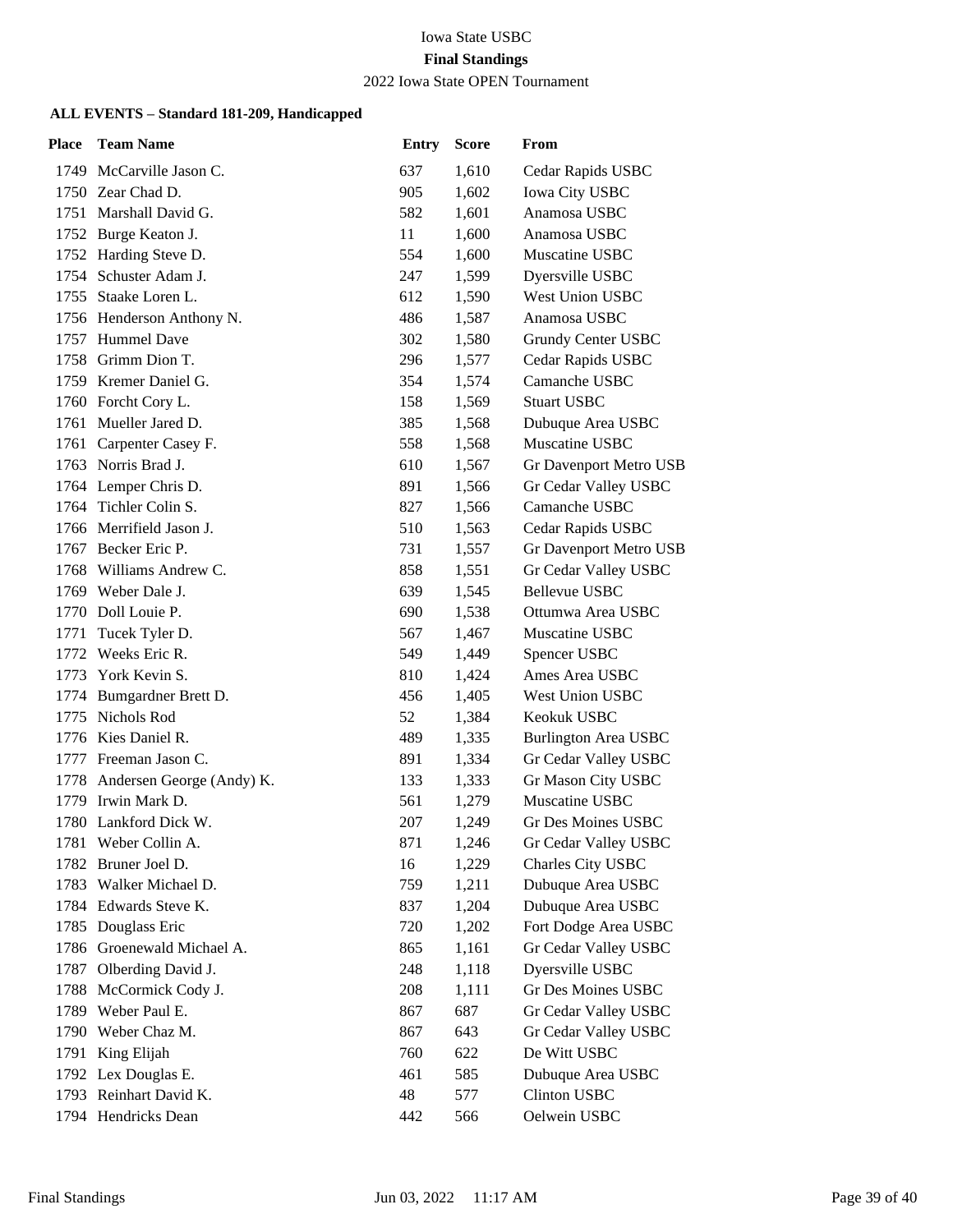Iowa State USBC

**Final Standings**

2022 Iowa State OPEN Tournament

**ALL EVENTS – Standard 181-209, Handicapped**

| Place | Team Name | Entry | Score | From |
|---|---|---|---|---|
| 1749 | McCarville Jason C. | 637 | 1,610 | Cedar Rapids USBC |
| 1750 | Zear Chad D. | 905 | 1,602 | Iowa City USBC |
| 1751 | Marshall David G. | 582 | 1,601 | Anamosa USBC |
| 1752 | Burge Keaton J. | 11 | 1,600 | Anamosa USBC |
| 1752 | Harding Steve D. | 554 | 1,600 | Muscatine USBC |
| 1754 | Schuster Adam J. | 247 | 1,599 | Dyersville USBC |
| 1755 | Staake Loren L. | 612 | 1,590 | West Union USBC |
| 1756 | Henderson Anthony N. | 486 | 1,587 | Anamosa USBC |
| 1757 | Hummel Dave | 302 | 1,580 | Grundy Center USBC |
| 1758 | Grimm Dion T. | 296 | 1,577 | Cedar Rapids USBC |
| 1759 | Kremer Daniel G. | 354 | 1,574 | Camanche USBC |
| 1760 | Forcht Cory L. | 158 | 1,569 | Stuart USBC |
| 1761 | Mueller Jared D. | 385 | 1,568 | Dubuque Area USBC |
| 1761 | Carpenter Casey F. | 558 | 1,568 | Muscatine USBC |
| 1763 | Norris Brad J. | 610 | 1,567 | Gr Davenport Metro USB |
| 1764 | Lemper Chris D. | 891 | 1,566 | Gr Cedar Valley USBC |
| 1764 | Tichler Colin S. | 827 | 1,566 | Camanche USBC |
| 1766 | Merrifield Jason J. | 510 | 1,563 | Cedar Rapids USBC |
| 1767 | Becker Eric P. | 731 | 1,557 | Gr Davenport Metro USB |
| 1768 | Williams Andrew C. | 858 | 1,551 | Gr Cedar Valley USBC |
| 1769 | Weber Dale J. | 639 | 1,545 | Bellevue USBC |
| 1770 | Doll Louie P. | 690 | 1,538 | Ottumwa Area USBC |
| 1771 | Tucek Tyler D. | 567 | 1,467 | Muscatine USBC |
| 1772 | Weeks Eric R. | 549 | 1,449 | Spencer USBC |
| 1773 | York Kevin S. | 810 | 1,424 | Ames Area USBC |
| 1774 | Bumgardner Brett D. | 456 | 1,405 | West Union USBC |
| 1775 | Nichols Rod | 52 | 1,384 | Keokuk USBC |
| 1776 | Kies Daniel R. | 489 | 1,335 | Burlington Area USBC |
| 1777 | Freeman Jason C. | 891 | 1,334 | Gr Cedar Valley USBC |
| 1778 | Andersen George (Andy) K. | 133 | 1,333 | Gr Mason City USBC |
| 1779 | Irwin Mark D. | 561 | 1,279 | Muscatine USBC |
| 1780 | Lankford Dick W. | 207 | 1,249 | Gr Des Moines USBC |
| 1781 | Weber Collin A. | 871 | 1,246 | Gr Cedar Valley USBC |
| 1782 | Bruner Joel D. | 16 | 1,229 | Charles City USBC |
| 1783 | Walker Michael D. | 759 | 1,211 | Dubuque Area USBC |
| 1784 | Edwards Steve K. | 837 | 1,204 | Dubuque Area USBC |
| 1785 | Douglass Eric | 720 | 1,202 | Fort Dodge Area USBC |
| 1786 | Groenewald Michael A. | 865 | 1,161 | Gr Cedar Valley USBC |
| 1787 | Olberding David J. | 248 | 1,118 | Dyersville USBC |
| 1788 | McCormick Cody J. | 208 | 1,111 | Gr Des Moines USBC |
| 1789 | Weber Paul E. | 867 | 687 | Gr Cedar Valley USBC |
| 1790 | Weber Chaz M. | 867 | 643 | Gr Cedar Valley USBC |
| 1791 | King Elijah | 760 | 622 | De Witt USBC |
| 1792 | Lex Douglas E. | 461 | 585 | Dubuque Area USBC |
| 1793 | Reinhart David K. | 48 | 577 | Clinton USBC |
| 1794 | Hendricks Dean | 442 | 566 | Oelwein USBC |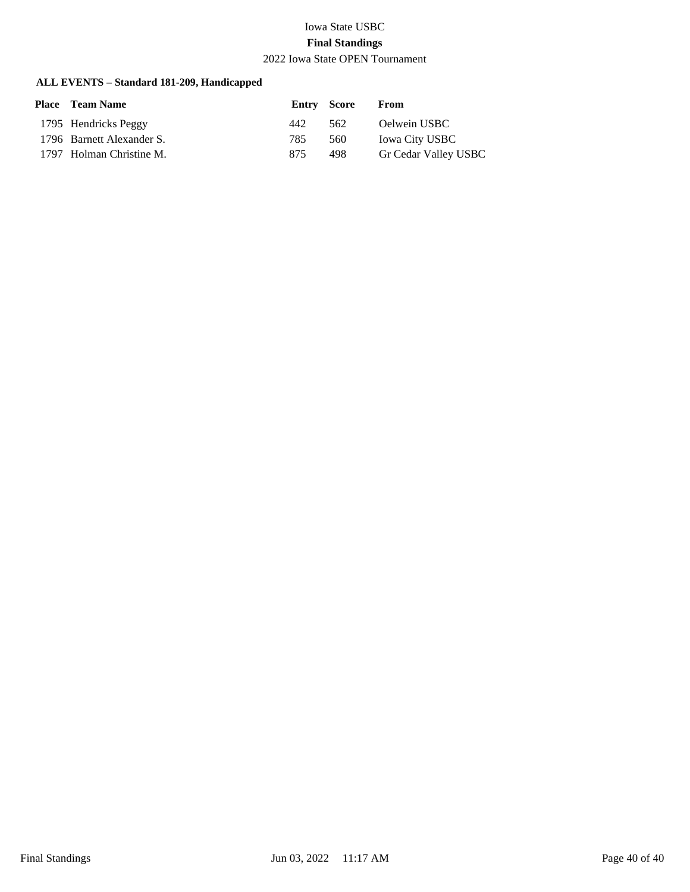Iowa State USBC

**Final Standings**

2022 Iowa State OPEN Tournament

**ALL EVENTS – Standard 181-209, Handicapped**

| Place | Team Name | Entry | Score | From |
|---|---|---|---|---|
| 1795 | Hendricks Peggy | 442 | 562 | Oelwein USBC |
| 1796 | Barnett Alexander S. | 785 | 560 | Iowa City USBC |
| 1797 | Holman Christine M. | 875 | 498 | Gr Cedar Valley USBC |